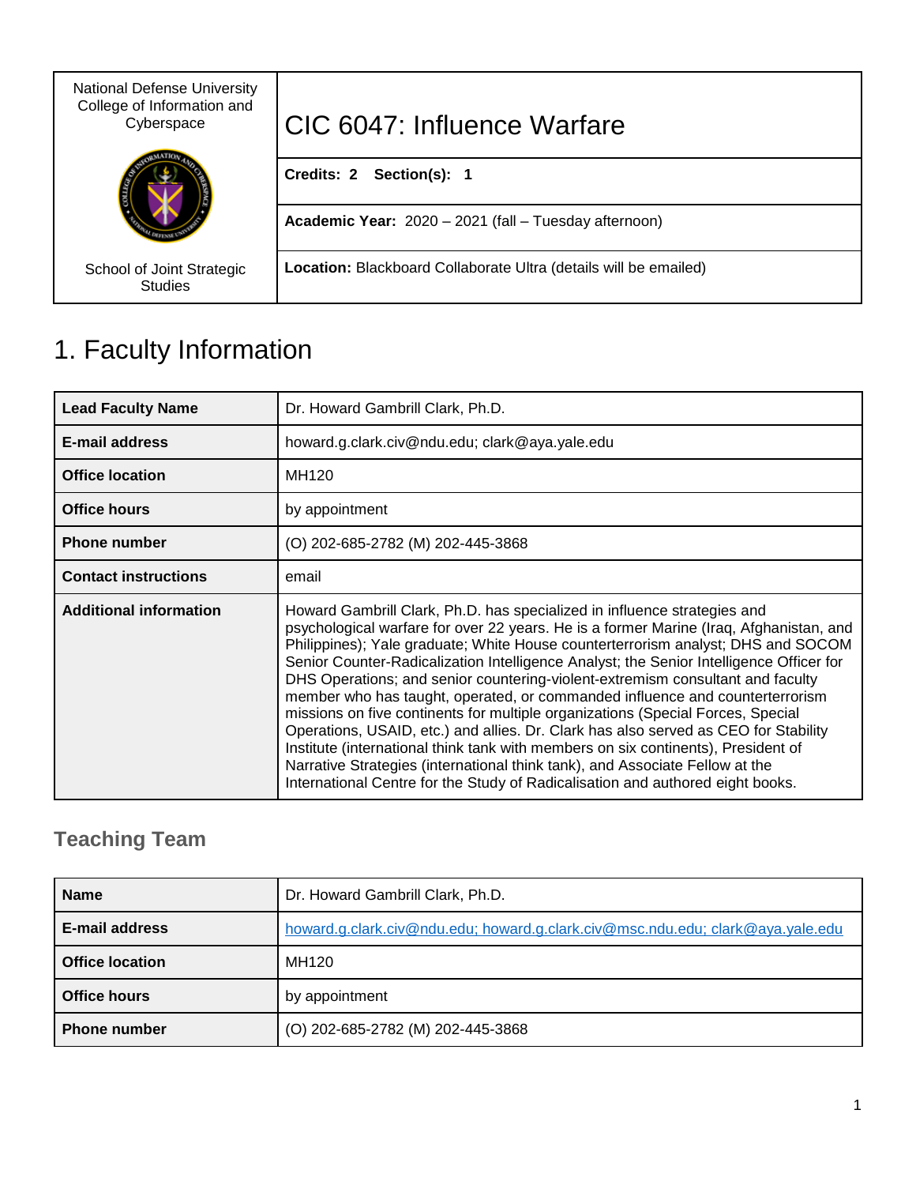| National Defense University College of Information and Cyberspace | CIC 6047: Influence Warfare |
| --- | --- |
| | **Credits:** 2  **Section(s):** 1 |
| | **Academic Year:** 2020 – 2021 (fall – Tuesday afternoon) |
| School of Joint Strategic Studies | **Location:** Blackboard Collaborate Ultra (details will be emailed) |

# 1. Faculty Information

| **Lead Faculty Name** | Dr. Howard Gambrill Clark, Ph.D. |
| --- | --- |
| **E-mail address** | howard.g.clark.civ@ndu.edu; clark@aya.yale.edu |
| **Office location** | MH120 |
| **Office hours** | by appointment |
| **Phone number** | (O) 202-685-2782 (M) 202-445-3868 |
| **Contact instructions** | email |
| **Additional information** | Howard Gambrill Clark, Ph.D. has specialized in influence strategies and psychological warfare for over 22 years. He is a former Marine (Iraq, Afghanistan, and Philippines); Yale graduate; White House counterterrorism analyst; DHS and SOCOM Senior Counter-Radicalization Intelligence Analyst; the Senior Intelligence Officer for DHS Operations; and senior countering-violent-extremism consultant and faculty member who has taught, operated, or commanded influence and counterterrorism missions on five continents for multiple organizations (Special Forces, Special Operations, USAID, etc.) and allies. Dr. Clark has also served as CEO for Stability Institute (international think tank with members on six continents), President of Narrative Strategies (international think tank), and Associate Fellow at the International Centre for the Study of Radicalisation and authored eight books. |

## Teaching Team

| **Name** | Dr. Howard Gambrill Clark, Ph.D. |
| --- | --- |
| **E-mail address** | howard.g.clark.civ@ndu.edu; howard.g.clark.civ@msc.ndu.edu; clark@aya.yale.edu |
| **Office location** | MH120 |
| **Office hours** | by appointment |
| **Phone number** | (O) 202-685-2782 (M) 202-445-3868 |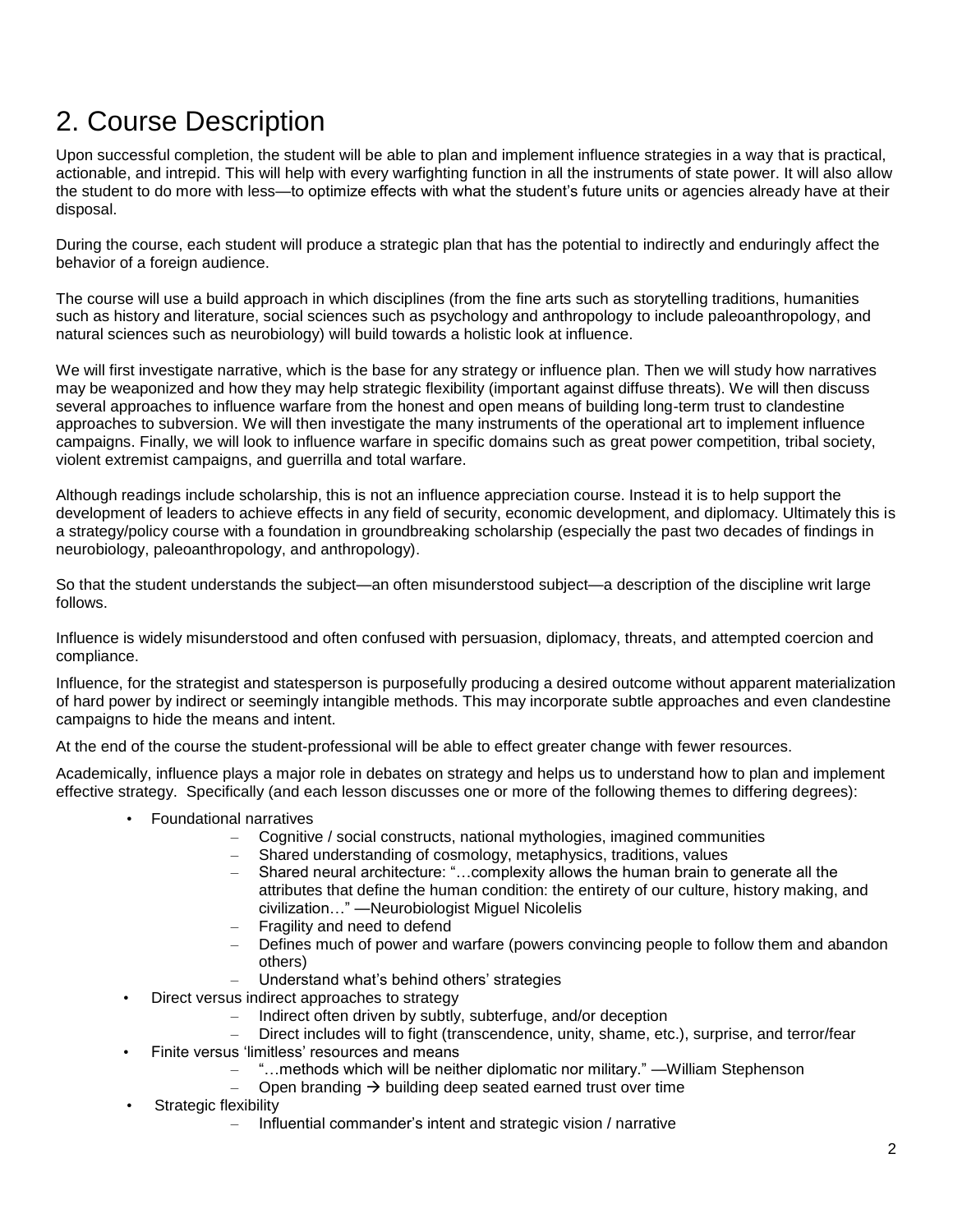# 2. Course Description

Upon successful completion, the student will be able to plan and implement influence strategies in a way that is practical, actionable, and intrepid. This will help with every warfighting function in all the instruments of state power. It will also allow the student to do more with less—to optimize effects with what the student's future units or agencies already have at their disposal.

During the course, each student will produce a strategic plan that has the potential to indirectly and enduringly affect the behavior of a foreign audience.

The course will use a build approach in which disciplines (from the fine arts such as storytelling traditions, humanities such as history and literature, social sciences such as psychology and anthropology to include paleoanthropology, and natural sciences such as neurobiology) will build towards a holistic look at influence.

We will first investigate narrative, which is the base for any strategy or influence plan. Then we will study how narratives may be weaponized and how they may help strategic flexibility (important against diffuse threats). We will then discuss several approaches to influence warfare from the honest and open means of building long-term trust to clandestine approaches to subversion. We will then investigate the many instruments of the operational art to implement influence campaigns. Finally, we will look to influence warfare in specific domains such as great power competition, tribal society, violent extremist campaigns, and guerrilla and total warfare.

Although readings include scholarship, this is not an influence appreciation course. Instead it is to help support the development of leaders to achieve effects in any field of security, economic development, and diplomacy. Ultimately this is a strategy/policy course with a foundation in groundbreaking scholarship (especially the past two decades of findings in neurobiology, paleoanthropology, and anthropology).

So that the student understands the subject—an often misunderstood subject—a description of the discipline writ large follows.

Influence is widely misunderstood and often confused with persuasion, diplomacy, threats, and attempted coercion and compliance.

Influence, for the strategist and statesperson is purposefully producing a desired outcome without apparent materialization of hard power by indirect or seemingly intangible methods. This may incorporate subtle approaches and even clandestine campaigns to hide the means and intent.

At the end of the course the student-professional will be able to effect greater change with fewer resources.

Academically, influence plays a major role in debates on strategy and helps us to understand how to plan and implement effective strategy. Specifically (and each lesson discusses one or more of the following themes to differing degrees):

- Foundational narratives
  - Cognitive / social constructs, national mythologies, imagined communities
  - Shared understanding of cosmology, metaphysics, traditions, values
  - Shared neural architecture: "…complexity allows the human brain to generate all the attributes that define the human condition: the entirety of our culture, history making, and civilization…" —Neurobiologist Miguel Nicolelis
  - Fragility and need to defend
  - Defines much of power and warfare (powers convincing people to follow them and abandon others)
  - Understand what's behind others' strategies
- Direct versus indirect approaches to strategy
  - Indirect often driven by subtly, subterfuge, and/or deception
  - Direct includes will to fight (transcendence, unity, shame, etc.), surprise, and terror/fear
- Finite versus 'limitless' resources and means
  - "…methods which will be neither diplomatic nor military." —William Stephenson
  - Open branding → building deep seated earned trust over time
- Strategic flexibility
  - Influential commander's intent and strategic vision / narrative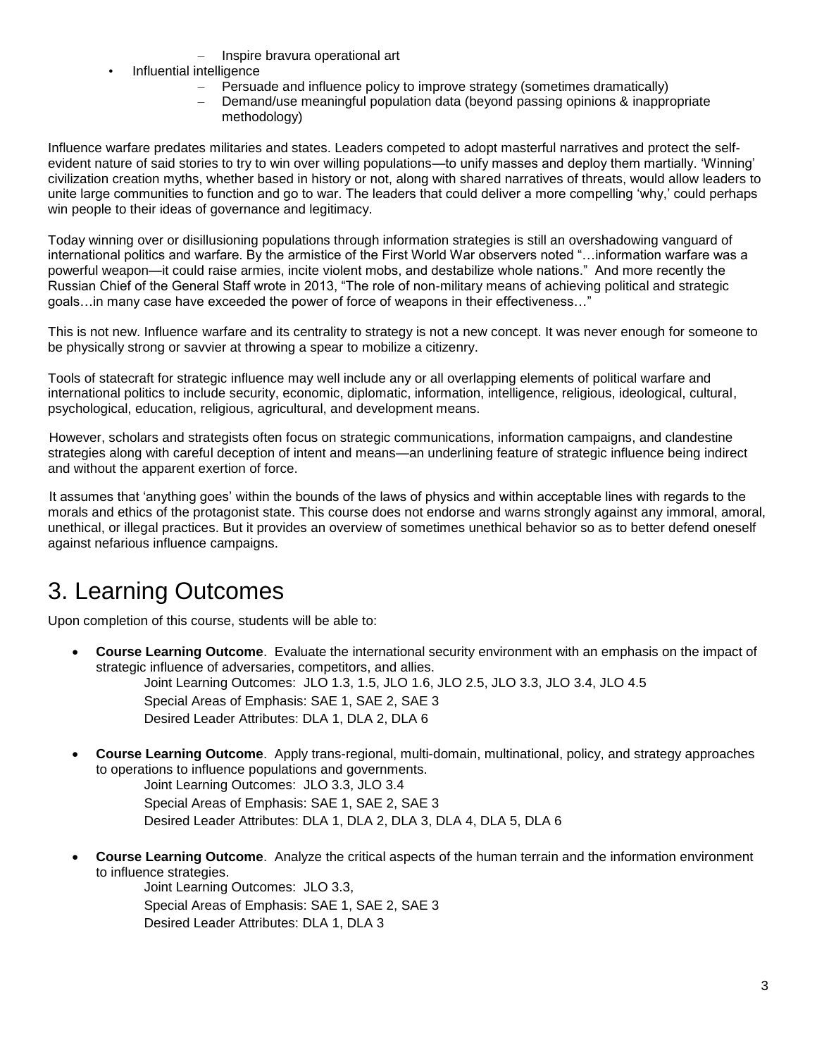- Inspire bravura operational art
- Influential intelligence
  - Persuade and influence policy to improve strategy (sometimes dramatically)
  - Demand/use meaningful population data (beyond passing opinions & inappropriate methodology)

Influence warfare predates militaries and states. Leaders competed to adopt masterful narratives and protect the self-evident nature of said stories to try to win over willing populations—to unify masses and deploy them martially. 'Winning' civilization creation myths, whether based in history or not, along with shared narratives of threats, would allow leaders to unite large communities to function and go to war. The leaders that could deliver a more compelling 'why,' could perhaps win people to their ideas of governance and legitimacy.

Today winning over or disillusioning populations through information strategies is still an overshadowing vanguard of international politics and warfare. By the armistice of the First World War observers noted "…information warfare was a powerful weapon—it could raise armies, incite violent mobs, and destabilize whole nations." And more recently the Russian Chief of the General Staff wrote in 2013, "The role of non-military means of achieving political and strategic goals…in many case have exceeded the power of force of weapons in their effectiveness…"

This is not new. Influence warfare and its centrality to strategy is not a new concept. It was never enough for someone to be physically strong or savvier at throwing a spear to mobilize a citizenry.

Tools of statecraft for strategic influence may well include any or all overlapping elements of political warfare and international politics to include security, economic, diplomatic, information, intelligence, religious, ideological, cultural, psychological, education, religious, agricultural, and development means.

However, scholars and strategists often focus on strategic communications, information campaigns, and clandestine strategies along with careful deception of intent and means—an underlining feature of strategic influence being indirect and without the apparent exertion of force.

It assumes that 'anything goes' within the bounds of the laws of physics and within acceptable lines with regards to the morals and ethics of the protagonist state. This course does not endorse and warns strongly against any immoral, amoral, unethical, or illegal practices. But it provides an overview of sometimes unethical behavior so as to better defend oneself against nefarious influence campaigns.

# 3. Learning Outcomes

Upon completion of this course, students will be able to:

- **Course Learning Outcome**. Evaluate the international security environment with an emphasis on the impact of strategic influence of adversaries, competitors, and allies.
  Joint Learning Outcomes: JLO 1.3, 1.5, JLO 1.6, JLO 2.5, JLO 3.3, JLO 3.4, JLO 4.5
  Special Areas of Emphasis: SAE 1, SAE 2, SAE 3
  Desired Leader Attributes: DLA 1, DLA 2, DLA 6

- **Course Learning Outcome**. Apply trans-regional, multi-domain, multinational, policy, and strategy approaches to operations to influence populations and governments.
  Joint Learning Outcomes: JLO 3.3, JLO 3.4
  Special Areas of Emphasis: SAE 1, SAE 2, SAE 3
  Desired Leader Attributes: DLA 1, DLA 2, DLA 3, DLA 4, DLA 5, DLA 6

- **Course Learning Outcome**. Analyze the critical aspects of the human terrain and the information environment to influence strategies.
  Joint Learning Outcomes: JLO 3.3,
  Special Areas of Emphasis: SAE 1, SAE 2, SAE 3
  Desired Leader Attributes: DLA 1, DLA 3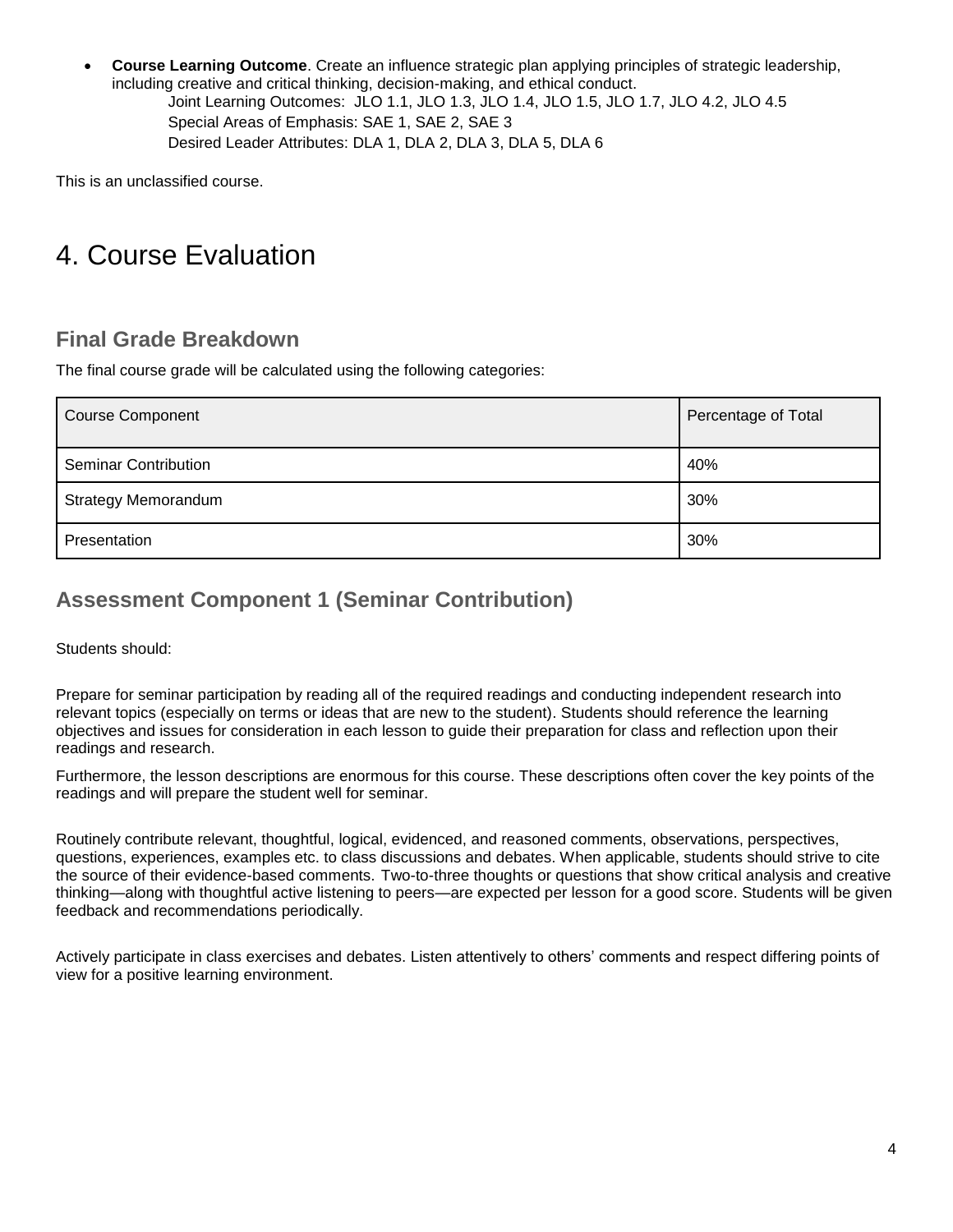- **Course Learning Outcome**. Create an influence strategic plan applying principles of strategic leadership, including creative and critical thinking, decision-making, and ethical conduct.
  - Joint Learning Outcomes: JLO 1.1, JLO 1.3, JLO 1.4, JLO 1.5, JLO 1.7, JLO 4.2, JLO 4.5
  - Special Areas of Emphasis: SAE 1, SAE 2, SAE 3
  - Desired Leader Attributes: DLA 1, DLA 2, DLA 3, DLA 5, DLA 6

This is an unclassified course.

# 4. Course Evaluation

## Final Grade Breakdown

The final course grade will be calculated using the following categories:

| Course Component | Percentage of Total |
| --- | --- |
| Seminar Contribution | 40% |
| Strategy Memorandum | 30% |
| Presentation | 30% |

## Assessment Component 1 (Seminar Contribution)

Students should:

Prepare for seminar participation by reading all of the required readings and conducting independent research into relevant topics (especially on terms or ideas that are new to the student). Students should reference the learning objectives and issues for consideration in each lesson to guide their preparation for class and reflection upon their readings and research.

Furthermore, the lesson descriptions are enormous for this course. These descriptions often cover the key points of the readings and will prepare the student well for seminar.

Routinely contribute relevant, thoughtful, logical, evidenced, and reasoned comments, observations, perspectives, questions, experiences, examples etc. to class discussions and debates. When applicable, students should strive to cite the source of their evidence-based comments. Two-to-three thoughts or questions that show critical analysis and creative thinking—along with thoughtful active listening to peers—are expected per lesson for a good score. Students will be given feedback and recommendations periodically.

Actively participate in class exercises and debates. Listen attentively to others' comments and respect differing points of view for a positive learning environment.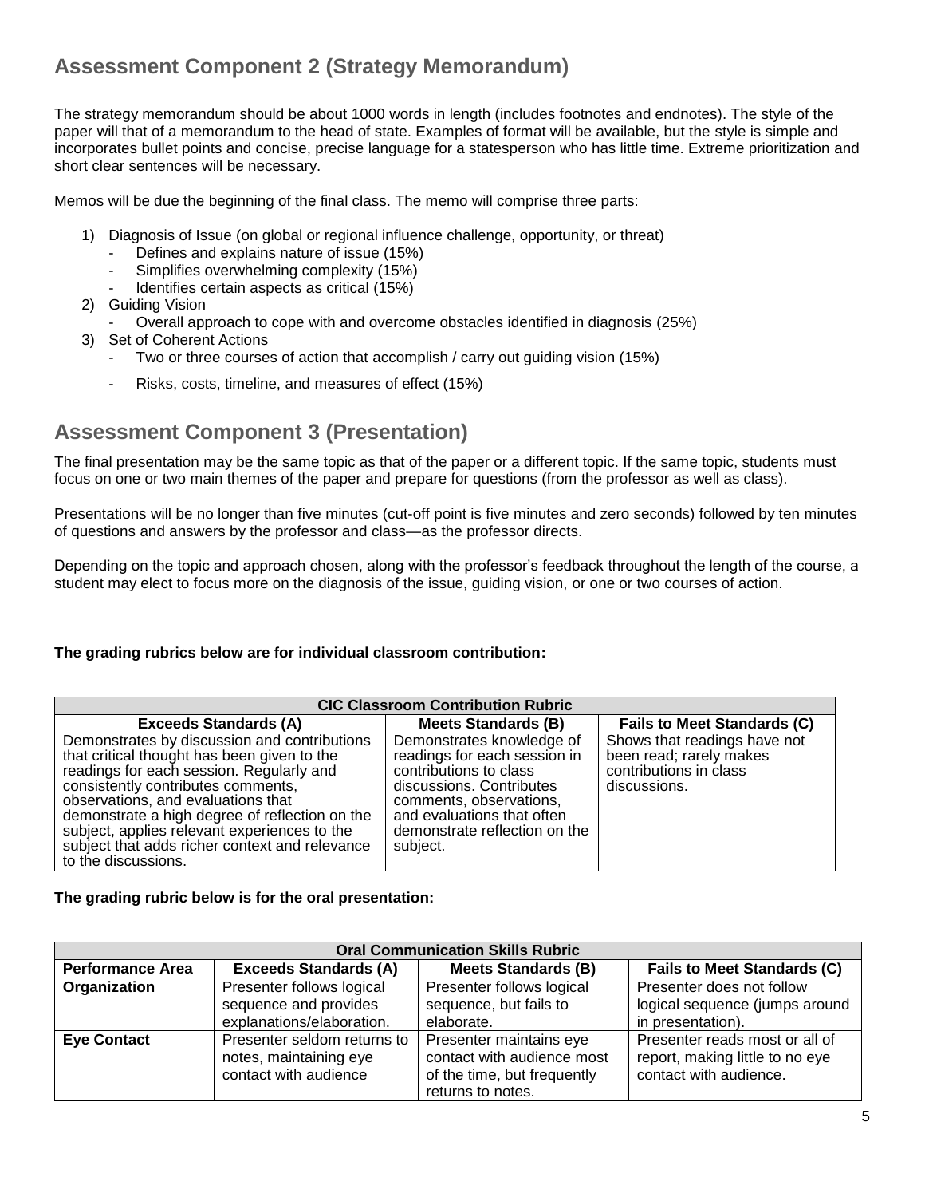## Assessment Component 2 (Strategy Memorandum)

The strategy memorandum should be about 1000 words in length (includes footnotes and endnotes). The style of the paper will that of a memorandum to the head of state. Examples of format will be available, but the style is simple and incorporates bullet points and concise, precise language for a statesperson who has little time. Extreme prioritization and short clear sentences will be necessary.

Memos will be due the beginning of the final class. The memo will comprise three parts:

1) Diagnosis of Issue (on global or regional influence challenge, opportunity, or threat)
   - Defines and explains nature of issue (15%)
   - Simplifies overwhelming complexity (15%)
   - Identifies certain aspects as critical (15%)
2) Guiding Vision
   - Overall approach to cope with and overcome obstacles identified in diagnosis (25%)
3) Set of Coherent Actions
   - Two or three courses of action that accomplish / carry out guiding vision (15%)
   - Risks, costs, timeline, and measures of effect (15%)

## Assessment Component 3 (Presentation)

The final presentation may be the same topic as that of the paper or a different topic. If the same topic, students must focus on one or two main themes of the paper and prepare for questions (from the professor as well as class).

Presentations will be no longer than five minutes (cut-off point is five minutes and zero seconds) followed by ten minutes of questions and answers by the professor and class—as the professor directs.

Depending on the topic and approach chosen, along with the professor's feedback throughout the length of the course, a student may elect to focus more on the diagnosis of the issue, guiding vision, or one or two courses of action.

**The grading rubrics below are for individual classroom contribution:**

| CIC Classroom Contribution Rubric | | |
|---|---|---|
| **Exceeds Standards (A)** | **Meets Standards (B)** | **Fails to Meet Standards (C)** |
| Demonstrates by discussion and contributions that critical thought has been given to the readings for each session. Regularly and consistently contributes comments, observations, and evaluations that demonstrate a high degree of reflection on the subject, applies relevant experiences to the subject that adds richer context and relevance to the discussions. | Demonstrates knowledge of readings for each session in contributions to class discussions. Contributes comments, observations, and evaluations that often demonstrate reflection on the subject. | Shows that readings have not been read; rarely makes contributions in class discussions. |

**The grading rubric below is for the oral presentation:**

| Oral Communication Skills Rubric | | | |
|---|---|---|---|
| **Performance Area** | **Exceeds Standards (A)** | **Meets Standards (B)** | **Fails to Meet Standards (C)** |
| **Organization** | Presenter follows logical sequence and provides explanations/elaboration. | Presenter follows logical sequence, but fails to elaborate. | Presenter does not follow logical sequence (jumps around in presentation). |
| **Eye Contact** | Presenter seldom returns to notes, maintaining eye contact with audience | Presenter maintains eye contact with audience most of the time, but frequently returns to notes. | Presenter reads most or all of report, making little to no eye contact with audience. |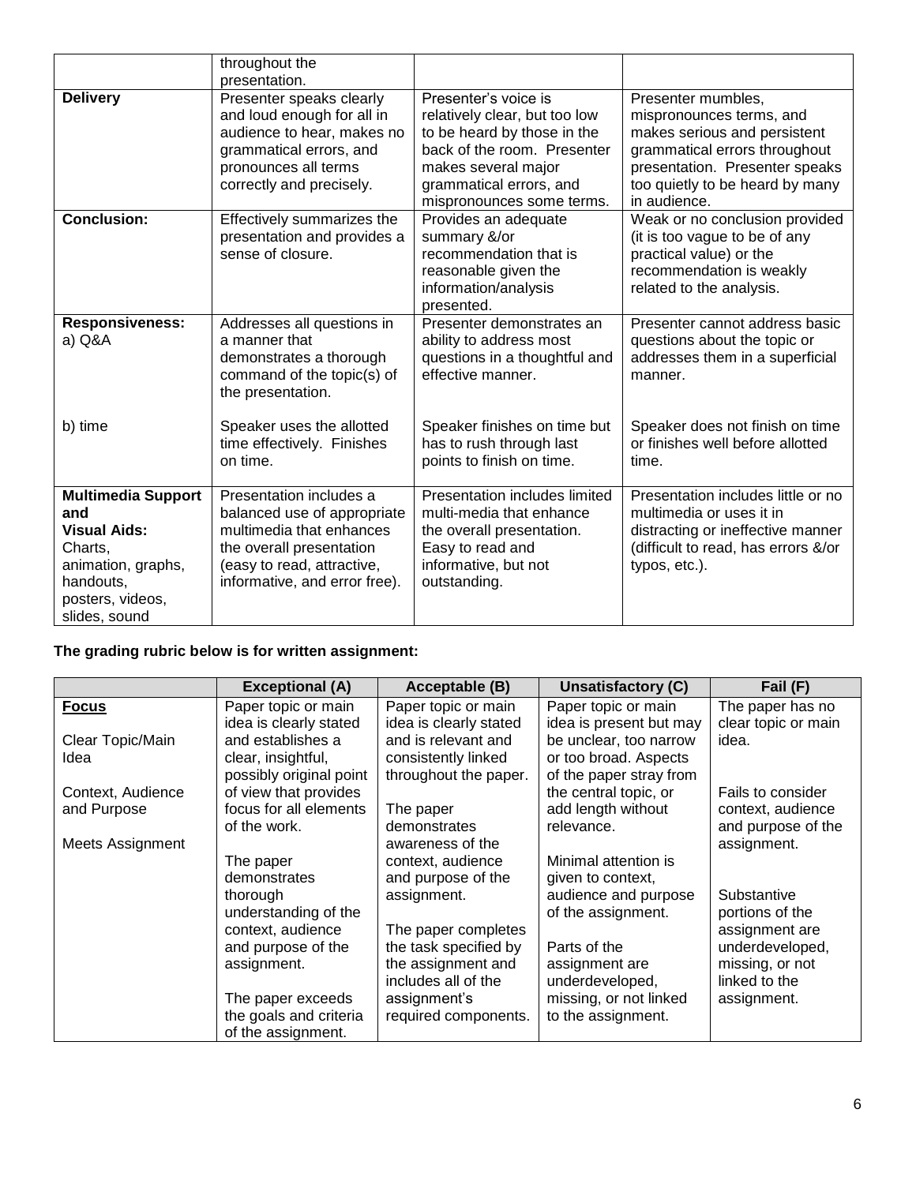| | | | |
|---|---|---|---|
| | throughout the presentation. | | |
| **Delivery** | Presenter speaks clearly and loud enough for all in audience to hear, makes no grammatical errors, and pronounces all terms correctly and precisely. | Presenter's voice is relatively clear, but too low to be heard by those in the back of the room. Presenter makes several major grammatical errors, and mispronounces some terms. | Presenter mumbles, mispronounces terms, and makes serious and persistent grammatical errors throughout presentation. Presenter speaks too quietly to be heard by many in audience. |
| **Conclusion:** | Effectively summarizes the presentation and provides a sense of closure. | Provides an adequate summary &/or recommendation that is reasonable given the information/analysis presented. | Weak or no conclusion provided (it is too vague to be of any practical value) or the recommendation is weakly related to the analysis. |
| **Responsiveness:** a) Q&A | Addresses all questions in a manner that demonstrates a thorough command of the topic(s) of the presentation. | Presenter demonstrates an ability to address most questions in a thoughtful and effective manner. | Presenter cannot address basic questions about the topic or addresses them in a superficial manner. |
| b) time | Speaker uses the allotted time effectively. Finishes on time. | Speaker finishes on time but has to rush through last points to finish on time. | Speaker does not finish on time or finishes well before allotted time. |
| **Multimedia Support and Visual Aids:** Charts, animation, graphs, handouts, posters, videos, slides, sound | Presentation includes a balanced use of appropriate multimedia that enhances the overall presentation (easy to read, attractive, informative, and error free). | Presentation includes limited multi-media that enhance the overall presentation. Easy to read and informative, but not outstanding. | Presentation includes little or no multimedia or uses it in distracting or ineffective manner (difficult to read, has errors &/or typos, etc.). |

**The grading rubric below is for written assignment:**

| | Exceptional (A) | Acceptable (B) | Unsatisfactory (C) | Fail (F) |
|---|---|---|---|---|
| **Focus**<br><br>Clear Topic/Main Idea<br><br>Context, Audience and Purpose<br><br>Meets Assignment | Paper topic or main idea is clearly stated and establishes a clear, insightful, possibly original point of view that provides focus for all elements of the work.<br><br>The paper demonstrates thorough understanding of the context, audience and purpose of the assignment.<br><br>The paper exceeds the goals and criteria of the assignment. | Paper topic or main idea is clearly stated and is relevant and consistently linked throughout the paper.<br><br>The paper demonstrates awareness of the context, audience and purpose of the assignment.<br><br>The paper completes the task specified by the assignment and includes all of the assignment's required components. | Paper topic or main idea is present but may be unclear, too narrow or too broad. Aspects of the paper stray from the central topic, or add length without relevance.<br><br>Minimal attention is given to context, audience and purpose of the assignment.<br><br>Parts of the assignment are underdeveloped, missing, or not linked to the assignment. | The paper has no clear topic or main idea.<br><br>Fails to consider context, audience and purpose of the assignment.<br><br>Substantive portions of the assignment are underdeveloped, missing, or not linked to the assignment. |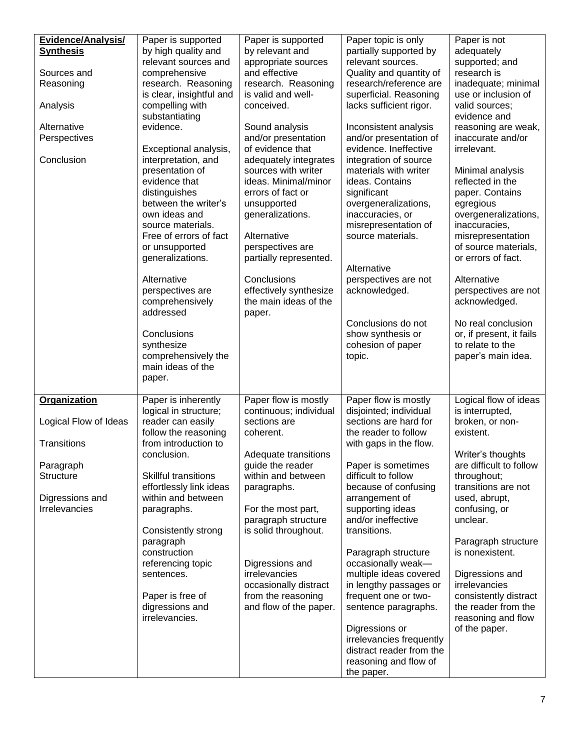| **Evidence/Analysis/ Synthesis**<br><br>Sources and Reasoning<br><br>Analysis<br><br>Alternative Perspectives<br><br>Conclusion | Paper is supported by high quality and relevant sources and comprehensive research. Reasoning is clear, insightful and compelling with substantiating evidence.<br><br>Exceptional analysis, interpretation, and presentation of evidence that distinguishes between the writer's own ideas and source materials. Free of errors of fact or unsupported generalizations.<br><br>Alternative perspectives are comprehensively addressed<br><br>Conclusions synthesize comprehensively the main ideas of the paper. | Paper is supported by relevant and appropriate sources and effective research. Reasoning is valid and well-conceived.<br><br>Sound analysis and/or presentation of evidence that adequately integrates sources with writer ideas. Minimal/minor errors of fact or unsupported generalizations.<br><br>Alternative perspectives are partially represented.<br><br>Conclusions effectively synthesize the main ideas of the paper. | Paper topic is only partially supported by relevant sources. Quality and quantity of research/reference are superficial. Reasoning lacks sufficient rigor.<br><br>Inconsistent analysis and/or presentation of evidence. Ineffective integration of source materials with writer ideas. Contains significant overgeneralizations, inaccuracies, or misrepresentation of source materials.<br><br>Alternative perspectives are not acknowledged.<br><br>Conclusions do not show synthesis or cohesion of paper topic. | Paper is not adequately supported; and research is inadequate; minimal use or inclusion of valid sources; evidence and reasoning are weak, inaccurate and/or irrelevant.<br><br>Minimal analysis reflected in the paper. Contains egregious overgeneralizations, inaccuracies, misrepresentation of source materials, or errors of fact.<br><br>Alternative perspectives are not acknowledged.<br><br>No real conclusion or, if present, it fails to relate to the paper's main idea. |
|---|---|---|---|---|
| **Organization**<br><br>Logical Flow of Ideas<br><br>Transitions<br><br>Paragraph Structure<br><br>Digressions and Irrelevancies | Paper is inherently logical in structure; reader can easily follow the reasoning from introduction to conclusion.<br><br>Skillful transitions effortlessly link ideas within and between paragraphs.<br><br>Consistently strong paragraph construction referencing topic sentences.<br><br>Paper is free of digressions and irrelevancies. | Paper flow is mostly continuous; individual sections are coherent.<br><br>Adequate transitions guide the reader within and between paragraphs.<br><br>For the most part, paragraph structure is solid throughout.<br><br>Digressions and irrelevancies occasionally distract from the reasoning and flow of the paper. | Paper flow is mostly disjointed; individual sections are hard for the reader to follow with gaps in the flow.<br><br>Paper is sometimes difficult to follow because of confusing arrangement of supporting ideas and/or ineffective transitions.<br><br>Paragraph structure occasionally weak—multiple ideas covered in lengthy passages or frequent one or two-sentence paragraphs.<br><br>Digressions or irrelevancies frequently distract reader from the reasoning and flow of the paper. | Logical flow of ideas is interrupted, broken, or non-existent.<br><br>Writer's thoughts are difficult to follow throughout; transitions are not used, abrupt, confusing, or unclear.<br><br>Paragraph structure is nonexistent.<br><br>Digressions and irrelevancies consistently distract the reader from the reasoning and flow of the paper. |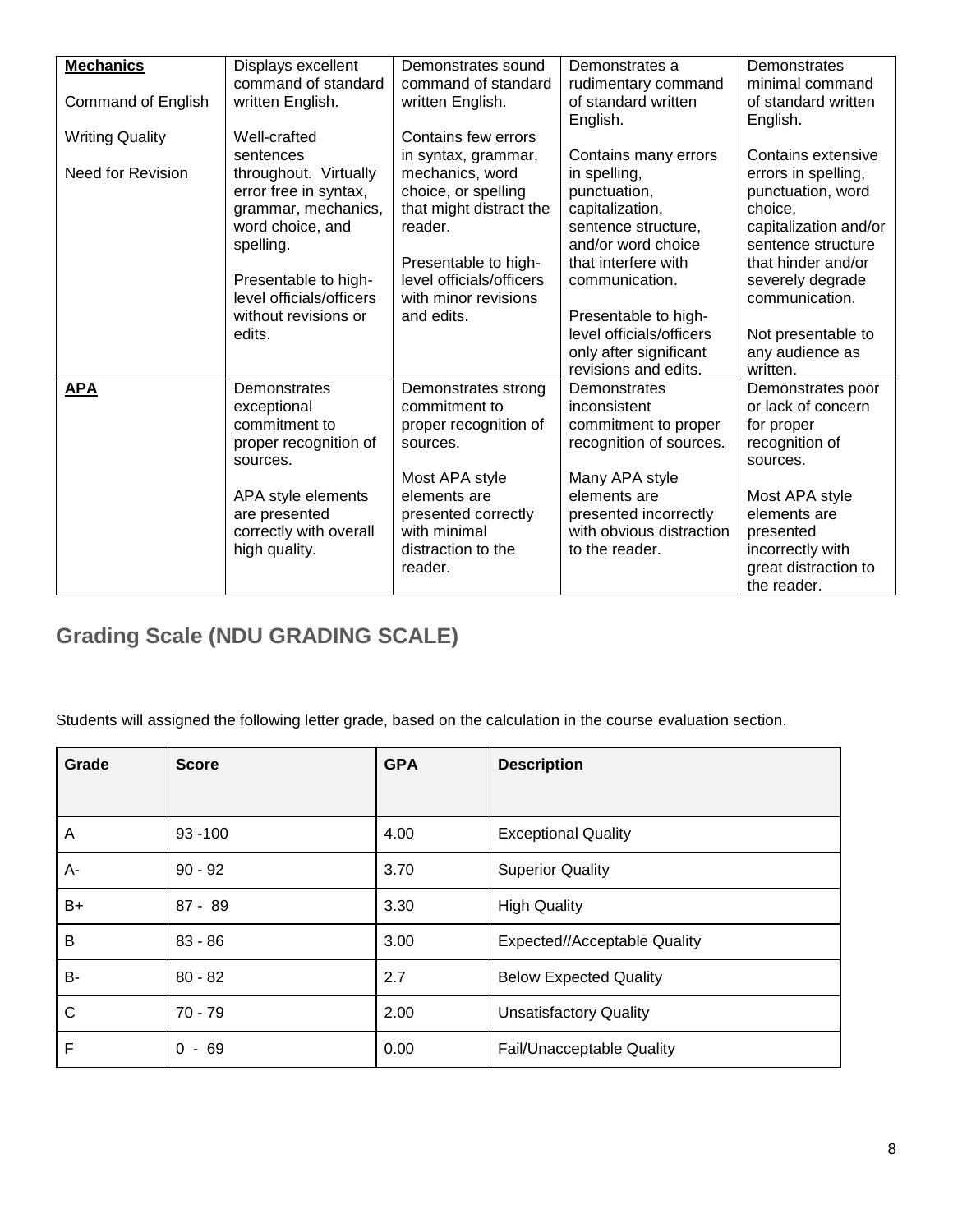| **Mechanics**<br><br>Command of English<br><br>Writing Quality<br><br>Need for Revision | Displays excellent command of standard written English.<br><br>Well-crafted sentences throughout. Virtually error free in syntax, grammar, mechanics, word choice, and spelling.<br><br>Presentable to high-level officials/officers without revisions or edits. | Demonstrates sound command of standard written English.<br><br>Contains few errors in syntax, grammar, mechanics, word choice, or spelling that might distract the reader.<br><br>Presentable to high-level officials/officers with minor revisions and edits. | Demonstrates a rudimentary command of standard written English.<br><br>Contains many errors in spelling, punctuation, capitalization, sentence structure, and/or word choice that interfere with communication.<br><br>Presentable to high-level officials/officers only after significant revisions and edits. | Demonstrates minimal command of standard written English.<br><br>Contains extensive errors in spelling, punctuation, word choice, capitalization and/or sentence structure that hinder and/or severely degrade communication.<br><br>Not presentable to any audience as written. |
|---|---|---|---|---|
| **APA** | Demonstrates exceptional commitment to proper recognition of sources.<br><br>APA style elements are presented correctly with overall high quality. | Demonstrates strong commitment to proper recognition of sources.<br><br>Most APA style elements are presented correctly with minimal distraction to the reader. | Demonstrates inconsistent commitment to proper recognition of sources.<br><br>Many APA style elements are presented incorrectly with obvious distraction to the reader. | Demonstrates poor or lack of concern for proper recognition of sources.<br><br>Most APA style elements are presented incorrectly with great distraction to the reader. |

## Grading Scale (NDU GRADING SCALE)

Students will assigned the following letter grade, based on the calculation in the course evaluation section.

| Grade | Score | GPA | Description |
|---|---|---|---|
| A | 93 -100 | 4.00 | Exceptional Quality |
| A- | 90 - 92 | 3.70 | Superior Quality |
| B+ | 87 - 89 | 3.30 | High Quality |
| B | 83 - 86 | 3.00 | Expected//Acceptable Quality |
| B- | 80 - 82 | 2.7 | Below Expected Quality |
| C | 70 - 79 | 2.00 | Unsatisfactory Quality |
| F | 0 - 69 | 0.00 | Fail/Unacceptable Quality |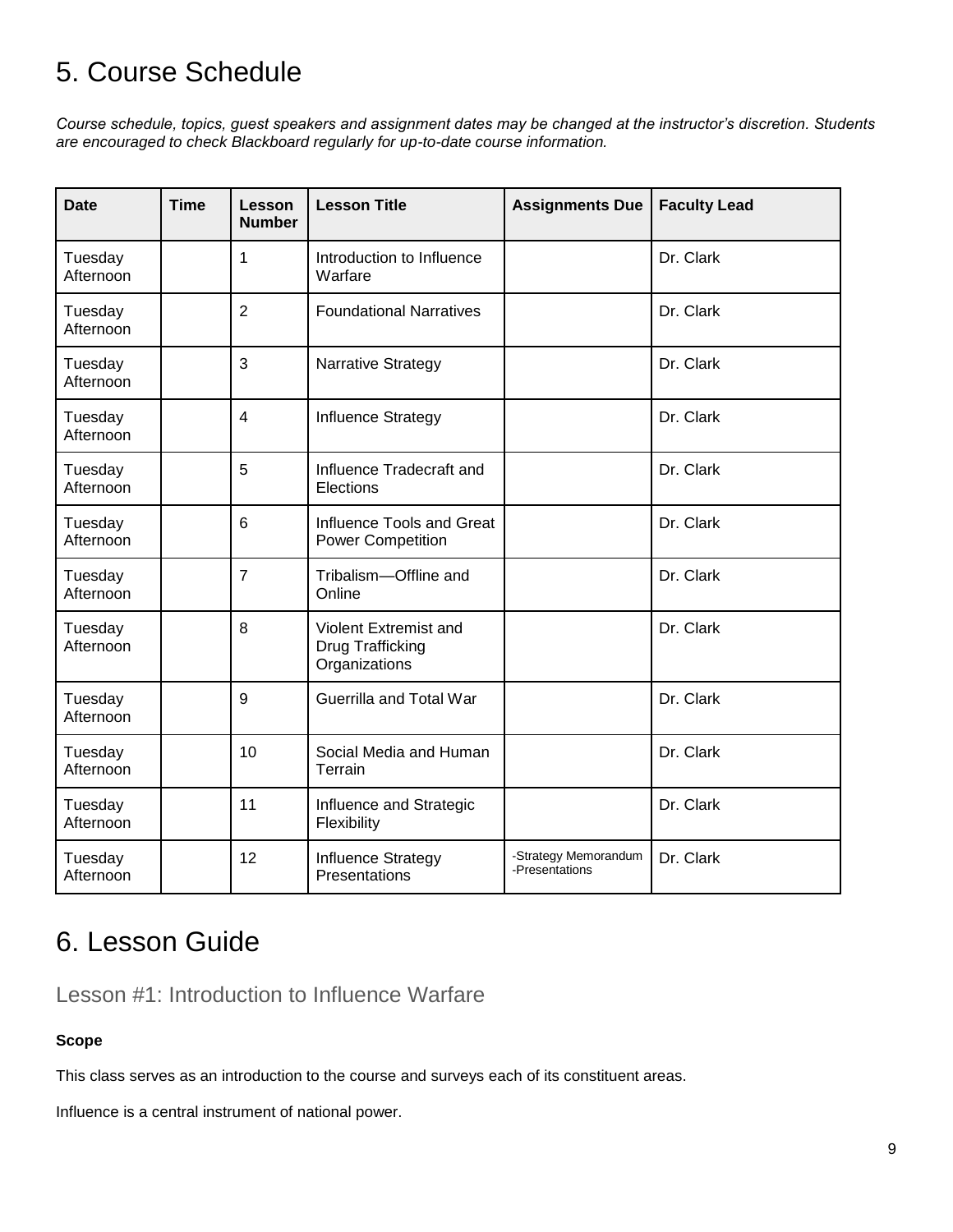# 5. Course Schedule

*Course schedule, topics, guest speakers and assignment dates may be changed at the instructor's discretion. Students are encouraged to check Blackboard regularly for up-to-date course information.*

| Date | Time | Lesson Number | Lesson Title | Assignments Due | Faculty Lead |
|---|---|---|---|---|---|
| Tuesday Afternoon | | 1 | Introduction to Influence Warfare | | Dr. Clark |
| Tuesday Afternoon | | 2 | Foundational Narratives | | Dr. Clark |
| Tuesday Afternoon | | 3 | Narrative Strategy | | Dr. Clark |
| Tuesday Afternoon | | 4 | Influence Strategy | | Dr. Clark |
| Tuesday Afternoon | | 5 | Influence Tradecraft and Elections | | Dr. Clark |
| Tuesday Afternoon | | 6 | Influence Tools and Great Power Competition | | Dr. Clark |
| Tuesday Afternoon | | 7 | Tribalism—Offline and Online | | Dr. Clark |
| Tuesday Afternoon | | 8 | Violent Extremist and Drug Trafficking Organizations | | Dr. Clark |
| Tuesday Afternoon | | 9 | Guerrilla and Total War | | Dr. Clark |
| Tuesday Afternoon | | 10 | Social Media and Human Terrain | | Dr. Clark |
| Tuesday Afternoon | | 11 | Influence and Strategic Flexibility | | Dr. Clark |
| Tuesday Afternoon | | 12 | Influence Strategy Presentations | -Strategy Memorandum<br>-Presentations | Dr. Clark |

# 6. Lesson Guide

## Lesson #1: Introduction to Influence Warfare

**Scope**

This class serves as an introduction to the course and surveys each of its constituent areas.

Influence is a central instrument of national power.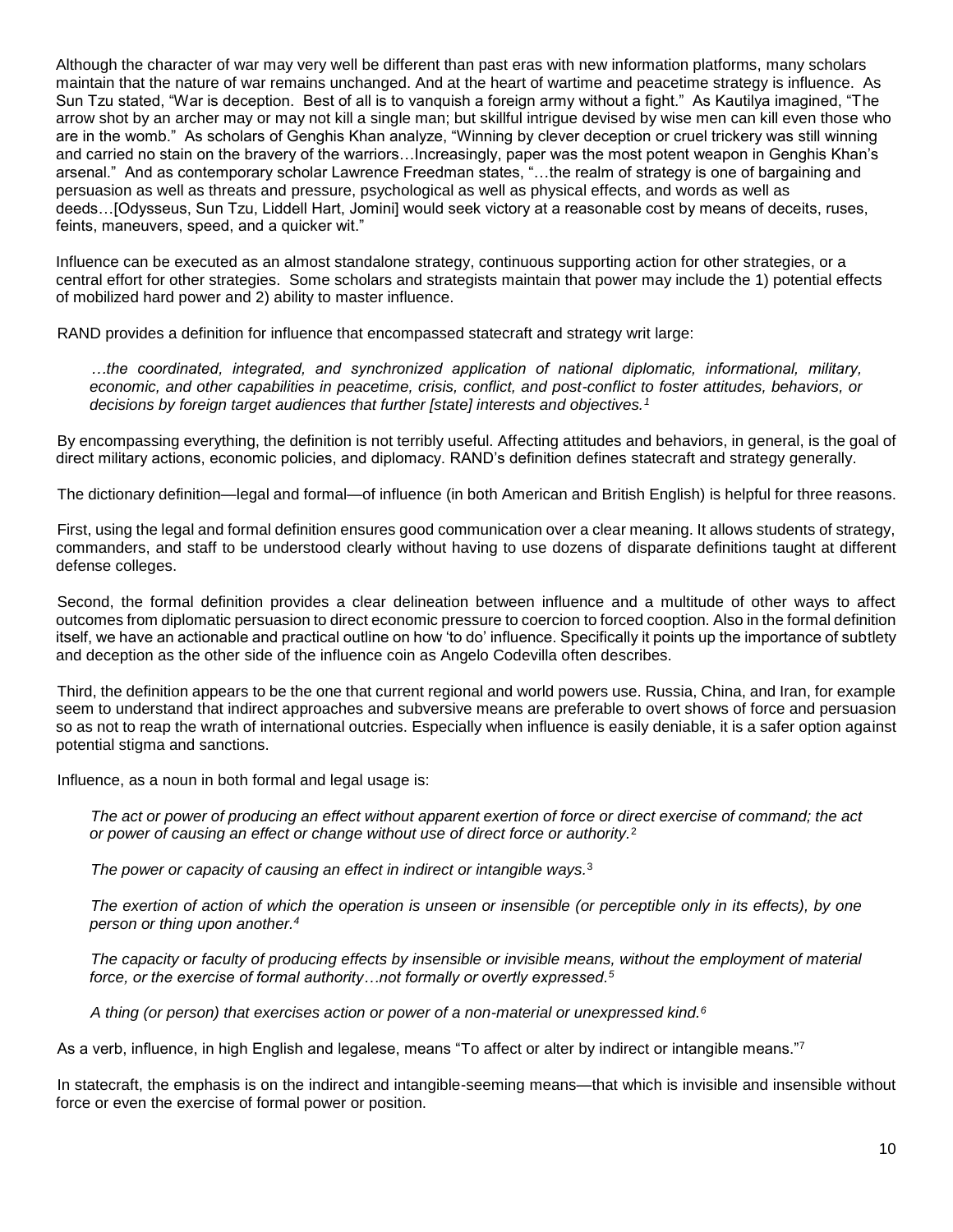Although the character of war may very well be different than past eras with new information platforms, many scholars maintain that the nature of war remains unchanged. And at the heart of wartime and peacetime strategy is influence. As Sun Tzu stated, "War is deception. Best of all is to vanquish a foreign army without a fight." As Kautilya imagined, "The arrow shot by an archer may or may not kill a single man; but skillful intrigue devised by wise men can kill even those who are in the womb." As scholars of Genghis Khan analyze, "Winning by clever deception or cruel trickery was still winning and carried no stain on the bravery of the warriors…Increasingly, paper was the most potent weapon in Genghis Khan's arsenal." And as contemporary scholar Lawrence Freedman states, "…the realm of strategy is one of bargaining and persuasion as well as threats and pressure, psychological as well as physical effects, and words as well as deeds…[Odysseus, Sun Tzu, Liddell Hart, Jomini] would seek victory at a reasonable cost by means of deceits, ruses, feints, maneuvers, speed, and a quicker wit."

Influence can be executed as an almost standalone strategy, continuous supporting action for other strategies, or a central effort for other strategies. Some scholars and strategists maintain that power may include the 1) potential effects of mobilized hard power and 2) ability to master influence.

RAND provides a definition for influence that encompassed statecraft and strategy writ large:

> *…the coordinated, integrated, and synchronized application of national diplomatic, informational, military, economic, and other capabilities in peacetime, crisis, conflict, and post-conflict to foster attitudes, behaviors, or decisions by foreign target audiences that further [state] interests and objectives.*[1]

By encompassing everything, the definition is not terribly useful. Affecting attitudes and behaviors, in general, is the goal of direct military actions, economic policies, and diplomacy. RAND's definition defines statecraft and strategy generally.

The dictionary definition—legal and formal—of influence (in both American and British English) is helpful for three reasons.

First, using the legal and formal definition ensures good communication over a clear meaning. It allows students of strategy, commanders, and staff to be understood clearly without having to use dozens of disparate definitions taught at different defense colleges.

Second, the formal definition provides a clear delineation between influence and a multitude of other ways to affect outcomes from diplomatic persuasion to direct economic pressure to coercion to forced cooption. Also in the formal definition itself, we have an actionable and practical outline on how 'to do' influence. Specifically it points up the importance of subtlety and deception as the other side of the influence coin as Angelo Codevilla often describes.

Third, the definition appears to be the one that current regional and world powers use. Russia, China, and Iran, for example seem to understand that indirect approaches and subversive means are preferable to overt shows of force and persuasion so as not to reap the wrath of international outcries. Especially when influence is easily deniable, it is a safer option against potential stigma and sanctions.

Influence, as a noun in both formal and legal usage is:

> *The act or power of producing an effect without apparent exertion of force or direct exercise of command; the act or power of causing an effect or change without use of direct force or authority.*[2]
>
> *The power or capacity of causing an effect in indirect or intangible ways.*[3]
>
> *The exertion of action of which the operation is unseen or insensible (or perceptible only in its effects), by one person or thing upon another.*[4]
>
> *The capacity or faculty of producing effects by insensible or invisible means, without the employment of material force, or the exercise of formal authority…not formally or overtly expressed.*[5]
>
> *A thing (or person) that exercises action or power of a non-material or unexpressed kind.*[6]

As a verb, influence, in high English and legalese, means "To affect or alter by indirect or intangible means."[7]

In statecraft, the emphasis is on the indirect and intangible-seeming means—that which is invisible and insensible without force or even the exercise of formal power or position.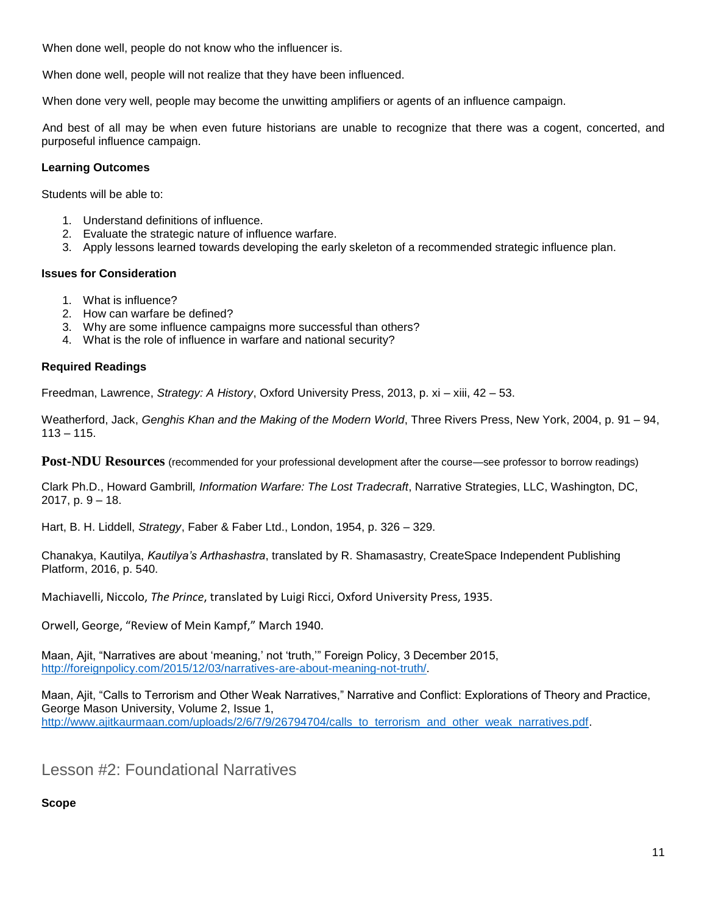When done well, people do not know who the influencer is.

When done well, people will not realize that they have been influenced.

When done very well, people may become the unwitting amplifiers or agents of an influence campaign.

And best of all may be when even future historians are unable to recognize that there was a cogent, concerted, and purposeful influence campaign.

**Learning Outcomes**

Students will be able to:

1. Understand definitions of influence.
2. Evaluate the strategic nature of influence warfare.
3. Apply lessons learned towards developing the early skeleton of a recommended strategic influence plan.

**Issues for Consideration**

1. What is influence?
2. How can warfare be defined?
3. Why are some influence campaigns more successful than others?
4. What is the role of influence in warfare and national security?

**Required Readings**

Freedman, Lawrence, *Strategy: A History*, Oxford University Press, 2013, p. xi – xiii, 42 – 53.

Weatherford, Jack, *Genghis Khan and the Making of the Modern World*, Three Rivers Press, New York, 2004, p. 91 – 94, 113 – 115.

**Post-NDU Resources** (recommended for your professional development after the course—see professor to borrow readings)

Clark Ph.D., Howard Gambrill*, Information Warfare: The Lost Tradecraft*, Narrative Strategies, LLC, Washington, DC, 2017, p. 9 – 18.

Hart, B. H. Liddell, *Strategy*, Faber & Faber Ltd., London, 1954, p. 326 – 329.

Chanakya, Kautilya, *Kautilya's Arthashastra*, translated by R. Shamasastry, CreateSpace Independent Publishing Platform, 2016, p. 540.

Machiavelli, Niccolo, *The Prince*, translated by Luigi Ricci, Oxford University Press, 1935.

Orwell, George, "Review of Mein Kampf," March 1940.

Maan, Ajit, "Narratives are about 'meaning,' not 'truth,'" Foreign Policy, 3 December 2015, http://foreignpolicy.com/2015/12/03/narratives-are-about-meaning-not-truth/.

Maan, Ajit, "Calls to Terrorism and Other Weak Narratives," Narrative and Conflict: Explorations of Theory and Practice, George Mason University, Volume 2, Issue 1, http://www.ajitkaurmaan.com/uploads/2/6/7/9/26794704/calls_to_terrorism_and_other_weak_narratives.pdf.

## Lesson #2: Foundational Narratives

**Scope**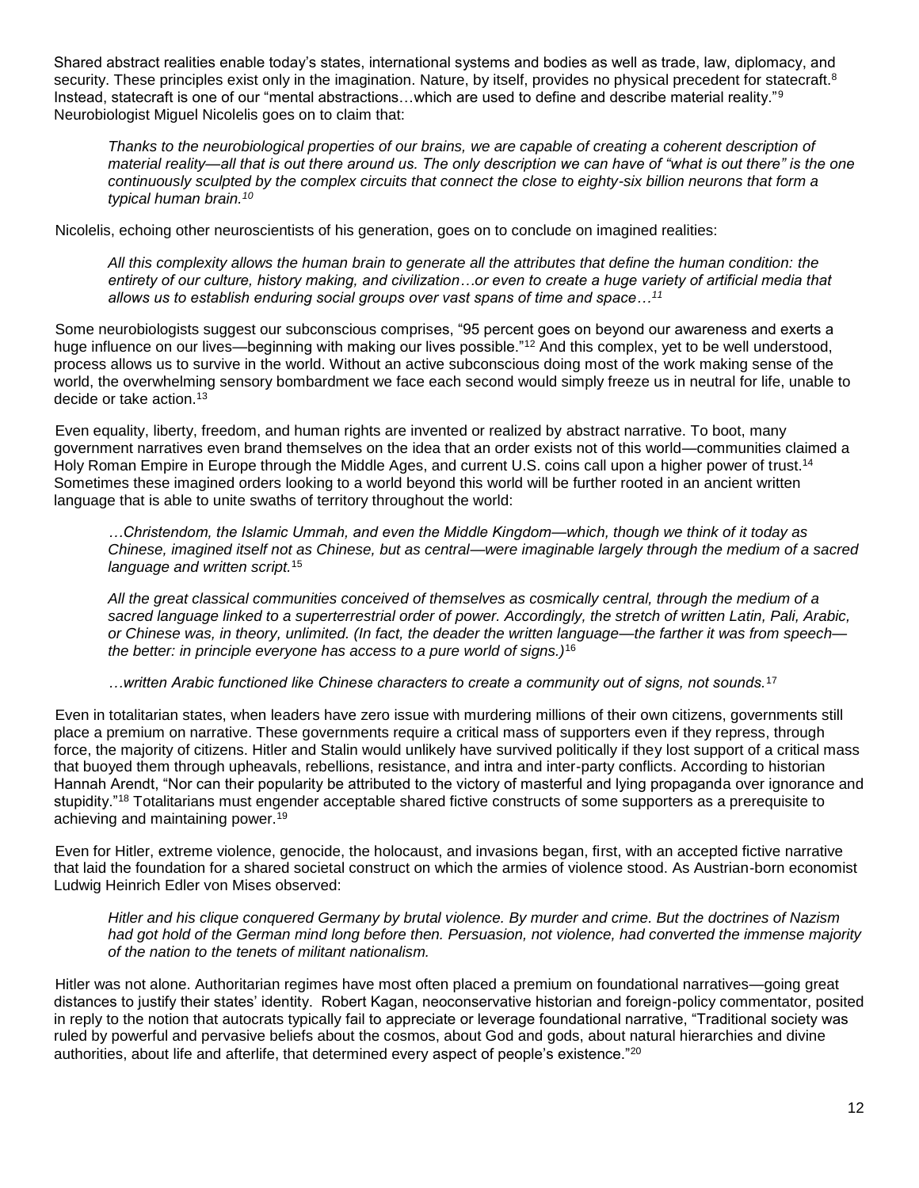Shared abstract realities enable today's states, international systems and bodies as well as trade, law, diplomacy, and security. These principles exist only in the imagination. Nature, by itself, provides no physical precedent for statecraft.[8] Instead, statecraft is one of our "mental abstractions…which are used to define and describe material reality."[9] Neurobiologist Miguel Nicolelis goes on to claim that:

> *Thanks to the neurobiological properties of our brains, we are capable of creating a coherent description of material reality—all that is out there around us. The only description we can have of "what is out there" is the one continuously sculpted by the complex circuits that connect the close to eighty-six billion neurons that form a typical human brain.[10]*

Nicolelis, echoing other neuroscientists of his generation, goes on to conclude on imagined realities:

> *All this complexity allows the human brain to generate all the attributes that define the human condition: the entirety of our culture, history making, and civilization…or even to create a huge variety of artificial media that allows us to establish enduring social groups over vast spans of time and space…[11]*

Some neurobiologists suggest our subconscious comprises, "95 percent goes on beyond our awareness and exerts a huge influence on our lives—beginning with making our lives possible."[12] And this complex, yet to be well understood, process allows us to survive in the world. Without an active subconscious doing most of the work making sense of the world, the overwhelming sensory bombardment we face each second would simply freeze us in neutral for life, unable to decide or take action.[13]

Even equality, liberty, freedom, and human rights are invented or realized by abstract narrative. To boot, many government narratives even brand themselves on the idea that an order exists not of this world—communities claimed a Holy Roman Empire in Europe through the Middle Ages, and current U.S. coins call upon a higher power of trust.[14] Sometimes these imagined orders looking to a world beyond this world will be further rooted in an ancient written language that is able to unite swaths of territory throughout the world:

> *…Christendom, the Islamic Ummah, and even the Middle Kingdom—which, though we think of it today as Chinese, imagined itself not as Chinese, but as central—were imaginable largely through the medium of a sacred language and written script.*[15]

> *All the great classical communities conceived of themselves as cosmically central, through the medium of a sacred language linked to a superterrestrial order of power. Accordingly, the stretch of written Latin, Pali, Arabic, or Chinese was, in theory, unlimited. (In fact, the deader the written language—the farther it was from speech—the better: in principle everyone has access to a pure world of signs.)*[16]

> *…written Arabic functioned like Chinese characters to create a community out of signs, not sounds.*[17]

Even in totalitarian states, when leaders have zero issue with murdering millions of their own citizens, governments still place a premium on narrative. These governments require a critical mass of supporters even if they repress, through force, the majority of citizens. Hitler and Stalin would unlikely have survived politically if they lost support of a critical mass that buoyed them through upheavals, rebellions, resistance, and intra and inter-party conflicts. According to historian Hannah Arendt, "Nor can their popularity be attributed to the victory of masterful and lying propaganda over ignorance and stupidity."[18] Totalitarians must engender acceptable shared fictive constructs of some supporters as a prerequisite to achieving and maintaining power.[19]

Even for Hitler, extreme violence, genocide, the holocaust, and invasions began, first, with an accepted fictive narrative that laid the foundation for a shared societal construct on which the armies of violence stood. As Austrian-born economist Ludwig Heinrich Edler von Mises observed:

> *Hitler and his clique conquered Germany by brutal violence. By murder and crime. But the doctrines of Nazism had got hold of the German mind long before then. Persuasion, not violence, had converted the immense majority of the nation to the tenets of militant nationalism.*

Hitler was not alone. Authoritarian regimes have most often placed a premium on foundational narratives—going great distances to justify their states' identity. Robert Kagan, neoconservative historian and foreign-policy commentator, posited in reply to the notion that autocrats typically fail to appreciate or leverage foundational narrative, "Traditional society was ruled by powerful and pervasive beliefs about the cosmos, about God and gods, about natural hierarchies and divine authorities, about life and afterlife, that determined every aspect of people's existence."[20]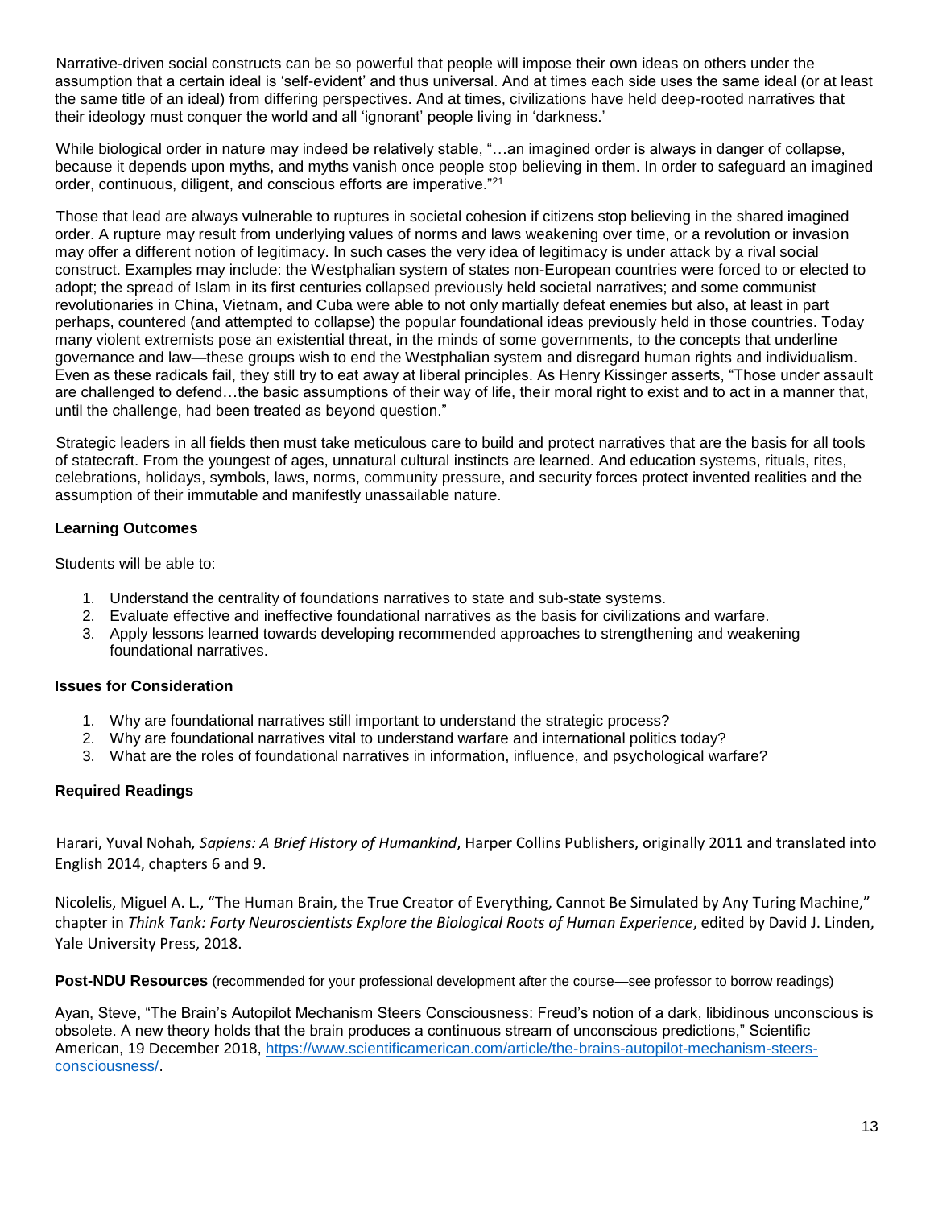Narrative-driven social constructs can be so powerful that people will impose their own ideas on others under the assumption that a certain ideal is 'self-evident' and thus universal. And at times each side uses the same ideal (or at least the same title of an ideal) from differing perspectives. And at times, civilizations have held deep-rooted narratives that their ideology must conquer the world and all 'ignorant' people living in 'darkness.'

While biological order in nature may indeed be relatively stable, "…an imagined order is always in danger of collapse, because it depends upon myths, and myths vanish once people stop believing in them. In order to safeguard an imagined order, continuous, diligent, and conscious efforts are imperative."[21]

Those that lead are always vulnerable to ruptures in societal cohesion if citizens stop believing in the shared imagined order. A rupture may result from underlying values of norms and laws weakening over time, or a revolution or invasion may offer a different notion of legitimacy. In such cases the very idea of legitimacy is under attack by a rival social construct. Examples may include: the Westphalian system of states non-European countries were forced to or elected to adopt; the spread of Islam in its first centuries collapsed previously held societal narratives; and some communist revolutionaries in China, Vietnam, and Cuba were able to not only martially defeat enemies but also, at least in part perhaps, countered (and attempted to collapse) the popular foundational ideas previously held in those countries. Today many violent extremists pose an existential threat, in the minds of some governments, to the concepts that underline governance and law—these groups wish to end the Westphalian system and disregard human rights and individualism. Even as these radicals fail, they still try to eat away at liberal principles. As Henry Kissinger asserts, "Those under assault are challenged to defend…the basic assumptions of their way of life, their moral right to exist and to act in a manner that, until the challenge, had been treated as beyond question."

Strategic leaders in all fields then must take meticulous care to build and protect narratives that are the basis for all tools of statecraft. From the youngest of ages, unnatural cultural instincts are learned. And education systems, rituals, rites, celebrations, holidays, symbols, laws, norms, community pressure, and security forces protect invented realities and the assumption of their immutable and manifestly unassailable nature.

### Learning Outcomes

Students will be able to:

1. Understand the centrality of foundations narratives to state and sub-state systems.
2. Evaluate effective and ineffective foundational narratives as the basis for civilizations and warfare.
3. Apply lessons learned towards developing recommended approaches to strengthening and weakening foundational narratives.

### Issues for Consideration

1. Why are foundational narratives still important to understand the strategic process?
2. Why are foundational narratives vital to understand warfare and international politics today?
3. What are the roles of foundational narratives in information, influence, and psychological warfare?

### Required Readings

Harari, Yuval Nohah, *Sapiens: A Brief History of Humankind*, Harper Collins Publishers, originally 2011 and translated into English 2014, chapters 6 and 9.

Nicolelis, Miguel A. L., "The Human Brain, the True Creator of Everything, Cannot Be Simulated by Any Turing Machine," chapter in *Think Tank: Forty Neuroscientists Explore the Biological Roots of Human Experience*, edited by David J. Linden, Yale University Press, 2018.

**Post-NDU Resources** (recommended for your professional development after the course—see professor to borrow readings)

Ayan, Steve, "The Brain's Autopilot Mechanism Steers Consciousness: Freud's notion of a dark, libidinous unconscious is obsolete. A new theory holds that the brain produces a continuous stream of unconscious predictions," Scientific American, 19 December 2018, https://www.scientificamerican.com/article/the-brains-autopilot-mechanism-steers-consciousness/.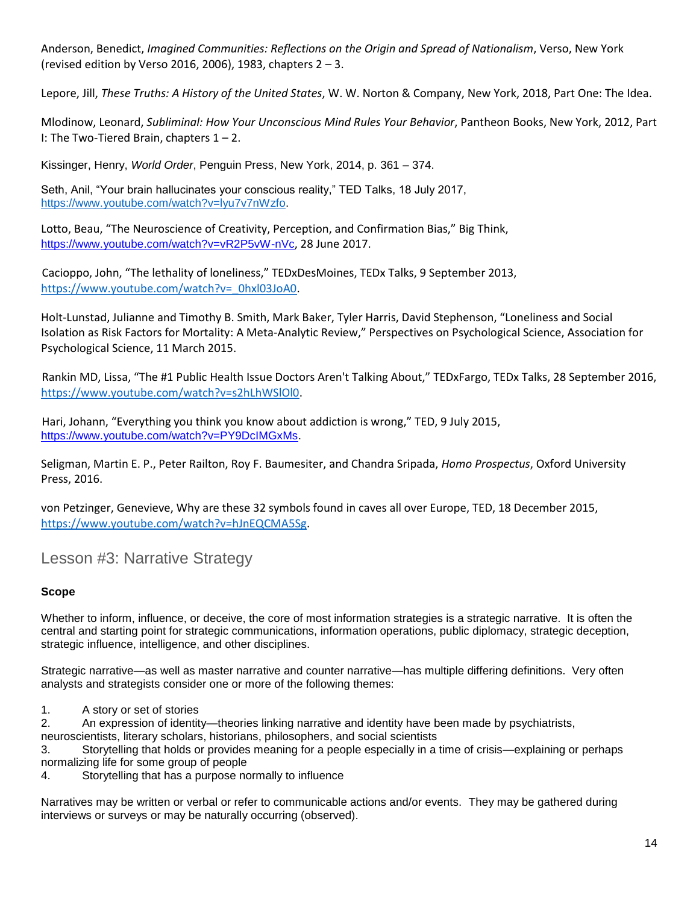Anderson, Benedict, *Imagined Communities: Reflections on the Origin and Spread of Nationalism*, Verso, New York (revised edition by Verso 2016, 2006), 1983, chapters 2 – 3.

Lepore, Jill, *These Truths: A History of the United States*, W. W. Norton & Company, New York, 2018, Part One: The Idea.

Mlodinow, Leonard, *Subliminal: How Your Unconscious Mind Rules Your Behavior*, Pantheon Books, New York, 2012, Part I: The Two-Tiered Brain, chapters 1 – 2.

Kissinger, Henry, *World Order*, Penguin Press, New York, 2014, p. 361 – 374.

Seth, Anil, "Your brain hallucinates your conscious reality," TED Talks, 18 July 2017, https://www.youtube.com/watch?v=lyu7v7nWzfo.

Lotto, Beau, "The Neuroscience of Creativity, Perception, and Confirmation Bias," Big Think, https://www.youtube.com/watch?v=vR2P5vW-nVc, 28 June 2017.

Cacioppo, John, "The lethality of loneliness," TEDxDesMoines, TEDx Talks, 9 September 2013, https://www.youtube.com/watch?v=_0hxl03JoA0.

Holt-Lunstad, Julianne and Timothy B. Smith, Mark Baker, Tyler Harris, David Stephenson, "Loneliness and Social Isolation as Risk Factors for Mortality: A Meta-Analytic Review," Perspectives on Psychological Science, Association for Psychological Science, 11 March 2015.

Rankin MD, Lissa, "The #1 Public Health Issue Doctors Aren't Talking About," TEDxFargo, TEDx Talks, 28 September 2016, https://www.youtube.com/watch?v=s2hLhWSlOl0.

Hari, Johann, "Everything you think you know about addiction is wrong," TED, 9 July 2015, https://www.youtube.com/watch?v=PY9DcIMGxMs.

Seligman, Martin E. P., Peter Railton, Roy F. Baumesiter, and Chandra Sripada, *Homo Prospectus*, Oxford University Press, 2016.

von Petzinger, Genevieve, Why are these 32 symbols found in caves all over Europe, TED, 18 December 2015, https://www.youtube.com/watch?v=hJnEQCMA5Sg.

## Lesson #3: Narrative Strategy

### Scope

Whether to inform, influence, or deceive, the core of most information strategies is a strategic narrative. It is often the central and starting point for strategic communications, information operations, public diplomacy, strategic deception, strategic influence, intelligence, and other disciplines.

Strategic narrative—as well as master narrative and counter narrative—has multiple differing definitions. Very often analysts and strategists consider one or more of the following themes:

1. A story or set of stories
2. An expression of identity—theories linking narrative and identity have been made by psychiatrists, neuroscientists, literary scholars, historians, philosophers, and social scientists
3. Storytelling that holds or provides meaning for a people especially in a time of crisis—explaining or perhaps normalizing life for some group of people
4. Storytelling that has a purpose normally to influence

Narratives may be written or verbal or refer to communicable actions and/or events. They may be gathered during interviews or surveys or may be naturally occurring (observed).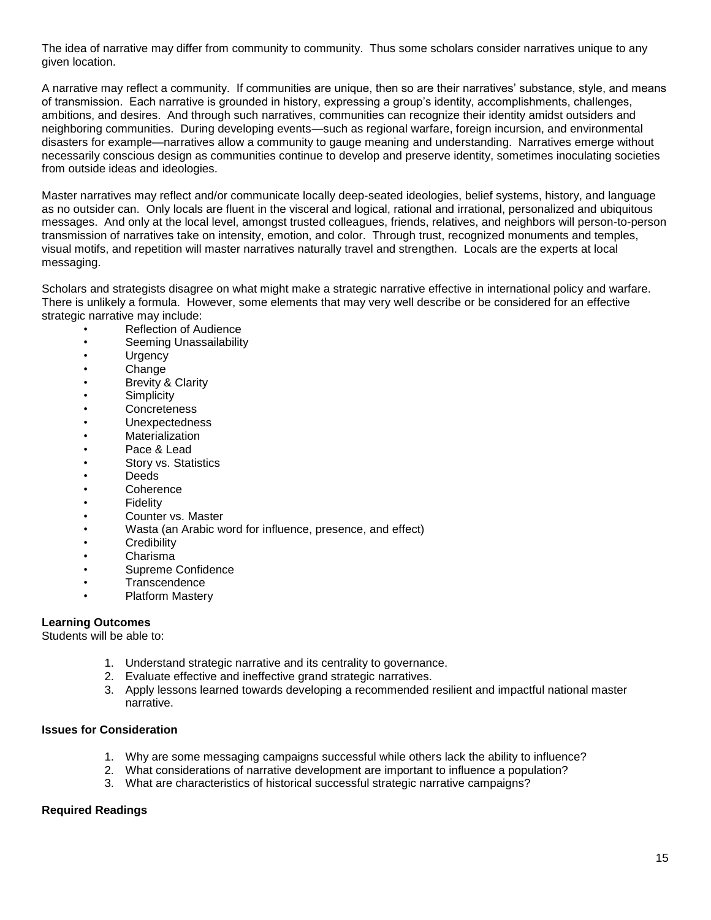The idea of narrative may differ from community to community. Thus some scholars consider narratives unique to any given location.

A narrative may reflect a community. If communities are unique, then so are their narratives' substance, style, and means of transmission. Each narrative is grounded in history, expressing a group's identity, accomplishments, challenges, ambitions, and desires. And through such narratives, communities can recognize their identity amidst outsiders and neighboring communities. During developing events—such as regional warfare, foreign incursion, and environmental disasters for example—narratives allow a community to gauge meaning and understanding. Narratives emerge without necessarily conscious design as communities continue to develop and preserve identity, sometimes inoculating societies from outside ideas and ideologies.

Master narratives may reflect and/or communicate locally deep-seated ideologies, belief systems, history, and language as no outsider can. Only locals are fluent in the visceral and logical, rational and irrational, personalized and ubiquitous messages. And only at the local level, amongst trusted colleagues, friends, relatives, and neighbors will person-to-person transmission of narratives take on intensity, emotion, and color. Through trust, recognized monuments and temples, visual motifs, and repetition will master narratives naturally travel and strengthen. Locals are the experts at local messaging.

Scholars and strategists disagree on what might make a strategic narrative effective in international policy and warfare. There is unlikely a formula. However, some elements that may very well describe or be considered for an effective strategic narrative may include:

- Reflection of Audience
- Seeming Unassailability
- Urgency
- Change
- Brevity & Clarity
- Simplicity
- Concreteness
- Unexpectedness
- Materialization
- Pace & Lead
- Story vs. Statistics
- Deeds
- Coherence
- Fidelity
- Counter vs. Master
- Wasta (an Arabic word for influence, presence, and effect)
- Credibility
- Charisma
- Supreme Confidence
- Transcendence
- Platform Mastery

**Learning Outcomes**

Students will be able to:

1. Understand strategic narrative and its centrality to governance.
2. Evaluate effective and ineffective grand strategic narratives.
3. Apply lessons learned towards developing a recommended resilient and impactful national master narrative.

**Issues for Consideration**

1. Why are some messaging campaigns successful while others lack the ability to influence?
2. What considerations of narrative development are important to influence a population?
3. What are characteristics of historical successful strategic narrative campaigns?

**Required Readings**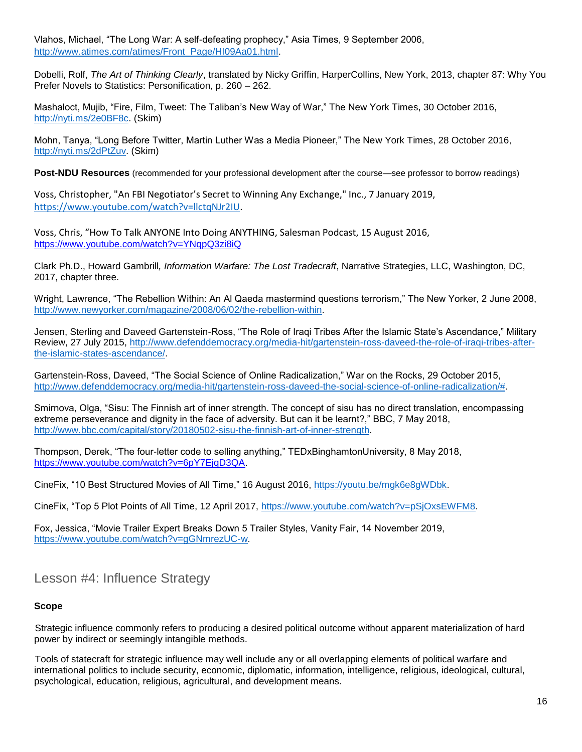Vlahos, Michael, "The Long War: A self-defeating prophecy," Asia Times, 9 September 2006, http://www.atimes.com/atimes/Front_Page/HI09Aa01.html.

Dobelli, Rolf, *The Art of Thinking Clearly*, translated by Nicky Griffin, HarperCollins, New York, 2013, chapter 87: Why You Prefer Novels to Statistics: Personification, p. 260 – 262.

Mashaloct, Mujib, "Fire, Film, Tweet: The Taliban's New Way of War," The New York Times, 30 October 2016, http://nyti.ms/2e0BF8c. (Skim)

Mohn, Tanya, "Long Before Twitter, Martin Luther Was a Media Pioneer," The New York Times, 28 October 2016, http://nyti.ms/2dPtZuv. (Skim)

**Post-NDU Resources** (recommended for your professional development after the course—see professor to borrow readings)

Voss, Christopher, "An FBI Negotiator's Secret to Winning Any Exchange," Inc., 7 January 2019, https://www.youtube.com/watch?v=llctqNJr2IU.

Voss, Chris, "How To Talk ANYONE Into Doing ANYTHING, Salesman Podcast, 15 August 2016, https://www.youtube.com/watch?v=YNqpQ3zi8iQ

Clark Ph.D., Howard Gambrill*, Information Warfare: The Lost Tradecraft*, Narrative Strategies, LLC, Washington, DC, 2017, chapter three.

Wright, Lawrence, "The Rebellion Within: An Al Qaeda mastermind questions terrorism," The New Yorker, 2 June 2008, http://www.newyorker.com/magazine/2008/06/02/the-rebellion-within.

Jensen, Sterling and Daveed Gartenstein-Ross, "The Role of Iraqi Tribes After the Islamic State's Ascendance," Military Review, 27 July 2015, http://www.defenddemocracy.org/media-hit/gartenstein-ross-daveed-the-role-of-iraqi-tribes-after-the-islamic-states-ascendance/.

Gartenstein-Ross, Daveed, "The Social Science of Online Radicalization," War on the Rocks, 29 October 2015, http://www.defenddemocracy.org/media-hit/gartenstein-ross-daveed-the-social-science-of-online-radicalization/#.

Smirnova, Olga, "Sisu: The Finnish art of inner strength. The concept of sisu has no direct translation, encompassing extreme perseverance and dignity in the face of adversity. But can it be learnt?," BBC, 7 May 2018, http://www.bbc.com/capital/story/20180502-sisu-the-finnish-art-of-inner-strength.

Thompson, Derek, "The four-letter code to selling anything," TEDxBinghamtonUniversity, 8 May 2018, https://www.youtube.com/watch?v=6pY7EjqD3QA.

CineFix, "10 Best Structured Movies of All Time," 16 August 2016, https://youtu.be/mgk6e8gWDbk.

CineFix, "Top 5 Plot Points of All Time, 12 April 2017, https://www.youtube.com/watch?v=pSjOxsEWFM8.

Fox, Jessica, "Movie Trailer Expert Breaks Down 5 Trailer Styles, Vanity Fair, 14 November 2019, https://www.youtube.com/watch?v=gGNmrezUC-w.

## Lesson #4: Influence Strategy

**Scope**

Strategic influence commonly refers to producing a desired political outcome without apparent materialization of hard power by indirect or seemingly intangible methods.

Tools of statecraft for strategic influence may well include any or all overlapping elements of political warfare and international politics to include security, economic, diplomatic, information, intelligence, religious, ideological, cultural, psychological, education, religious, agricultural, and development means.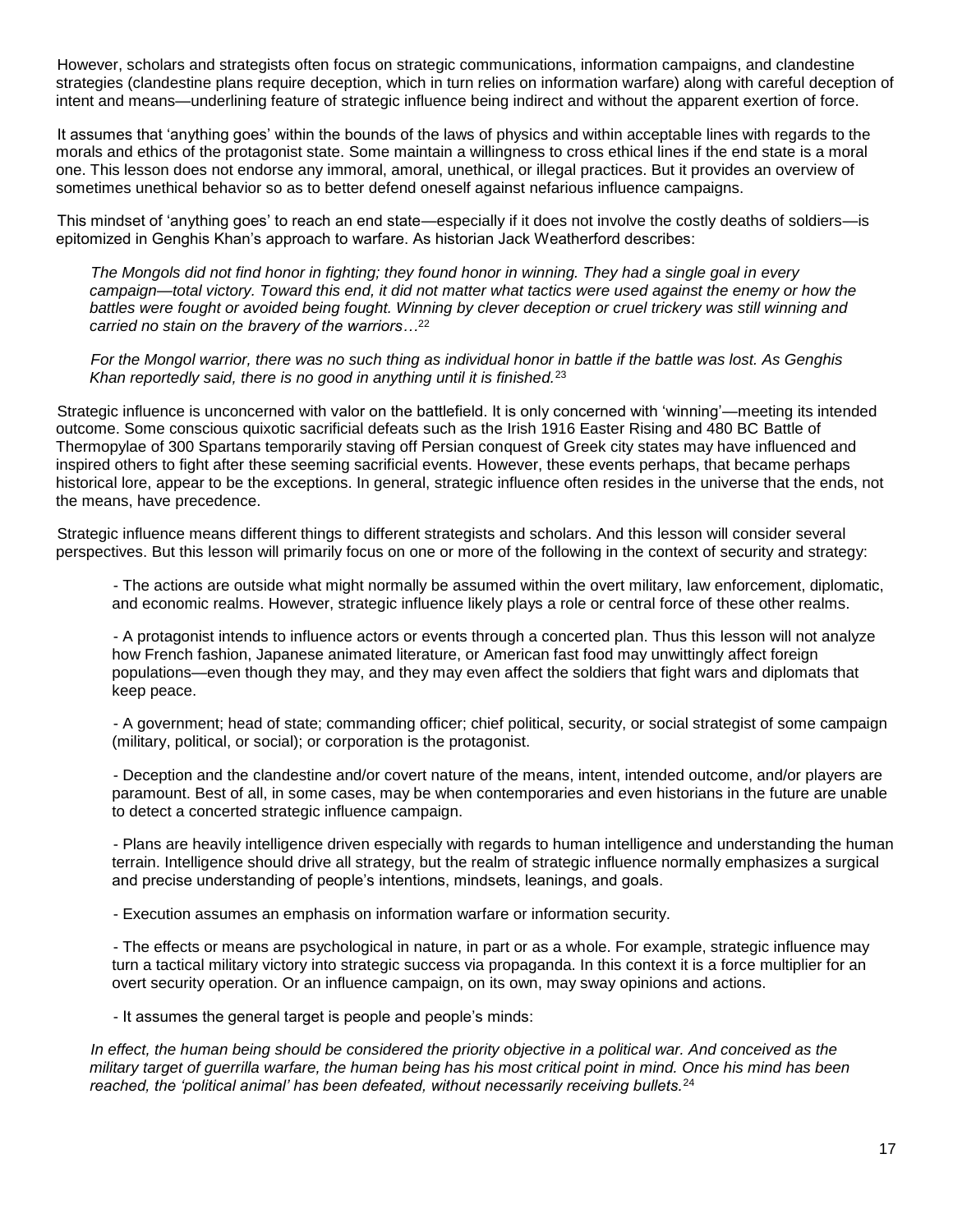However, scholars and strategists often focus on strategic communications, information campaigns, and clandestine strategies (clandestine plans require deception, which in turn relies on information warfare) along with careful deception of intent and means—underlining feature of strategic influence being indirect and without the apparent exertion of force.

It assumes that 'anything goes' within the bounds of the laws of physics and within acceptable lines with regards to the morals and ethics of the protagonist state. Some maintain a willingness to cross ethical lines if the end state is a moral one. This lesson does not endorse any immoral, amoral, unethical, or illegal practices. But it provides an overview of sometimes unethical behavior so as to better defend oneself against nefarious influence campaigns.

This mindset of 'anything goes' to reach an end state—especially if it does not involve the costly deaths of soldiers—is epitomized in Genghis Khan's approach to warfare. As historian Jack Weatherford describes:

> *The Mongols did not find honor in fighting; they found honor in winning. They had a single goal in every campaign—total victory. Toward this end, it did not matter what tactics were used against the enemy or how the battles were fought or avoided being fought. Winning by clever deception or cruel trickery was still winning and carried no stain on the bravery of the warriors…*[22]
>
> *For the Mongol warrior, there was no such thing as individual honor in battle if the battle was lost. As Genghis Khan reportedly said, there is no good in anything until it is finished.*[23]

Strategic influence is unconcerned with valor on the battlefield. It is only concerned with 'winning'—meeting its intended outcome. Some conscious quixotic sacrificial defeats such as the Irish 1916 Easter Rising and 480 BC Battle of Thermopylae of 300 Spartans temporarily staving off Persian conquest of Greek city states may have influenced and inspired others to fight after these seeming sacrificial events. However, these events perhaps, that became perhaps historical lore, appear to be the exceptions. In general, strategic influence often resides in the universe that the ends, not the means, have precedence.

Strategic influence means different things to different strategists and scholars. And this lesson will consider several perspectives. But this lesson will primarily focus on one or more of the following in the context of security and strategy:

- The actions are outside what might normally be assumed within the overt military, law enforcement, diplomatic, and economic realms. However, strategic influence likely plays a role or central force of these other realms.
- A protagonist intends to influence actors or events through a concerted plan. Thus this lesson will not analyze how French fashion, Japanese animated literature, or American fast food may unwittingly affect foreign populations—even though they may, and they may even affect the soldiers that fight wars and diplomats that keep peace.
- A government; head of state; commanding officer; chief political, security, or social strategist of some campaign (military, political, or social); or corporation is the protagonist.
- Deception and the clandestine and/or covert nature of the means, intent, intended outcome, and/or players are paramount. Best of all, in some cases, may be when contemporaries and even historians in the future are unable to detect a concerted strategic influence campaign.
- Plans are heavily intelligence driven especially with regards to human intelligence and understanding the human terrain. Intelligence should drive all strategy, but the realm of strategic influence normally emphasizes a surgical and precise understanding of people's intentions, mindsets, leanings, and goals.
- Execution assumes an emphasis on information warfare or information security.
- The effects or means are psychological in nature, in part or as a whole. For example, strategic influence may turn a tactical military victory into strategic success via propaganda. In this context it is a force multiplier for an overt security operation. Or an influence campaign, on its own, may sway opinions and actions.
- It assumes the general target is people and people's minds:

> *In effect, the human being should be considered the priority objective in a political war. And conceived as the military target of guerrilla warfare, the human being has his most critical point in mind. Once his mind has been reached, the 'political animal' has been defeated, without necessarily receiving bullets.*[24]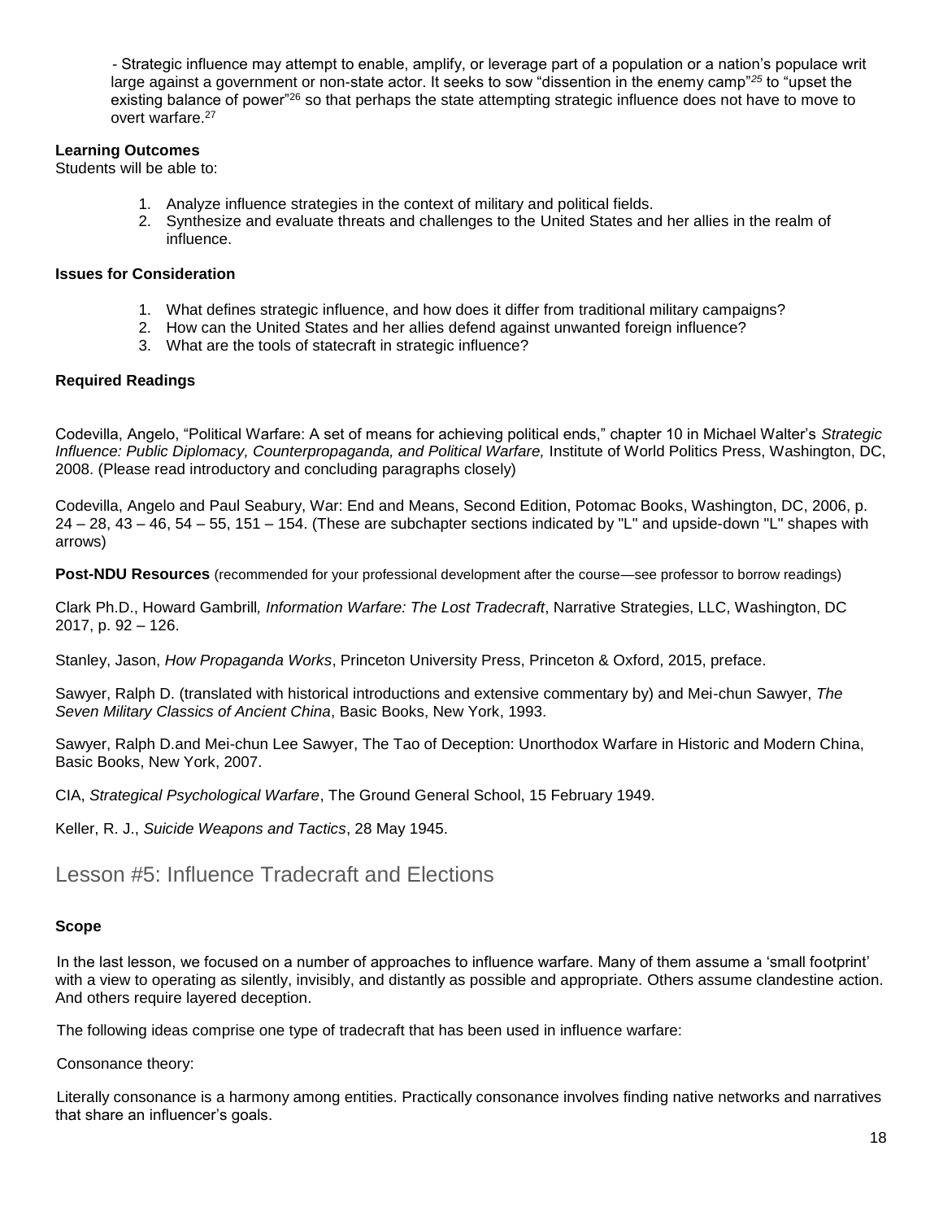- Strategic influence may attempt to enable, amplify, or leverage part of a population or a nation's populace writ large against a government or non-state actor. It seeks to sow "dissention in the enemy camp"[25] to "upset the existing balance of power"[26] so that perhaps the state attempting strategic influence does not have to move to overt warfare.[27]

**Learning Outcomes**

Students will be able to:

1. Analyze influence strategies in the context of military and political fields.
2. Synthesize and evaluate threats and challenges to the United States and her allies in the realm of influence.

**Issues for Consideration**

1. What defines strategic influence, and how does it differ from traditional military campaigns?
2. How can the United States and her allies defend against unwanted foreign influence?
3. What are the tools of statecraft in strategic influence?

**Required Readings**

Codevilla, Angelo, "Political Warfare: A set of means for achieving political ends," chapter 10 in Michael Walter's *Strategic Influence: Public Diplomacy, Counterpropaganda, and Political Warfare,* Institute of World Politics Press, Washington, DC, 2008. (Please read introductory and concluding paragraphs closely)

Codevilla, Angelo and Paul Seabury, War: End and Means, Second Edition, Potomac Books, Washington, DC, 2006, p. 24 – 28, 43 – 46, 54 – 55, 151 – 154. (These are subchapter sections indicated by "L" and upside-down "L" shapes with arrows)

**Post-NDU Resources** (recommended for your professional development after the course—see professor to borrow readings)

Clark Ph.D., Howard Gambrill*, Information Warfare: The Lost Tradecraft*, Narrative Strategies, LLC, Washington, DC 2017, p. 92 – 126.

Stanley, Jason, *How Propaganda Works*, Princeton University Press, Princeton & Oxford, 2015, preface.

Sawyer, Ralph D. (translated with historical introductions and extensive commentary by) and Mei-chun Sawyer, *The Seven Military Classics of Ancient China*, Basic Books, New York, 1993.

Sawyer, Ralph D.and Mei-chun Lee Sawyer, The Tao of Deception: Unorthodox Warfare in Historic and Modern China, Basic Books, New York, 2007.

CIA, *Strategical Psychological Warfare*, The Ground General School, 15 February 1949.

Keller, R. J., *Suicide Weapons and Tactics*, 28 May 1945.

## Lesson #5: Influence Tradecraft and Elections

**Scope**

In the last lesson, we focused on a number of approaches to influence warfare. Many of them assume a 'small footprint' with a view to operating as silently, invisibly, and distantly as possible and appropriate. Others assume clandestine action. And others require layered deception.

The following ideas comprise one type of tradecraft that has been used in influence warfare:

Consonance theory:

Literally consonance is a harmony among entities. Practically consonance involves finding native networks and narratives that share an influencer's goals.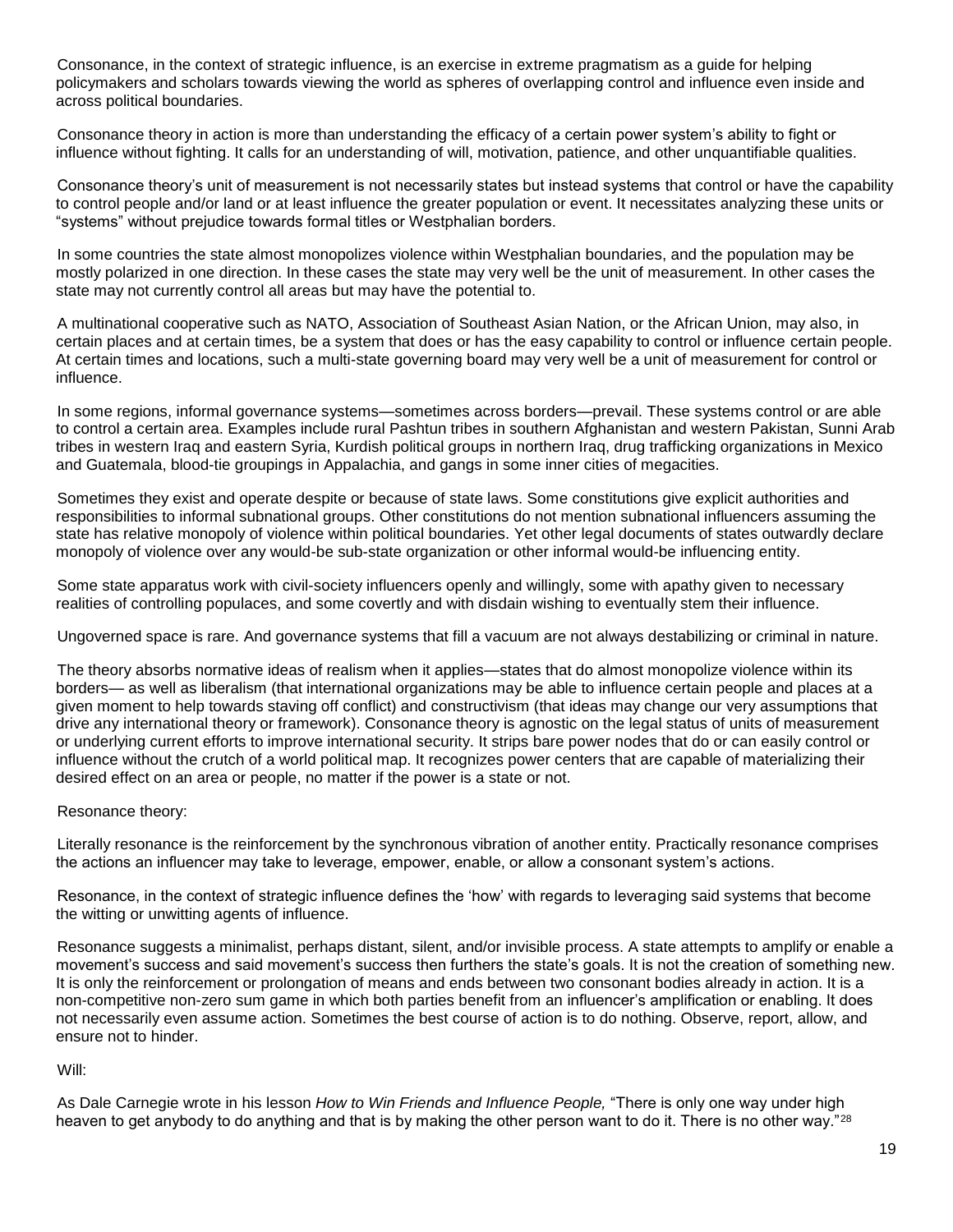Consonance, in the context of strategic influence, is an exercise in extreme pragmatism as a guide for helping policymakers and scholars towards viewing the world as spheres of overlapping control and influence even inside and across political boundaries.

Consonance theory in action is more than understanding the efficacy of a certain power system's ability to fight or influence without fighting. It calls for an understanding of will, motivation, patience, and other unquantifiable qualities.

Consonance theory's unit of measurement is not necessarily states but instead systems that control or have the capability to control people and/or land or at least influence the greater population or event. It necessitates analyzing these units or "systems" without prejudice towards formal titles or Westphalian borders.

In some countries the state almost monopolizes violence within Westphalian boundaries, and the population may be mostly polarized in one direction. In these cases the state may very well be the unit of measurement. In other cases the state may not currently control all areas but may have the potential to.

A multinational cooperative such as NATO, Association of Southeast Asian Nation, or the African Union, may also, in certain places and at certain times, be a system that does or has the easy capability to control or influence certain people. At certain times and locations, such a multi-state governing board may very well be a unit of measurement for control or influence.

In some regions, informal governance systems—sometimes across borders—prevail. These systems control or are able to control a certain area. Examples include rural Pashtun tribes in southern Afghanistan and western Pakistan, Sunni Arab tribes in western Iraq and eastern Syria, Kurdish political groups in northern Iraq, drug trafficking organizations in Mexico and Guatemala, blood-tie groupings in Appalachia, and gangs in some inner cities of megacities.

Sometimes they exist and operate despite or because of state laws. Some constitutions give explicit authorities and responsibilities to informal subnational groups. Other constitutions do not mention subnational influencers assuming the state has relative monopoly of violence within political boundaries. Yet other legal documents of states outwardly declare monopoly of violence over any would-be sub-state organization or other informal would-be influencing entity.

Some state apparatus work with civil-society influencers openly and willingly, some with apathy given to necessary realities of controlling populaces, and some covertly and with disdain wishing to eventually stem their influence.

Ungoverned space is rare. And governance systems that fill a vacuum are not always destabilizing or criminal in nature.

The theory absorbs normative ideas of realism when it applies—states that do almost monopolize violence within its borders— as well as liberalism (that international organizations may be able to influence certain people and places at a given moment to help towards staving off conflict) and constructivism (that ideas may change our very assumptions that drive any international theory or framework). Consonance theory is agnostic on the legal status of units of measurement or underlying current efforts to improve international security. It strips bare power nodes that do or can easily control or influence without the crutch of a world political map. It recognizes power centers that are capable of materializing their desired effect on an area or people, no matter if the power is a state or not.

Resonance theory:

Literally resonance is the reinforcement by the synchronous vibration of another entity. Practically resonance comprises the actions an influencer may take to leverage, empower, enable, or allow a consonant system's actions.

Resonance, in the context of strategic influence defines the 'how' with regards to leveraging said systems that become the witting or unwitting agents of influence.

Resonance suggests a minimalist, perhaps distant, silent, and/or invisible process. A state attempts to amplify or enable a movement's success and said movement's success then furthers the state's goals. It is not the creation of something new. It is only the reinforcement or prolongation of means and ends between two consonant bodies already in action. It is a non-competitive non-zero sum game in which both parties benefit from an influencer's amplification or enabling. It does not necessarily even assume action. Sometimes the best course of action is to do nothing. Observe, report, allow, and ensure not to hinder.

Will:

As Dale Carnegie wrote in his lesson *How to Win Friends and Influence People,* "There is only one way under high heaven to get anybody to do anything and that is by making the other person want to do it. There is no other way."[28]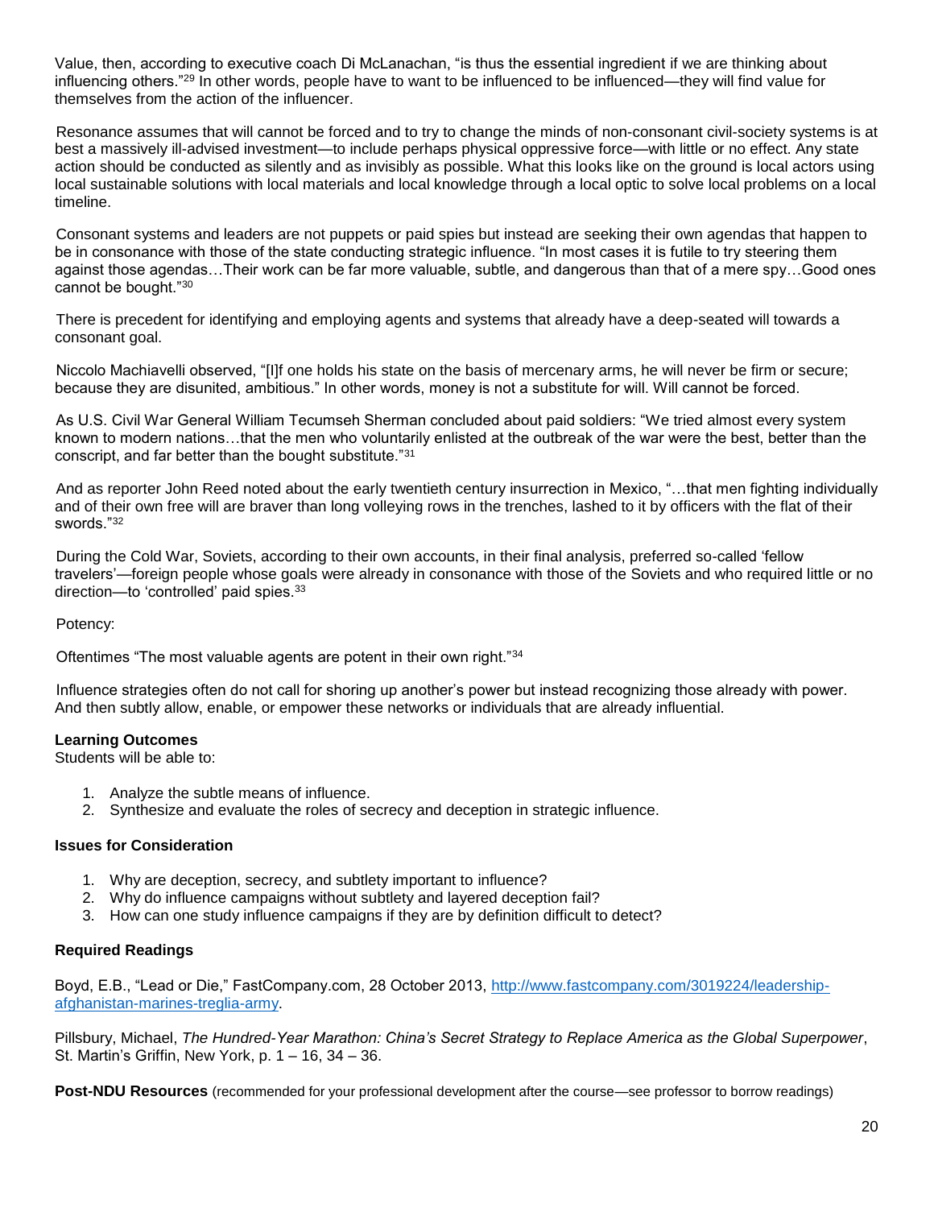Value, then, according to executive coach Di McLanachan, "is thus the essential ingredient if we are thinking about influencing others."[29] In other words, people have to want to be influenced to be influenced—they will find value for themselves from the action of the influencer.

Resonance assumes that will cannot be forced and to try to change the minds of non-consonant civil-society systems is at best a massively ill-advised investment—to include perhaps physical oppressive force—with little or no effect. Any state action should be conducted as silently and as invisibly as possible. What this looks like on the ground is local actors using local sustainable solutions with local materials and local knowledge through a local optic to solve local problems on a local timeline.

Consonant systems and leaders are not puppets or paid spies but instead are seeking their own agendas that happen to be in consonance with those of the state conducting strategic influence. "In most cases it is futile to try steering them against those agendas…Their work can be far more valuable, subtle, and dangerous than that of a mere spy…Good ones cannot be bought."[30]

There is precedent for identifying and employing agents and systems that already have a deep-seated will towards a consonant goal.

Niccolo Machiavelli observed, "[I]f one holds his state on the basis of mercenary arms, he will never be firm or secure; because they are disunited, ambitious." In other words, money is not a substitute for will. Will cannot be forced.

As U.S. Civil War General William Tecumseh Sherman concluded about paid soldiers: "We tried almost every system known to modern nations…that the men who voluntarily enlisted at the outbreak of the war were the best, better than the conscript, and far better than the bought substitute."[31]

And as reporter John Reed noted about the early twentieth century insurrection in Mexico, "…that men fighting individually and of their own free will are braver than long volleying rows in the trenches, lashed to it by officers with the flat of their swords."[32]

During the Cold War, Soviets, according to their own accounts, in their final analysis, preferred so-called 'fellow travelers'—foreign people whose goals were already in consonance with those of the Soviets and who required little or no direction—to 'controlled' paid spies.[33]

Potency:

Oftentimes "The most valuable agents are potent in their own right."[34]

Influence strategies often do not call for shoring up another's power but instead recognizing those already with power. And then subtly allow, enable, or empower these networks or individuals that are already influential.

**Learning Outcomes**
Students will be able to:

1. Analyze the subtle means of influence.
2. Synthesize and evaluate the roles of secrecy and deception in strategic influence.

**Issues for Consideration**

1. Why are deception, secrecy, and subtlety important to influence?
2. Why do influence campaigns without subtlety and layered deception fail?
3. How can one study influence campaigns if they are by definition difficult to detect?

**Required Readings**

Boyd, E.B., "Lead or Die," FastCompany.com, 28 October 2013, [http://www.fastcompany.com/3019224/leadership-afghanistan-marines-treglia-army](http://www.fastcompany.com/3019224/leadership-afghanistan-marines-treglia-army).

Pillsbury, Michael, *The Hundred-Year Marathon: China's Secret Strategy to Replace America as the Global Superpower*, St. Martin's Griffin, New York, p. 1 – 16, 34 – 36.

**Post-NDU Resources** (recommended for your professional development after the course—see professor to borrow readings)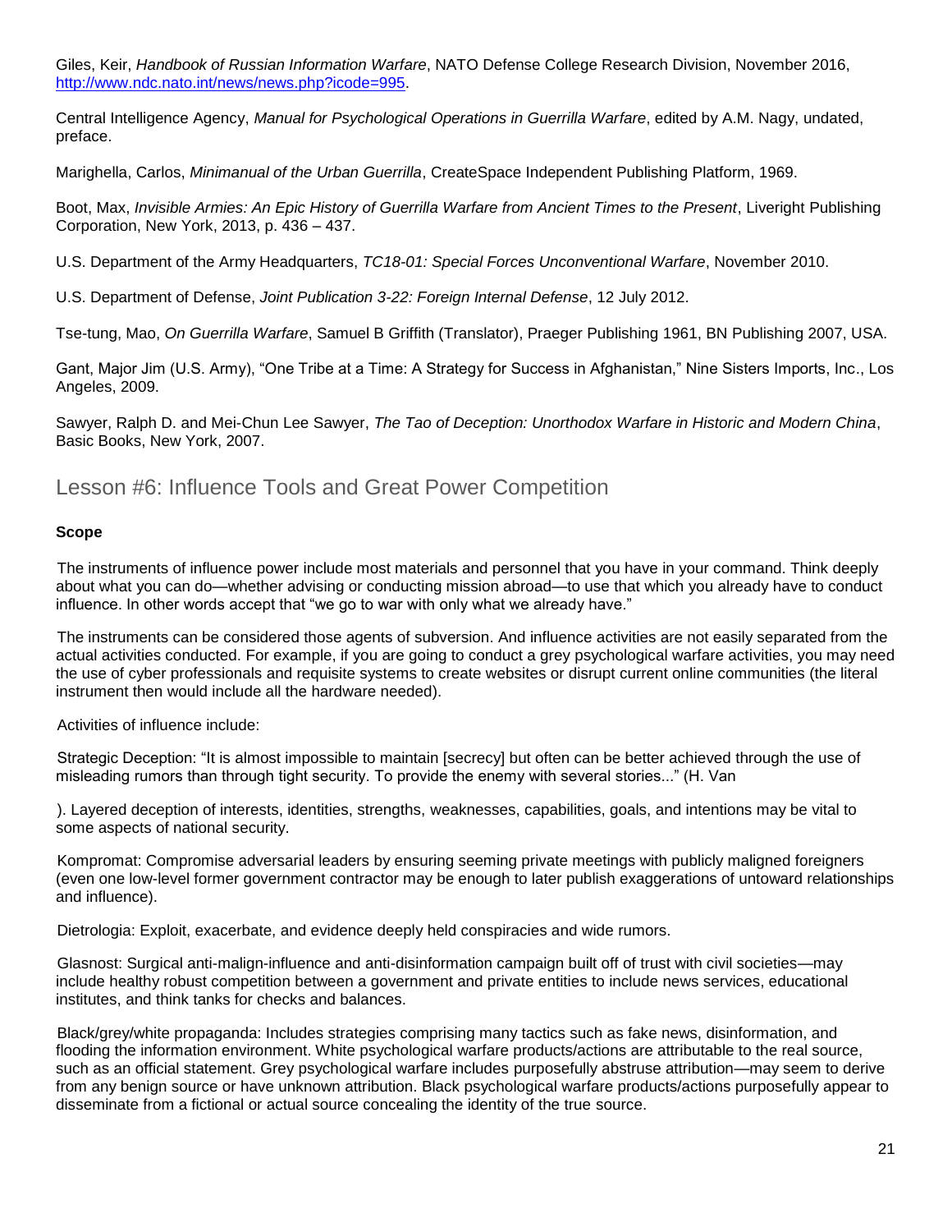Giles, Keir, *Handbook of Russian Information Warfare*, NATO Defense College Research Division, November 2016, http://www.ndc.nato.int/news/news.php?icode=995.

Central Intelligence Agency, *Manual for Psychological Operations in Guerrilla Warfare*, edited by A.M. Nagy, undated, preface.

Marighella, Carlos, *Minimanual of the Urban Guerrilla*, CreateSpace Independent Publishing Platform, 1969.

Boot, Max, *Invisible Armies: An Epic History of Guerrilla Warfare from Ancient Times to the Present*, Liveright Publishing Corporation, New York, 2013, p. 436 – 437.

U.S. Department of the Army Headquarters, *TC18-01: Special Forces Unconventional Warfare*, November 2010.

U.S. Department of Defense, *Joint Publication 3-22: Foreign Internal Defense*, 12 July 2012.

Tse-tung, Mao, *On Guerrilla Warfare*, Samuel B Griffith (Translator), Praeger Publishing 1961, BN Publishing 2007, USA.

Gant, Major Jim (U.S. Army), "One Tribe at a Time: A Strategy for Success in Afghanistan," Nine Sisters Imports, Inc., Los Angeles, 2009.

Sawyer, Ralph D. and Mei-Chun Lee Sawyer, *The Tao of Deception: Unorthodox Warfare in Historic and Modern China*, Basic Books, New York, 2007.

## Lesson #6: Influence Tools and Great Power Competition

**Scope**

The instruments of influence power include most materials and personnel that you have in your command. Think deeply about what you can do—whether advising or conducting mission abroad—to use that which you already have to conduct influence. In other words accept that "we go to war with only what we already have."

The instruments can be considered those agents of subversion. And influence activities are not easily separated from the actual activities conducted. For example, if you are going to conduct a grey psychological warfare activities, you may need the use of cyber professionals and requisite systems to create websites or disrupt current online communities (the literal instrument then would include all the hardware needed).

Activities of influence include:

Strategic Deception: "It is almost impossible to maintain [secrecy] but often can be better achieved through the use of misleading rumors than through tight security. To provide the enemy with several stories..." (H. Van

). Layered deception of interests, identities, strengths, weaknesses, capabilities, goals, and intentions may be vital to some aspects of national security.

Kompromat: Compromise adversarial leaders by ensuring seeming private meetings with publicly maligned foreigners (even one low-level former government contractor may be enough to later publish exaggerations of untoward relationships and influence).

Dietrologia: Exploit, exacerbate, and evidence deeply held conspiracies and wide rumors.

Glasnost: Surgical anti-malign-influence and anti-disinformation campaign built off of trust with civil societies—may include healthy robust competition between a government and private entities to include news services, educational institutes, and think tanks for checks and balances.

Black/grey/white propaganda: Includes strategies comprising many tactics such as fake news, disinformation, and flooding the information environment. White psychological warfare products/actions are attributable to the real source, such as an official statement. Grey psychological warfare includes purposefully abstruse attribution—may seem to derive from any benign source or have unknown attribution. Black psychological warfare products/actions purposefully appear to disseminate from a fictional or actual source concealing the identity of the true source.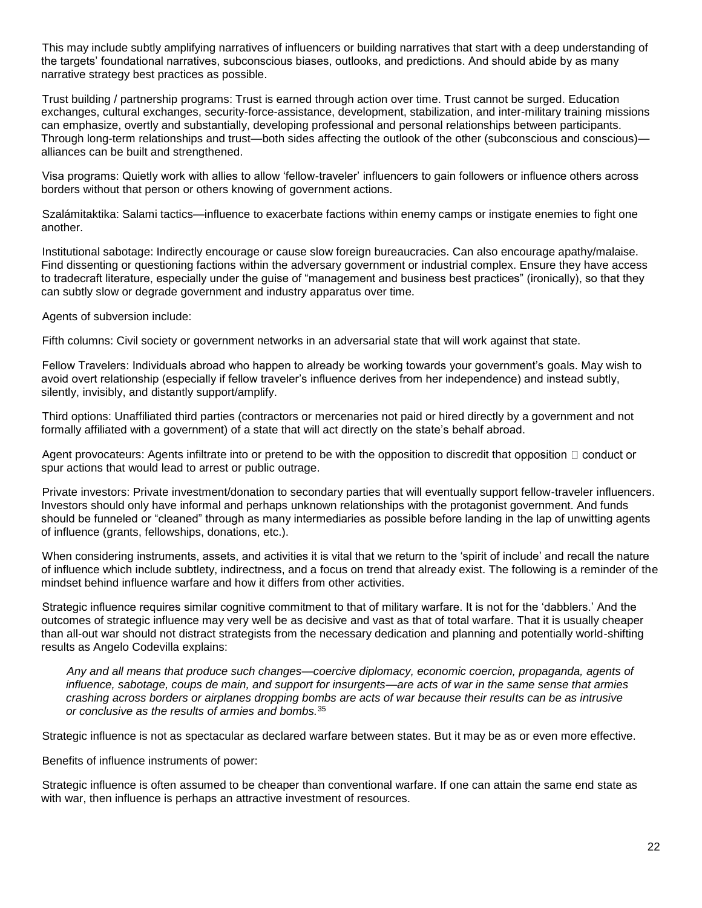This may include subtly amplifying narratives of influencers or building narratives that start with a deep understanding of the targets' foundational narratives, subconscious biases, outlooks, and predictions. And should abide by as many narrative strategy best practices as possible.

Trust building / partnership programs: Trust is earned through action over time. Trust cannot be surged. Education exchanges, cultural exchanges, security-force-assistance, development, stabilization, and inter-military training missions can emphasize, overtly and substantially, developing professional and personal relationships between participants. Through long-term relationships and trust—both sides affecting the outlook of the other (subconscious and conscious)—alliances can be built and strengthened.

Visa programs: Quietly work with allies to allow 'fellow-traveler' influencers to gain followers or influence others across borders without that person or others knowing of government actions.

Szalámitaktika: Salami tactics—influence to exacerbate factions within enemy camps or instigate enemies to fight one another.

Institutional sabotage: Indirectly encourage or cause slow foreign bureaucracies. Can also encourage apathy/malaise. Find dissenting or questioning factions within the adversary government or industrial complex. Ensure they have access to tradecraft literature, especially under the guise of "management and business best practices" (ironically), so that they can subtly slow or degrade government and industry apparatus over time.

Agents of subversion include:

Fifth columns: Civil society or government networks in an adversarial state that will work against that state.

Fellow Travelers: Individuals abroad who happen to already be working towards your government's goals. May wish to avoid overt relationship (especially if fellow traveler's influence derives from her independence) and instead subtly, silently, invisibly, and distantly support/amplify.

Third options: Unaffiliated third parties (contractors or mercenaries not paid or hired directly by a government and not formally affiliated with a government) of a state that will act directly on the state's behalf abroad.

Agent provocateurs: Agents infiltrate into or pretend to be with the opposition to discredit that opposition  conduct or spur actions that would lead to arrest or public outrage.

Private investors: Private investment/donation to secondary parties that will eventually support fellow-traveler influencers. Investors should only have informal and perhaps unknown relationships with the protagonist government. And funds should be funneled or "cleaned" through as many intermediaries as possible before landing in the lap of unwitting agents of influence (grants, fellowships, donations, etc.).

When considering instruments, assets, and activities it is vital that we return to the 'spirit of include' and recall the nature of influence which include subtlety, indirectness, and a focus on trend that already exist. The following is a reminder of the mindset behind influence warfare and how it differs from other activities.

Strategic influence requires similar cognitive commitment to that of military warfare. It is not for the 'dabblers.' And the outcomes of strategic influence may very well be as decisive and vast as that of total warfare. That it is usually cheaper than all-out war should not distract strategists from the necessary dedication and planning and potentially world-shifting results as Angelo Codevilla explains:

> *Any and all means that produce such changes—coercive diplomacy, economic coercion, propaganda, agents of influence, sabotage, coups de main, and support for insurgents—are acts of war in the same sense that armies crashing across borders or airplanes dropping bombs are acts of war because their results can be as intrusive or conclusive as the results of armies and bombs.*[35]

Strategic influence is not as spectacular as declared warfare between states. But it may be as or even more effective.

Benefits of influence instruments of power:

Strategic influence is often assumed to be cheaper than conventional warfare. If one can attain the same end state as with war, then influence is perhaps an attractive investment of resources.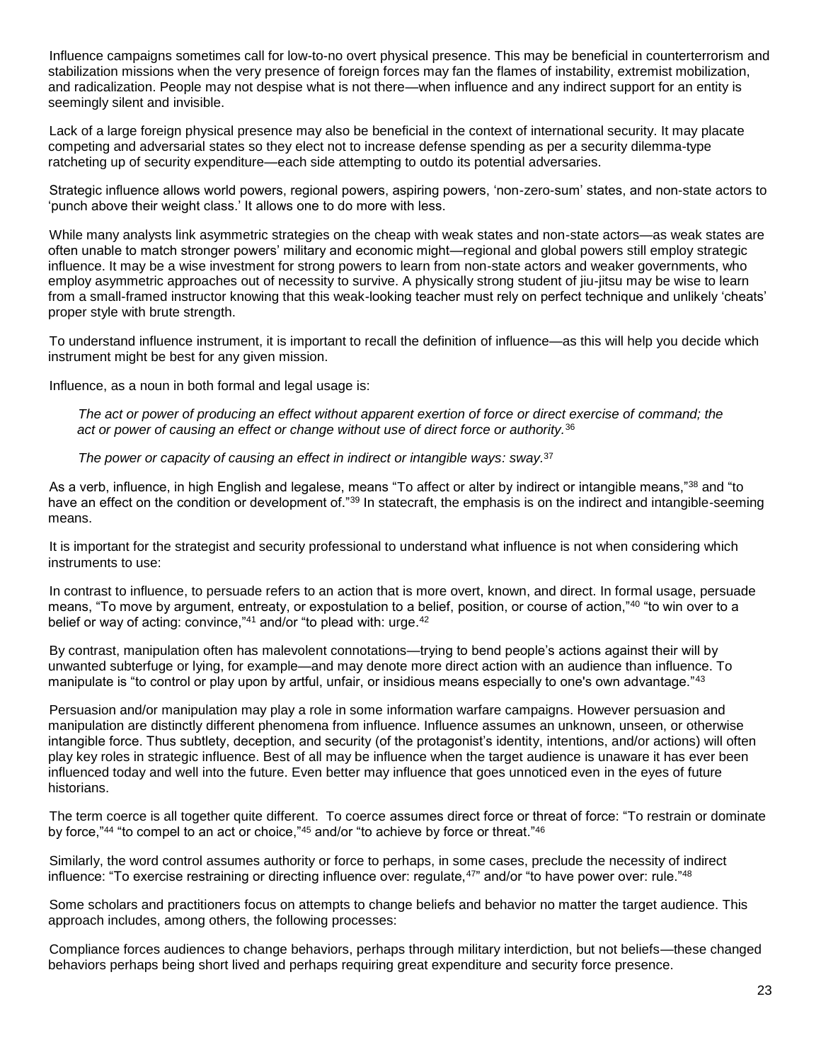Influence campaigns sometimes call for low-to-no overt physical presence. This may be beneficial in counterterrorism and stabilization missions when the very presence of foreign forces may fan the flames of instability, extremist mobilization, and radicalization. People may not despise what is not there—when influence and any indirect support for an entity is seemingly silent and invisible.

Lack of a large foreign physical presence may also be beneficial in the context of international security. It may placate competing and adversarial states so they elect not to increase defense spending as per a security dilemma-type ratcheting up of security expenditure—each side attempting to outdo its potential adversaries.

Strategic influence allows world powers, regional powers, aspiring powers, 'non-zero-sum' states, and non-state actors to 'punch above their weight class.' It allows one to do more with less.

While many analysts link asymmetric strategies on the cheap with weak states and non-state actors—as weak states are often unable to match stronger powers' military and economic might—regional and global powers still employ strategic influence. It may be a wise investment for strong powers to learn from non-state actors and weaker governments, who employ asymmetric approaches out of necessity to survive. A physically strong student of jiu-jitsu may be wise to learn from a small-framed instructor knowing that this weak-looking teacher must rely on perfect technique and unlikely 'cheats' proper style with brute strength.

To understand influence instrument, it is important to recall the definition of influence—as this will help you decide which instrument might be best for any given mission.

Influence, as a noun in both formal and legal usage is:

> *The act or power of producing an effect without apparent exertion of force or direct exercise of command; the act or power of causing an effect or change without use of direct force or authority.*[36]
>
> *The power or capacity of causing an effect in indirect or intangible ways: sway.*[37]

As a verb, influence, in high English and legalese, means "To affect or alter by indirect or intangible means,"[38] and "to have an effect on the condition or development of."[39] In statecraft, the emphasis is on the indirect and intangible-seeming means.

It is important for the strategist and security professional to understand what influence is not when considering which instruments to use:

In contrast to influence, to persuade refers to an action that is more overt, known, and direct. In formal usage, persuade means, "To move by argument, entreaty, or expostulation to a belief, position, or course of action,"[40] "to win over to a belief or way of acting: convince,"[41] and/or "to plead with: urge.[42]

By contrast, manipulation often has malevolent connotations—trying to bend people's actions against their will by unwanted subterfuge or lying, for example—and may denote more direct action with an audience than influence. To manipulate is "to control or play upon by artful, unfair, or insidious means especially to one's own advantage."[43]

Persuasion and/or manipulation may play a role in some information warfare campaigns. However persuasion and manipulation are distinctly different phenomena from influence. Influence assumes an unknown, unseen, or otherwise intangible force. Thus subtlety, deception, and security (of the protagonist's identity, intentions, and/or actions) will often play key roles in strategic influence. Best of all may be influence when the target audience is unaware it has ever been influenced today and well into the future. Even better may influence that goes unnoticed even in the eyes of future historians.

The term coerce is all together quite different. To coerce assumes direct force or threat of force: "To restrain or dominate by force,"[44] "to compel to an act or choice,"[45] and/or "to achieve by force or threat."[46]

Similarly, the word control assumes authority or force to perhaps, in some cases, preclude the necessity of indirect influence: "To exercise restraining or directing influence over: regulate,[47]" and/or "to have power over: rule."[48]

Some scholars and practitioners focus on attempts to change beliefs and behavior no matter the target audience. This approach includes, among others, the following processes:

Compliance forces audiences to change behaviors, perhaps through military interdiction, but not beliefs—these changed behaviors perhaps being short lived and perhaps requiring great expenditure and security force presence.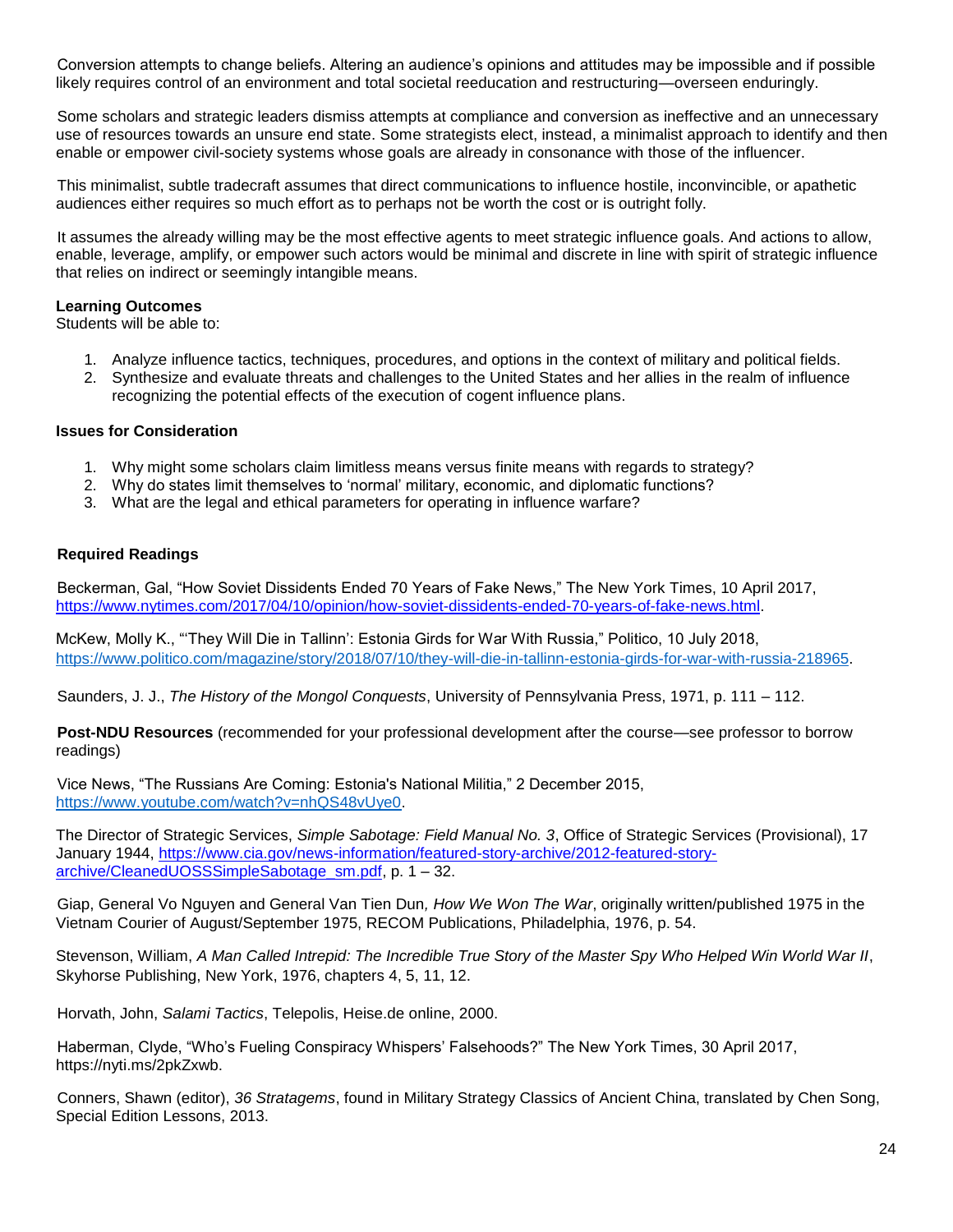Conversion attempts to change beliefs. Altering an audience's opinions and attitudes may be impossible and if possible likely requires control of an environment and total societal reeducation and restructuring—overseen enduringly.

Some scholars and strategic leaders dismiss attempts at compliance and conversion as ineffective and an unnecessary use of resources towards an unsure end state. Some strategists elect, instead, a minimalist approach to identify and then enable or empower civil-society systems whose goals are already in consonance with those of the influencer.

This minimalist, subtle tradecraft assumes that direct communications to influence hostile, inconvincible, or apathetic audiences either requires so much effort as to perhaps not be worth the cost or is outright folly.

It assumes the already willing may be the most effective agents to meet strategic influence goals. And actions to allow, enable, leverage, amplify, or empower such actors would be minimal and discrete in line with spirit of strategic influence that relies on indirect or seemingly intangible means.

**Learning Outcomes**
Students will be able to:

1. Analyze influence tactics, techniques, procedures, and options in the context of military and political fields.
2. Synthesize and evaluate threats and challenges to the United States and her allies in the realm of influence recognizing the potential effects of the execution of cogent influence plans.

**Issues for Consideration**

1. Why might some scholars claim limitless means versus finite means with regards to strategy?
2. Why do states limit themselves to 'normal' military, economic, and diplomatic functions?
3. What are the legal and ethical parameters for operating in influence warfare?

**Required Readings**

Beckerman, Gal, "How Soviet Dissidents Ended 70 Years of Fake News," The New York Times, 10 April 2017, https://www.nytimes.com/2017/04/10/opinion/how-soviet-dissidents-ended-70-years-of-fake-news.html.

McKew, Molly K., "'They Will Die in Tallinn': Estonia Girds for War With Russia," Politico, 10 July 2018, https://www.politico.com/magazine/story/2018/07/10/they-will-die-in-tallinn-estonia-girds-for-war-with-russia-218965.

Saunders, J. J., *The History of the Mongol Conquests*, University of Pennsylvania Press, 1971, p. 111 – 112.

**Post-NDU Resources** (recommended for your professional development after the course—see professor to borrow readings)

Vice News, "The Russians Are Coming: Estonia's National Militia," 2 December 2015, https://www.youtube.com/watch?v=nhQS48vUye0.

The Director of Strategic Services, *Simple Sabotage: Field Manual No. 3*, Office of Strategic Services (Provisional), 17 January 1944, https://www.cia.gov/news-information/featured-story-archive/2012-featured-story-archive/CleanedUOSSSimpleSabotage_sm.pdf, p. 1 – 32.

Giap, General Vo Nguyen and General Van Tien Dun, *How We Won The War*, originally written/published 1975 in the Vietnam Courier of August/September 1975, RECOM Publications, Philadelphia, 1976, p. 54.

Stevenson, William, *A Man Called Intrepid: The Incredible True Story of the Master Spy Who Helped Win World War II*, Skyhorse Publishing, New York, 1976, chapters 4, 5, 11, 12.

Horvath, John, *Salami Tactics*, Telepolis, Heise.de online, 2000.

Haberman, Clyde, "Who's Fueling Conspiracy Whispers' Falsehoods?" The New York Times, 30 April 2017, https://nyti.ms/2pkZxwb.

Conners, Shawn (editor), *36 Stratagems*, found in Military Strategy Classics of Ancient China, translated by Chen Song, Special Edition Lessons, 2013.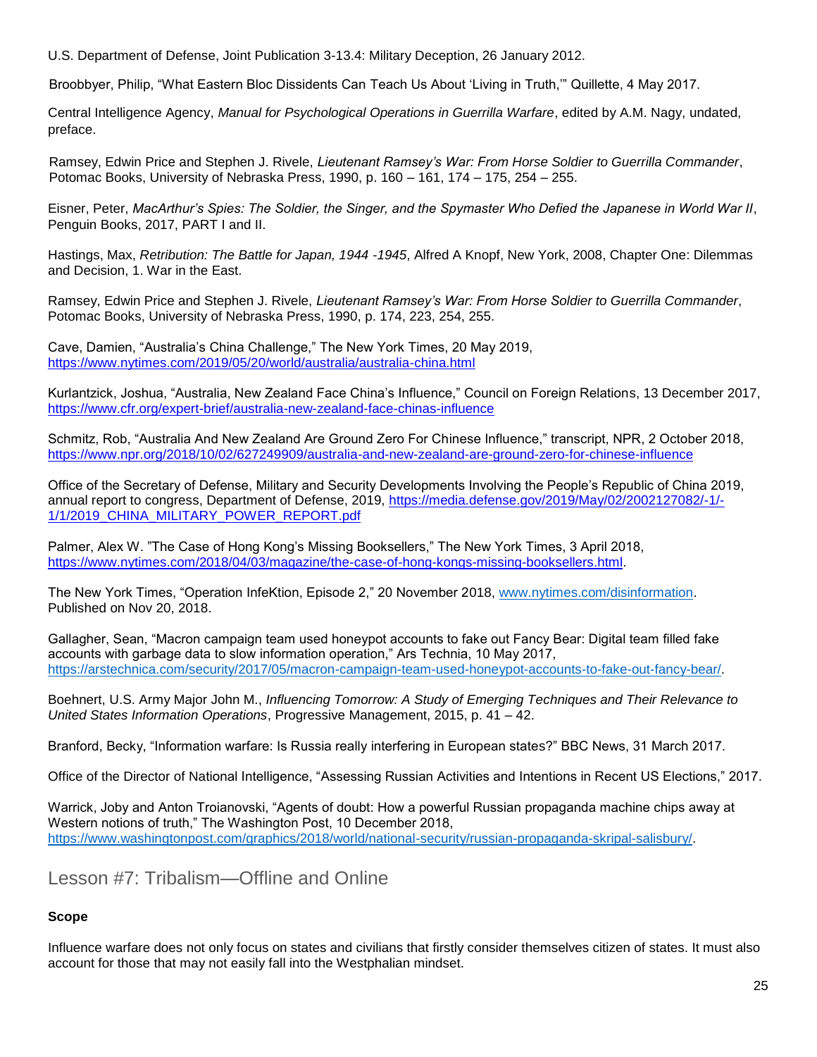U.S. Department of Defense, Joint Publication 3-13.4: Military Deception, 26 January 2012.

Broobbyer, Philip, "What Eastern Bloc Dissidents Can Teach Us About 'Living in Truth,'" Quillette, 4 May 2017.

Central Intelligence Agency, *Manual for Psychological Operations in Guerrilla Warfare*, edited by A.M. Nagy, undated, preface.

Ramsey, Edwin Price and Stephen J. Rivele, *Lieutenant Ramsey's War: From Horse Soldier to Guerrilla Commander*, Potomac Books, University of Nebraska Press, 1990, p. 160 – 161, 174 – 175, 254 – 255.

Eisner, Peter, *MacArthur's Spies: The Soldier, the Singer, and the Spymaster Who Defied the Japanese in World War II*, Penguin Books, 2017, PART I and II.

Hastings, Max, *Retribution: The Battle for Japan, 1944 -1945*, Alfred A Knopf, New York, 2008, Chapter One: Dilemmas and Decision, 1. War in the East.

Ramsey, Edwin Price and Stephen J. Rivele, *Lieutenant Ramsey's War: From Horse Soldier to Guerrilla Commander*, Potomac Books, University of Nebraska Press, 1990, p. 174, 223, 254, 255.

Cave, Damien, "Australia's China Challenge," The New York Times, 20 May 2019, https://www.nytimes.com/2019/05/20/world/australia/australia-china.html

Kurlantzick, Joshua, "Australia, New Zealand Face China's Influence," Council on Foreign Relations, 13 December 2017, https://www.cfr.org/expert-brief/australia-new-zealand-face-chinas-influence

Schmitz, Rob, "Australia And New Zealand Are Ground Zero For Chinese Influence," transcript, NPR, 2 October 2018, https://www.npr.org/2018/10/02/627249909/australia-and-new-zealand-are-ground-zero-for-chinese-influence

Office of the Secretary of Defense, Military and Security Developments Involving the People's Republic of China 2019, annual report to congress, Department of Defense, 2019, https://media.defense.gov/2019/May/02/2002127082/-1/-1/1/2019_CHINA_MILITARY_POWER_REPORT.pdf

Palmer, Alex W. "The Case of Hong Kong's Missing Booksellers," The New York Times, 3 April 2018, https://www.nytimes.com/2018/04/03/magazine/the-case-of-hong-kongs-missing-booksellers.html.

The New York Times, "Operation InfeKtion, Episode 2," 20 November 2018, www.nytimes.com/disinformation. Published on Nov 20, 2018.

Gallagher, Sean, "Macron campaign team used honeypot accounts to fake out Fancy Bear: Digital team filled fake accounts with garbage data to slow information operation," Ars Technia, 10 May 2017, https://arstechnica.com/security/2017/05/macron-campaign-team-used-honeypot-accounts-to-fake-out-fancy-bear/.

Boehnert, U.S. Army Major John M., *Influencing Tomorrow: A Study of Emerging Techniques and Their Relevance to United States Information Operations*, Progressive Management, 2015, p. 41 – 42.

Branford, Becky, "Information warfare: Is Russia really interfering in European states?" BBC News, 31 March 2017.

Office of the Director of National Intelligence, "Assessing Russian Activities and Intentions in Recent US Elections," 2017.

Warrick, Joby and Anton Troianovski, "Agents of doubt: How a powerful Russian propaganda machine chips away at Western notions of truth," The Washington Post, 10 December 2018, https://www.washingtonpost.com/graphics/2018/world/national-security/russian-propaganda-skripal-salisbury/.

## Lesson #7: Tribalism—Offline and Online

**Scope**

Influence warfare does not only focus on states and civilians that firstly consider themselves citizen of states. It must also account for those that may not easily fall into the Westphalian mindset.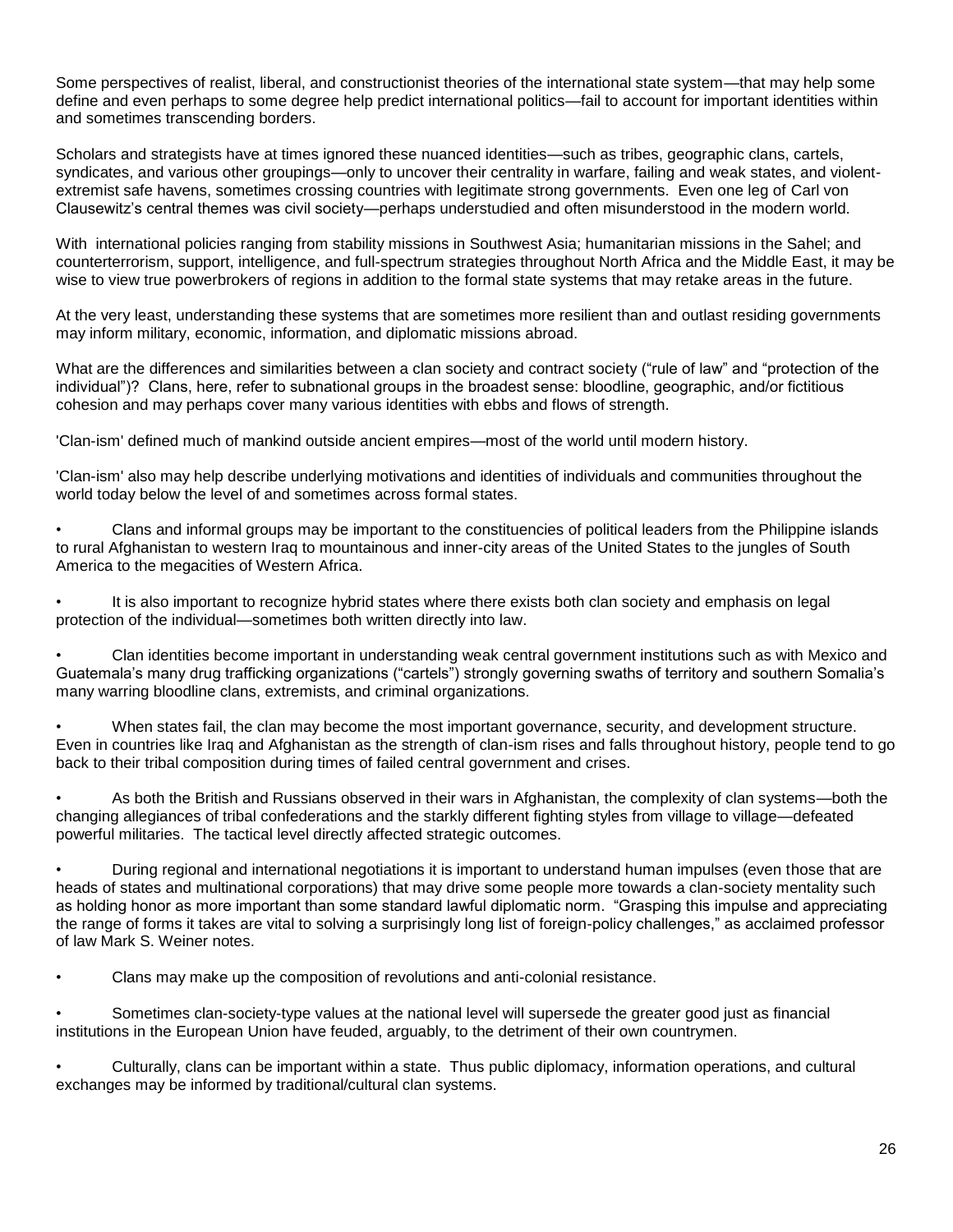Some perspectives of realist, liberal, and constructionist theories of the international state system—that may help some define and even perhaps to some degree help predict international politics—fail to account for important identities within and sometimes transcending borders.

Scholars and strategists have at times ignored these nuanced identities—such as tribes, geographic clans, cartels, syndicates, and various other groupings—only to uncover their centrality in warfare, failing and weak states, and violent-extremist safe havens, sometimes crossing countries with legitimate strong governments. Even one leg of Carl von Clausewitz's central themes was civil society—perhaps understudied and often misunderstood in the modern world.

With international policies ranging from stability missions in Southwest Asia; humanitarian missions in the Sahel; and counterterrorism, support, intelligence, and full-spectrum strategies throughout North Africa and the Middle East, it may be wise to view true powerbrokers of regions in addition to the formal state systems that may retake areas in the future.

At the very least, understanding these systems that are sometimes more resilient than and outlast residing governments may inform military, economic, information, and diplomatic missions abroad.

What are the differences and similarities between a clan society and contract society ("rule of law" and "protection of the individual")? Clans, here, refer to subnational groups in the broadest sense: bloodline, geographic, and/or fictitious cohesion and may perhaps cover many various identities with ebbs and flows of strength.

'Clan-ism' defined much of mankind outside ancient empires—most of the world until modern history.

'Clan-ism' also may help describe underlying motivations and identities of individuals and communities throughout the world today below the level of and sometimes across formal states.

- Clans and informal groups may be important to the constituencies of political leaders from the Philippine islands to rural Afghanistan to western Iraq to mountainous and inner-city areas of the United States to the jungles of South America to the megacities of Western Africa.
- It is also important to recognize hybrid states where there exists both clan society and emphasis on legal protection of the individual—sometimes both written directly into law.
- Clan identities become important in understanding weak central government institutions such as with Mexico and Guatemala's many drug trafficking organizations ("cartels") strongly governing swaths of territory and southern Somalia's many warring bloodline clans, extremists, and criminal organizations.
- When states fail, the clan may become the most important governance, security, and development structure. Even in countries like Iraq and Afghanistan as the strength of clan-ism rises and falls throughout history, people tend to go back to their tribal composition during times of failed central government and crises.
- As both the British and Russians observed in their wars in Afghanistan, the complexity of clan systems—both the changing allegiances of tribal confederations and the starkly different fighting styles from village to village—defeated powerful militaries. The tactical level directly affected strategic outcomes.
- During regional and international negotiations it is important to understand human impulses (even those that are heads of states and multinational corporations) that may drive some people more towards a clan-society mentality such as holding honor as more important than some standard lawful diplomatic norm. "Grasping this impulse and appreciating the range of forms it takes are vital to solving a surprisingly long list of foreign-policy challenges," as acclaimed professor of law Mark S. Weiner notes.
- Clans may make up the composition of revolutions and anti-colonial resistance.
- Sometimes clan-society-type values at the national level will supersede the greater good just as financial institutions in the European Union have feuded, arguably, to the detriment of their own countrymen.
- Culturally, clans can be important within a state. Thus public diplomacy, information operations, and cultural exchanges may be informed by traditional/cultural clan systems.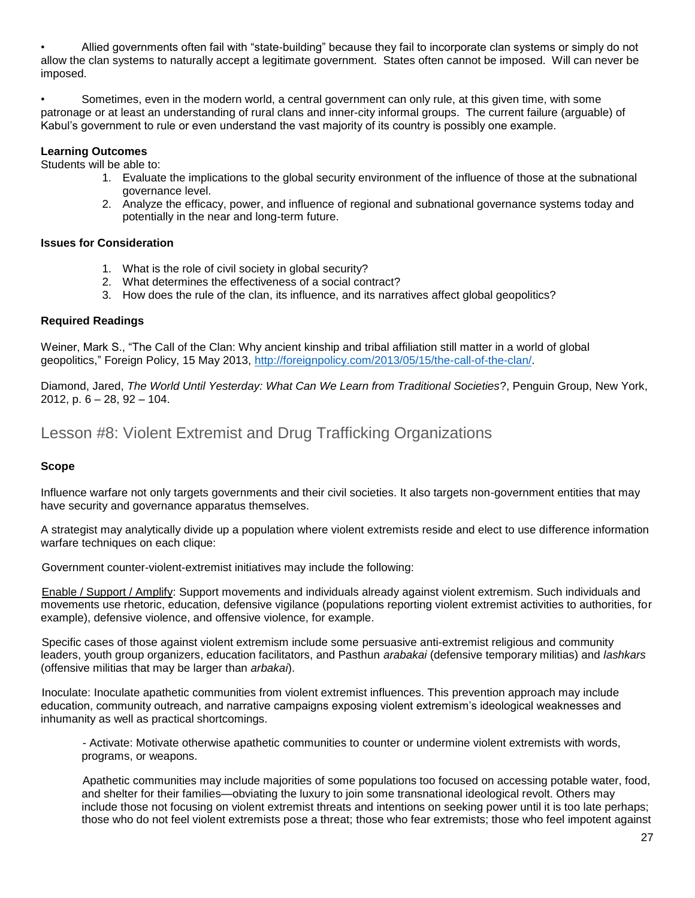- Allied governments often fail with "state-building" because they fail to incorporate clan systems or simply do not allow the clan systems to naturally accept a legitimate government. States often cannot be imposed. Will can never be imposed.

- Sometimes, even in the modern world, a central government can only rule, at this given time, with some patronage or at least an understanding of rural clans and inner-city informal groups. The current failure (arguable) of Kabul's government to rule or even understand the vast majority of its country is possibly one example.

**Learning Outcomes**

Students will be able to:

1. Evaluate the implications to the global security environment of the influence of those at the subnational governance level.
2. Analyze the efficacy, power, and influence of regional and subnational governance systems today and potentially in the near and long-term future.

**Issues for Consideration**

1. What is the role of civil society in global security?
2. What determines the effectiveness of a social contract?
3. How does the rule of the clan, its influence, and its narratives affect global geopolitics?

**Required Readings**

Weiner, Mark S., "The Call of the Clan: Why ancient kinship and tribal affiliation still matter in a world of global geopolitics," Foreign Policy, 15 May 2013, http://foreignpolicy.com/2013/05/15/the-call-of-the-clan/.

Diamond, Jared, *The World Until Yesterday: What Can We Learn from Traditional Societies*?, Penguin Group, New York, 2012, p. 6 – 28, 92 – 104.

## Lesson #8: Violent Extremist and Drug Trafficking Organizations

**Scope**

Influence warfare not only targets governments and their civil societies. It also targets non-government entities that may have security and governance apparatus themselves.

A strategist may analytically divide up a population where violent extremists reside and elect to use difference information warfare techniques on each clique:

Government counter-violent-extremist initiatives may include the following:

Enable / Support / Amplify: Support movements and individuals already against violent extremism. Such individuals and movements use rhetoric, education, defensive vigilance (populations reporting violent extremist activities to authorities, for example), defensive violence, and offensive violence, for example.

Specific cases of those against violent extremism include some persuasive anti-extremist religious and community leaders, youth group organizers, education facilitators, and Pasthun *arabakai* (defensive temporary militias) and *lashkars* (offensive militias that may be larger than *arbakai*).

Inoculate: Inoculate apathetic communities from violent extremist influences. This prevention approach may include education, community outreach, and narrative campaigns exposing violent extremism's ideological weaknesses and inhumanity as well as practical shortcomings.

- Activate: Motivate otherwise apathetic communities to counter or undermine violent extremists with words, programs, or weapons.

  Apathetic communities may include majorities of some populations too focused on accessing potable water, food, and shelter for their families—obviating the luxury to join some transnational ideological revolt. Others may include those not focusing on violent extremist threats and intentions on seeking power until it is too late perhaps; those who do not feel violent extremists pose a threat; those who fear extremists; those who feel impotent against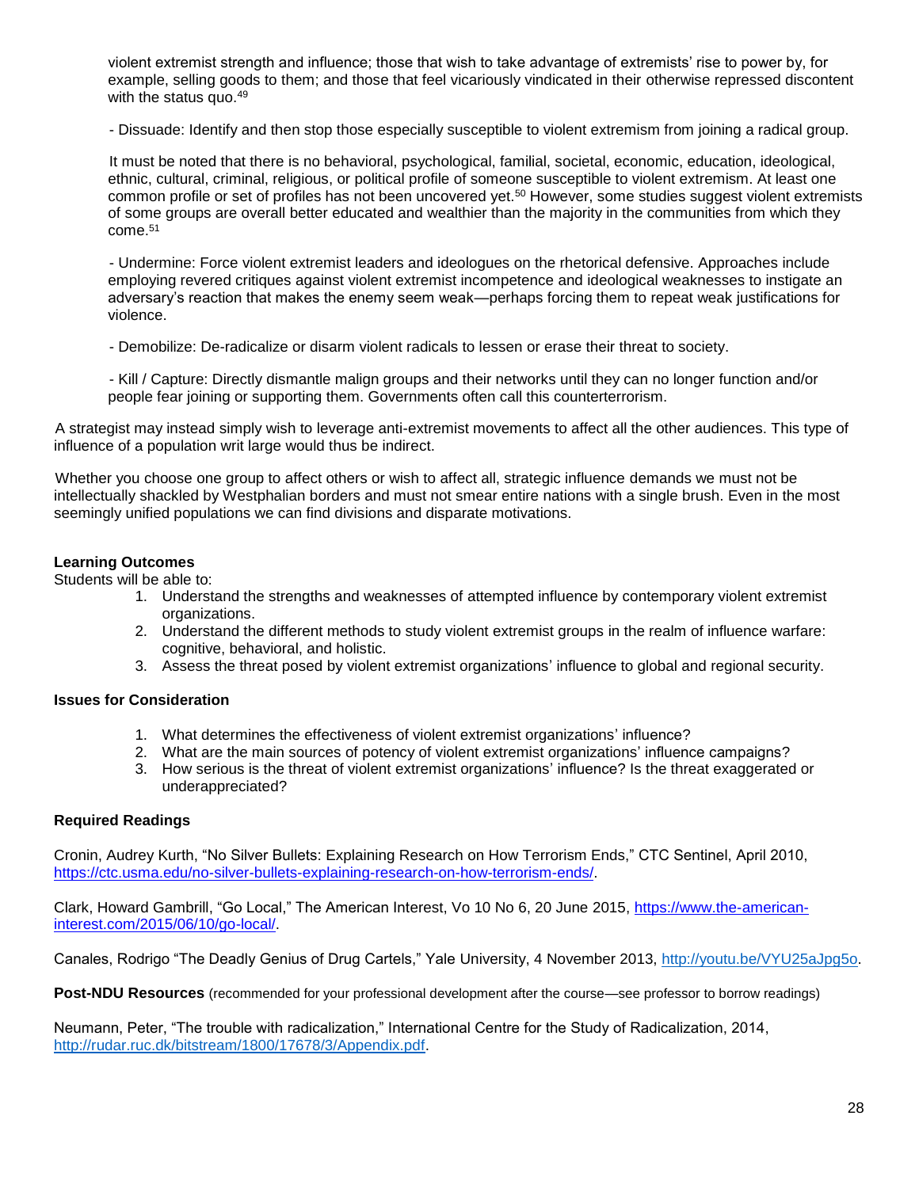violent extremist strength and influence; those that wish to take advantage of extremists' rise to power by, for example, selling goods to them; and those that feel vicariously vindicated in their otherwise repressed discontent with the status quo.[49]

- Dissuade: Identify and then stop those especially susceptible to violent extremism from joining a radical group.

It must be noted that there is no behavioral, psychological, familial, societal, economic, education, ideological, ethnic, cultural, criminal, religious, or political profile of someone susceptible to violent extremism. At least one common profile or set of profiles has not been uncovered yet.[50] However, some studies suggest violent extremists of some groups are overall better educated and wealthier than the majority in the communities from which they come.[51]

- Undermine: Force violent extremist leaders and ideologues on the rhetorical defensive. Approaches include employing revered critiques against violent extremist incompetence and ideological weaknesses to instigate an adversary's reaction that makes the enemy seem weak—perhaps forcing them to repeat weak justifications for violence.

- Demobilize: De-radicalize or disarm violent radicals to lessen or erase their threat to society.

- Kill / Capture: Directly dismantle malign groups and their networks until they can no longer function and/or people fear joining or supporting them. Governments often call this counterterrorism.

A strategist may instead simply wish to leverage anti-extremist movements to affect all the other audiences. This type of influence of a population writ large would thus be indirect.

Whether you choose one group to affect others or wish to affect all, strategic influence demands we must not be intellectually shackled by Westphalian borders and must not smear entire nations with a single brush. Even in the most seemingly unified populations we can find divisions and disparate motivations.

**Learning Outcomes**

Students will be able to:

1. Understand the strengths and weaknesses of attempted influence by contemporary violent extremist organizations.
2. Understand the different methods to study violent extremist groups in the realm of influence warfare: cognitive, behavioral, and holistic.
3. Assess the threat posed by violent extremist organizations' influence to global and regional security.

**Issues for Consideration**

1. What determines the effectiveness of violent extremist organizations' influence?
2. What are the main sources of potency of violent extremist organizations' influence campaigns?
3. How serious is the threat of violent extremist organizations' influence? Is the threat exaggerated or underappreciated?

**Required Readings**

Cronin, Audrey Kurth, "No Silver Bullets: Explaining Research on How Terrorism Ends," CTC Sentinel, April 2010, https://ctc.usma.edu/no-silver-bullets-explaining-research-on-how-terrorism-ends/.

Clark, Howard Gambrill, "Go Local," The American Interest, Vo 10 No 6, 20 June 2015, https://www.the-american-interest.com/2015/06/10/go-local/.

Canales, Rodrigo "The Deadly Genius of Drug Cartels," Yale University, 4 November 2013, http://youtu.be/VYU25aJpg5o.

**Post-NDU Resources** (recommended for your professional development after the course—see professor to borrow readings)

Neumann, Peter, "The trouble with radicalization," International Centre for the Study of Radicalization, 2014, http://rudar.ruc.dk/bitstream/1800/17678/3/Appendix.pdf.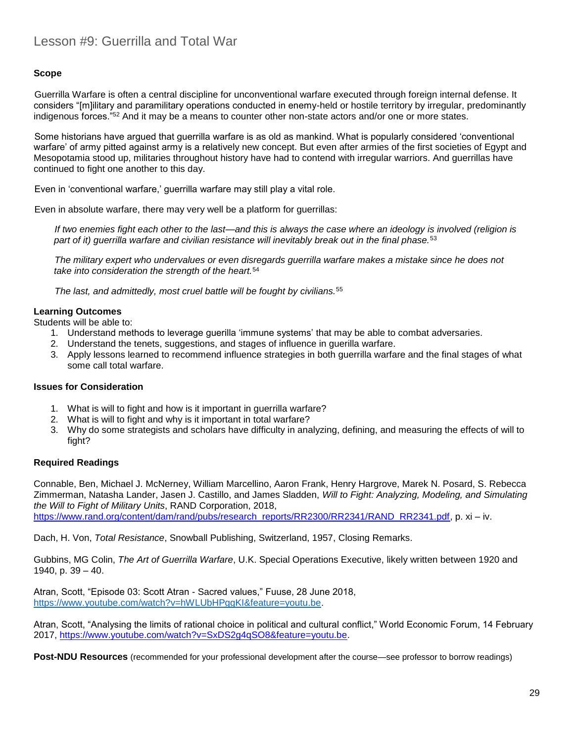# Lesson #9: Guerrilla and Total War

**Scope**

Guerrilla Warfare is often a central discipline for unconventional warfare executed through foreign internal defense. It considers "[m]ilitary and paramilitary operations conducted in enemy-held or hostile territory by irregular, predominantly indigenous forces."[52] And it may be a means to counter other non-state actors and/or one or more states.

Some historians have argued that guerrilla warfare is as old as mankind. What is popularly considered 'conventional warfare' of army pitted against army is a relatively new concept. But even after armies of the first societies of Egypt and Mesopotamia stood up, militaries throughout history have had to contend with irregular warriors. And guerrillas have continued to fight one another to this day.

Even in 'conventional warfare,' guerrilla warfare may still play a vital role.

Even in absolute warfare, there may very well be a platform for guerrillas:

> *If two enemies fight each other to the last—and this is always the case where an ideology is involved (religion is part of it) guerrilla warfare and civilian resistance will inevitably break out in the final phase.*[53]
>
> *The military expert who undervalues or even disregards guerrilla warfare makes a mistake since he does not take into consideration the strength of the heart.*[54]
>
> *The last, and admittedly, most cruel battle will be fought by civilians.*[55]

**Learning Outcomes**

Students will be able to:

1. Understand methods to leverage guerilla 'immune systems' that may be able to combat adversaries.
2. Understand the tenets, suggestions, and stages of influence in guerilla warfare.
3. Apply lessons learned to recommend influence strategies in both guerrilla warfare and the final stages of what some call total warfare.

**Issues for Consideration**

1. What is will to fight and how is it important in guerrilla warfare?
2. What is will to fight and why is it important in total warfare?
3. Why do some strategists and scholars have difficulty in analyzing, defining, and measuring the effects of will to fight?

**Required Readings**

Connable, Ben, Michael J. McNerney, William Marcellino, Aaron Frank, Henry Hargrove, Marek N. Posard, S. Rebecca Zimmerman, Natasha Lander, Jasen J. Castillo, and James Sladden, *Will to Fight: Analyzing, Modeling, and Simulating the Will to Fight of Military Units*, RAND Corporation, 2018, https://www.rand.org/content/dam/rand/pubs/research_reports/RR2300/RR2341/RAND_RR2341.pdf, p. xi – iv.

Dach, H. Von, *Total Resistance*, Snowball Publishing, Switzerland, 1957, Closing Remarks.

Gubbins, MG Colin, *The Art of Guerrilla Warfare*, U.K. Special Operations Executive, likely written between 1920 and 1940, p. 39 – 40.

Atran, Scott, "Episode 03: Scott Atran - Sacred values," Fuuse, 28 June 2018, https://www.youtube.com/watch?v=hWLUbHPggKI&feature=youtu.be.

Atran, Scott, "Analysing the limits of rational choice in political and cultural conflict," World Economic Forum, 14 February 2017, https://www.youtube.com/watch?v=SxDS2g4qSO8&feature=youtu.be.

**Post-NDU Resources** (recommended for your professional development after the course—see professor to borrow readings)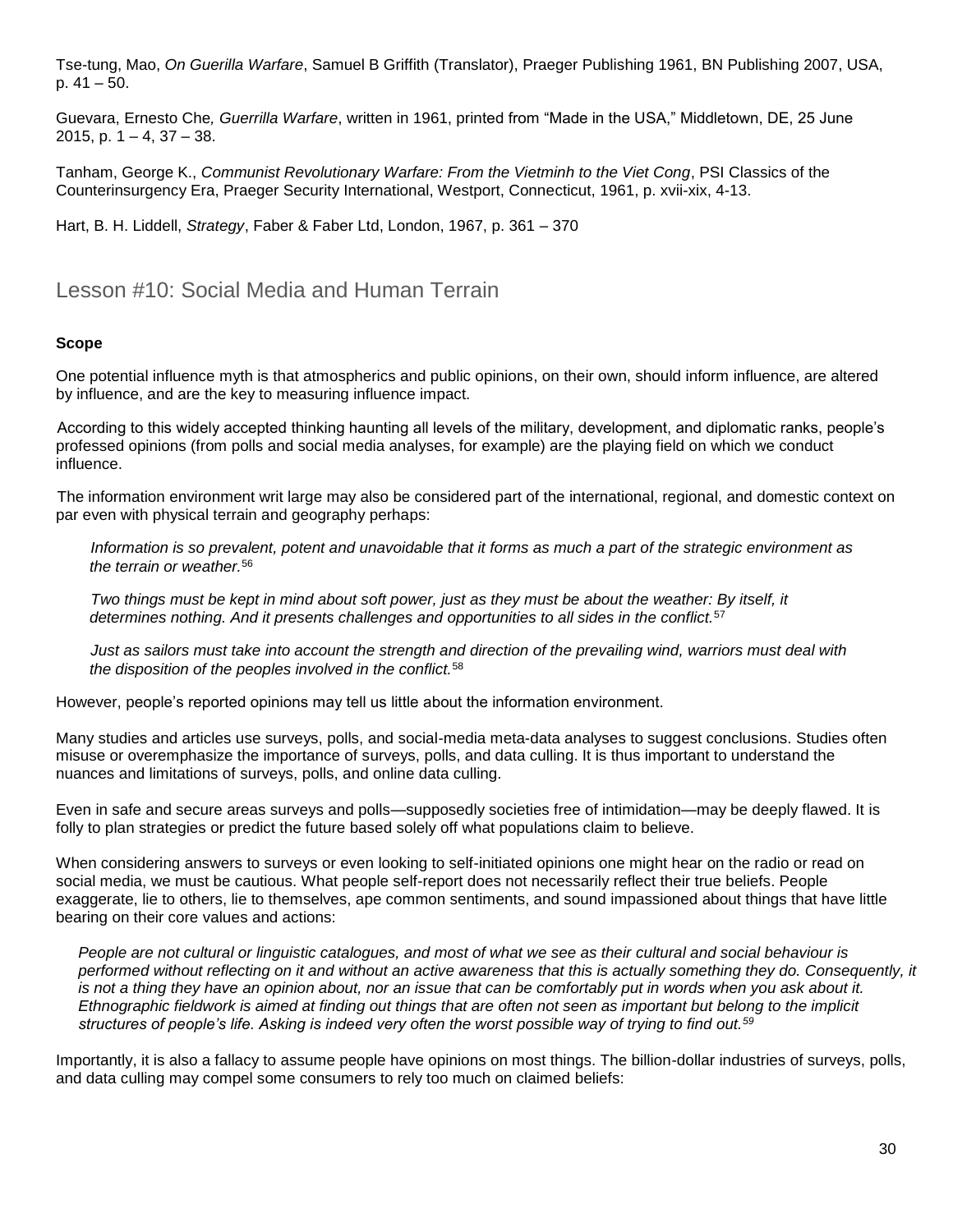Tse-tung, Mao, *On Guerilla Warfare*, Samuel B Griffith (Translator), Praeger Publishing 1961, BN Publishing 2007, USA, p. 41 – 50.

Guevara, Ernesto Che*, Guerrilla Warfare*, written in 1961, printed from "Made in the USA," Middletown, DE, 25 June 2015, p. 1 – 4, 37 – 38.

Tanham, George K., *Communist Revolutionary Warfare: From the Vietminh to the Viet Cong*, PSI Classics of the Counterinsurgency Era, Praeger Security International, Westport, Connecticut, 1961, p. xvii-xix, 4-13.

Hart, B. H. Liddell, *Strategy*, Faber & Faber Ltd, London, 1967, p. 361 – 370

## Lesson #10: Social Media and Human Terrain

**Scope**

One potential influence myth is that atmospherics and public opinions, on their own, should inform influence, are altered by influence, and are the key to measuring influence impact.

According to this widely accepted thinking haunting all levels of the military, development, and diplomatic ranks, people's professed opinions (from polls and social media analyses, for example) are the playing field on which we conduct influence.

The information environment writ large may also be considered part of the international, regional, and domestic context on par even with physical terrain and geography perhaps:

> *Information is so prevalent, potent and unavoidable that it forms as much a part of the strategic environment as the terrain or weather.*[56]
>
> *Two things must be kept in mind about soft power, just as they must be about the weather: By itself, it determines nothing. And it presents challenges and opportunities to all sides in the conflict.*[57]
>
> *Just as sailors must take into account the strength and direction of the prevailing wind, warriors must deal with the disposition of the peoples involved in the conflict.*[58]

However, people's reported opinions may tell us little about the information environment.

Many studies and articles use surveys, polls, and social-media meta-data analyses to suggest conclusions. Studies often misuse or overemphasize the importance of surveys, polls, and data culling. It is thus important to understand the nuances and limitations of surveys, polls, and online data culling.

Even in safe and secure areas surveys and polls—supposedly societies free of intimidation—may be deeply flawed. It is folly to plan strategies or predict the future based solely off what populations claim to believe.

When considering answers to surveys or even looking to self-initiated opinions one might hear on the radio or read on social media, we must be cautious. What people self-report does not necessarily reflect their true beliefs. People exaggerate, lie to others, lie to themselves, ape common sentiments, and sound impassioned about things that have little bearing on their core values and actions:

> *People are not cultural or linguistic catalogues, and most of what we see as their cultural and social behaviour is performed without reflecting on it and without an active awareness that this is actually something they do. Consequently, it is not a thing they have an opinion about, nor an issue that can be comfortably put in words when you ask about it. Ethnographic fieldwork is aimed at finding out things that are often not seen as important but belong to the implicit structures of people's life. Asking is indeed very often the worst possible way of trying to find out.*[59]

Importantly, it is also a fallacy to assume people have opinions on most things. The billion-dollar industries of surveys, polls, and data culling may compel some consumers to rely too much on claimed beliefs: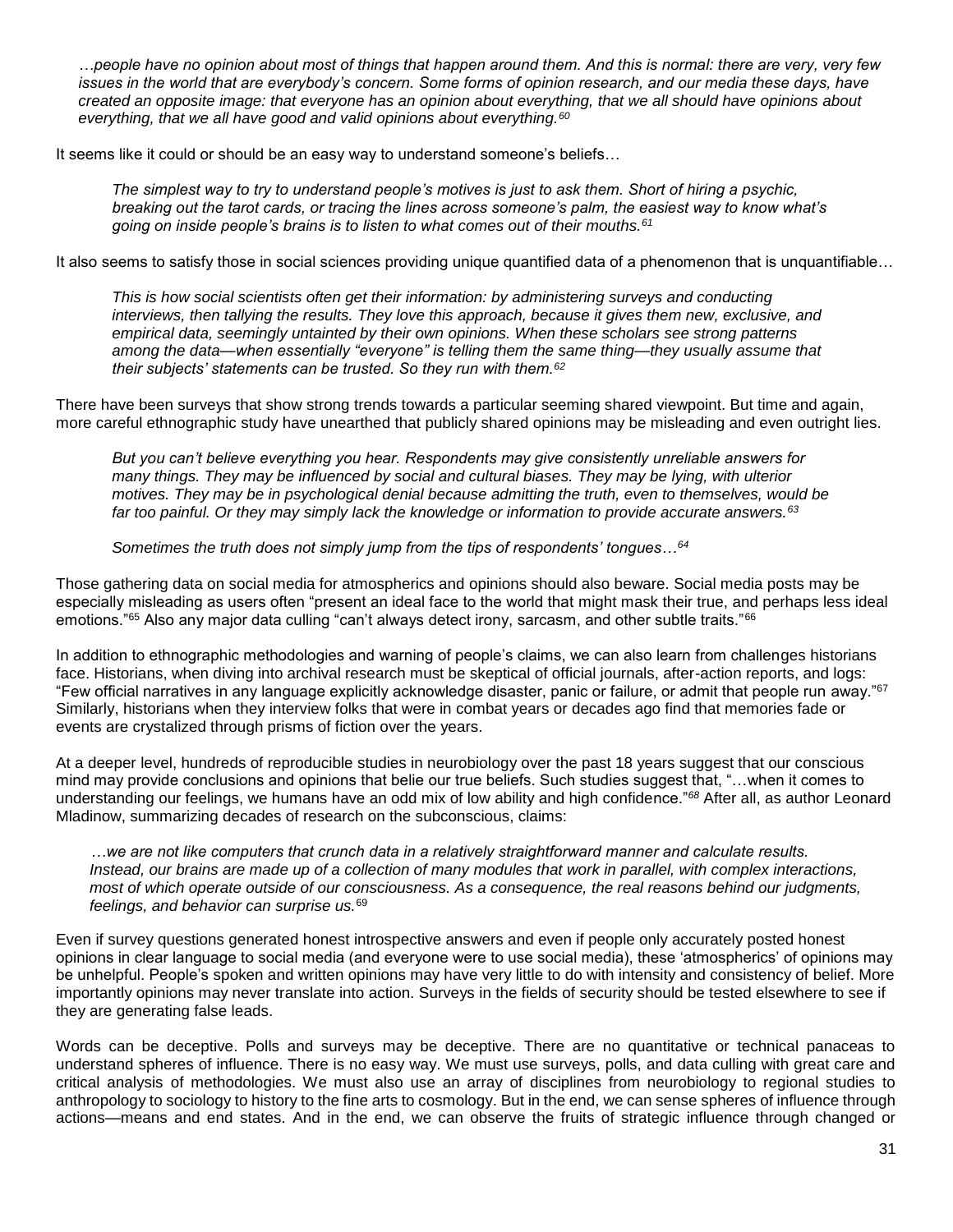> *…people have no opinion about most of things that happen around them. And this is normal: there are very, very few issues in the world that are everybody's concern. Some forms of opinion research, and our media these days, have created an opposite image: that everyone has an opinion about everything, that we all should have opinions about everything, that we all have good and valid opinions about everything.*[60]

It seems like it could or should be an easy way to understand someone's beliefs…

> *The simplest way to try to understand people's motives is just to ask them. Short of hiring a psychic, breaking out the tarot cards, or tracing the lines across someone's palm, the easiest way to know what's going on inside people's brains is to listen to what comes out of their mouths.*[61]

It also seems to satisfy those in social sciences providing unique quantified data of a phenomenon that is unquantifiable…

> *This is how social scientists often get their information: by administering surveys and conducting interviews, then tallying the results. They love this approach, because it gives them new, exclusive, and empirical data, seemingly untainted by their own opinions. When these scholars see strong patterns among the data—when essentially "everyone" is telling them the same thing—they usually assume that their subjects' statements can be trusted. So they run with them.*[62]

There have been surveys that show strong trends towards a particular seeming shared viewpoint. But time and again, more careful ethnographic study have unearthed that publicly shared opinions may be misleading and even outright lies.

> *But you can't believe everything you hear. Respondents may give consistently unreliable answers for many things. They may be influenced by social and cultural biases. They may be lying, with ulterior motives. They may be in psychological denial because admitting the truth, even to themselves, would be far too painful. Or they may simply lack the knowledge or information to provide accurate answers.*[63]
>
> *Sometimes the truth does not simply jump from the tips of respondents' tongues…*[64]

Those gathering data on social media for atmospherics and opinions should also beware. Social media posts may be especially misleading as users often "present an ideal face to the world that might mask their true, and perhaps less ideal emotions."[65] Also any major data culling "can't always detect irony, sarcasm, and other subtle traits."[66]

In addition to ethnographic methodologies and warning of people's claims, we can also learn from challenges historians face. Historians, when diving into archival research must be skeptical of official journals, after-action reports, and logs: "Few official narratives in any language explicitly acknowledge disaster, panic or failure, or admit that people run away."[67] Similarly, historians when they interview folks that were in combat years or decades ago find that memories fade or events are crystalized through prisms of fiction over the years.

At a deeper level, hundreds of reproducible studies in neurobiology over the past 18 years suggest that our conscious mind may provide conclusions and opinions that belie our true beliefs. Such studies suggest that, "…when it comes to understanding our feelings, we humans have an odd mix of low ability and high confidence."[68] After all, as author Leonard Mladinow, summarizing decades of research on the subconscious, claims:

> *…we are not like computers that crunch data in a relatively straightforward manner and calculate results. Instead, our brains are made up of a collection of many modules that work in parallel, with complex interactions, most of which operate outside of our consciousness. As a consequence, the real reasons behind our judgments, feelings, and behavior can surprise us.*[69]

Even if survey questions generated honest introspective answers and even if people only accurately posted honest opinions in clear language to social media (and everyone were to use social media), these 'atmospherics' of opinions may be unhelpful. People's spoken and written opinions may have very little to do with intensity and consistency of belief. More importantly opinions may never translate into action. Surveys in the fields of security should be tested elsewhere to see if they are generating false leads.

Words can be deceptive. Polls and surveys may be deceptive. There are no quantitative or technical panaceas to understand spheres of influence. There is no easy way. We must use surveys, polls, and data culling with great care and critical analysis of methodologies. We must also use an array of disciplines from neurobiology to regional studies to anthropology to sociology to history to the fine arts to cosmology. But in the end, we can sense spheres of influence through actions—means and end states. And in the end, we can observe the fruits of strategic influence through changed or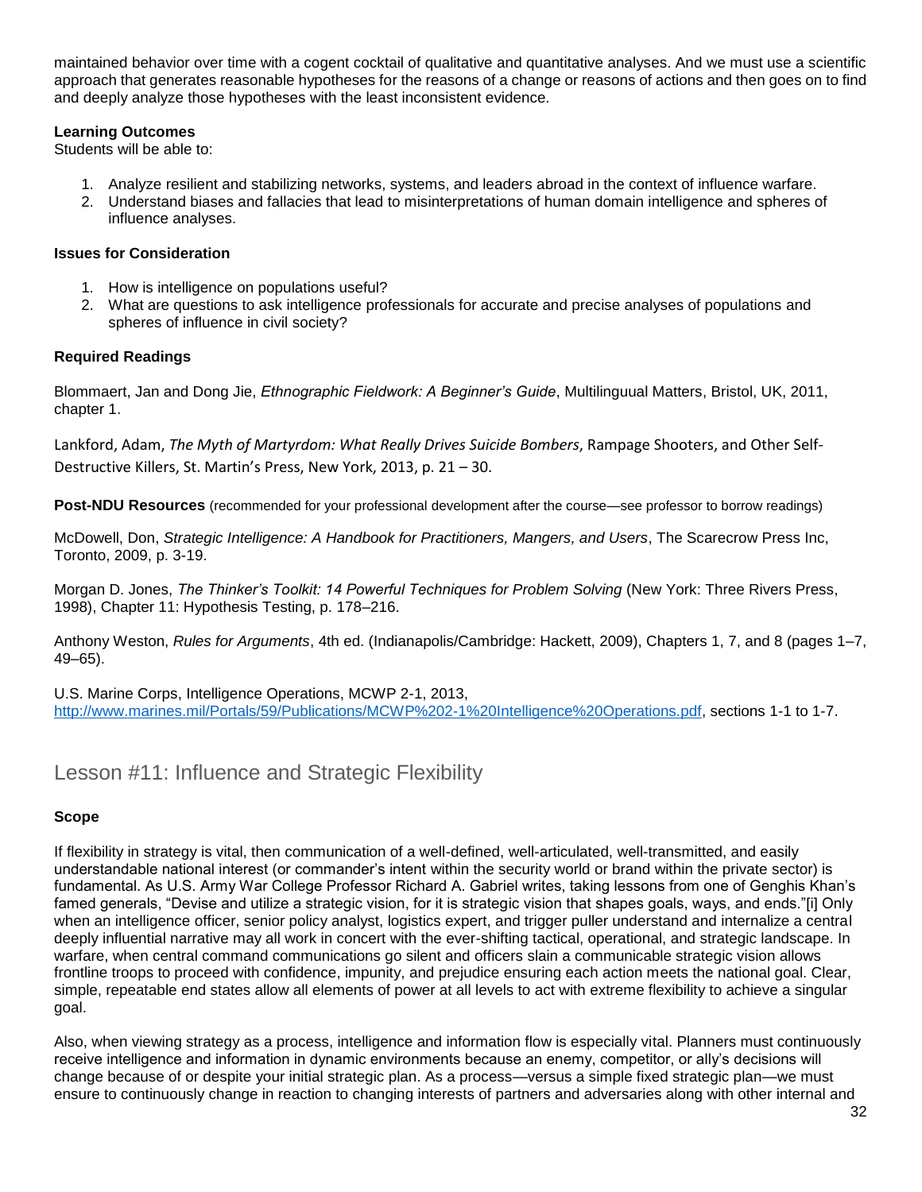maintained behavior over time with a cogent cocktail of qualitative and quantitative analyses. And we must use a scientific approach that generates reasonable hypotheses for the reasons of a change or reasons of actions and then goes on to find and deeply analyze those hypotheses with the least inconsistent evidence.

**Learning Outcomes**
Students will be able to:

1. Analyze resilient and stabilizing networks, systems, and leaders abroad in the context of influence warfare.
2. Understand biases and fallacies that lead to misinterpretations of human domain intelligence and spheres of influence analyses.

**Issues for Consideration**

1. How is intelligence on populations useful?
2. What are questions to ask intelligence professionals for accurate and precise analyses of populations and spheres of influence in civil society?

**Required Readings**

Blommaert, Jan and Dong Jie, *Ethnographic Fieldwork: A Beginner's Guide*, Multilinguual Matters, Bristol, UK, 2011, chapter 1.

Lankford, Adam, *The Myth of Martyrdom: What Really Drives Suicide Bombers*, Rampage Shooters, and Other Self-Destructive Killers, St. Martin's Press, New York, 2013, p. 21 – 30.

**Post-NDU Resources** (recommended for your professional development after the course—see professor to borrow readings)

McDowell, Don, *Strategic Intelligence: A Handbook for Practitioners, Mangers, and Users*, The Scarecrow Press Inc, Toronto, 2009, p. 3-19.

Morgan D. Jones, *The Thinker's Toolkit: 14 Powerful Techniques for Problem Solving* (New York: Three Rivers Press, 1998), Chapter 11: Hypothesis Testing, p. 178–216.

Anthony Weston, *Rules for Arguments*, 4th ed. (Indianapolis/Cambridge: Hackett, 2009), Chapters 1, 7, and 8 (pages 1–7, 49–65).

U.S. Marine Corps, Intelligence Operations, MCWP 2-1, 2013, http://www.marines.mil/Portals/59/Publications/MCWP%202-1%20Intelligence%20Operations.pdf, sections 1-1 to 1-7.

## Lesson #11: Influence and Strategic Flexibility

**Scope**

If flexibility in strategy is vital, then communication of a well-defined, well-articulated, well-transmitted, and easily understandable national interest (or commander's intent within the security world or brand within the private sector) is fundamental. As U.S. Army War College Professor Richard A. Gabriel writes, taking lessons from one of Genghis Khan's famed generals, "Devise and utilize a strategic vision, for it is strategic vision that shapes goals, ways, and ends."[i] Only when an intelligence officer, senior policy analyst, logistics expert, and trigger puller understand and internalize a central deeply influential narrative may all work in concert with the ever-shifting tactical, operational, and strategic landscape. In warfare, when central command communications go silent and officers slain a communicable strategic vision allows frontline troops to proceed with confidence, impunity, and prejudice ensuring each action meets the national goal. Clear, simple, repeatable end states allow all elements of power at all levels to act with extreme flexibility to achieve a singular goal.

Also, when viewing strategy as a process, intelligence and information flow is especially vital. Planners must continuously receive intelligence and information in dynamic environments because an enemy, competitor, or ally's decisions will change because of or despite your initial strategic plan. As a process—versus a simple fixed strategic plan—we must ensure to continuously change in reaction to changing interests of partners and adversaries along with other internal and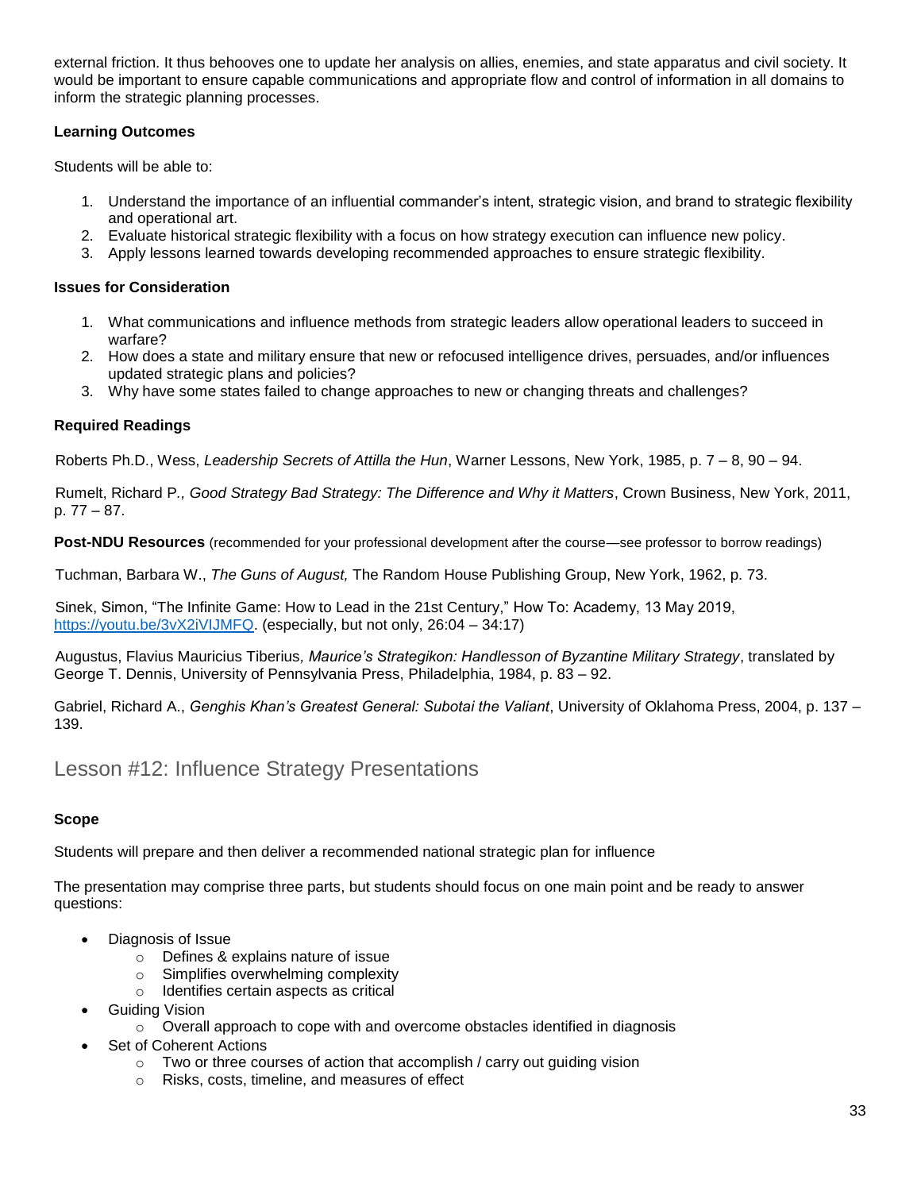external friction. It thus behooves one to update her analysis on allies, enemies, and state apparatus and civil society. It would be important to ensure capable communications and appropriate flow and control of information in all domains to inform the strategic planning processes.

**Learning Outcomes**

Students will be able to:

1. Understand the importance of an influential commander's intent, strategic vision, and brand to strategic flexibility and operational art.
2. Evaluate historical strategic flexibility with a focus on how strategy execution can influence new policy.
3. Apply lessons learned towards developing recommended approaches to ensure strategic flexibility.

**Issues for Consideration**

1. What communications and influence methods from strategic leaders allow operational leaders to succeed in warfare?
2. How does a state and military ensure that new or refocused intelligence drives, persuades, and/or influences updated strategic plans and policies?
3. Why have some states failed to change approaches to new or changing threats and challenges?

**Required Readings**

Roberts Ph.D., Wess, *Leadership Secrets of Attilla the Hun*, Warner Lessons, New York, 1985, p. 7 – 8, 90 – 94.

Rumelt, Richard P., *Good Strategy Bad Strategy: The Difference and Why it Matters*, Crown Business, New York, 2011, p. 77 – 87.

**Post-NDU Resources** (recommended for your professional development after the course—see professor to borrow readings)

Tuchman, Barbara W., *The Guns of August,* The Random House Publishing Group, New York, 1962, p. 73.

Sinek, Simon, "The Infinite Game: How to Lead in the 21st Century," How To: Academy, 13 May 2019, https://youtu.be/3vX2iVIJMFQ. (especially, but not only, 26:04 – 34:17)

Augustus, Flavius Mauricius Tiberius, *Maurice's Strategikon: Handlesson of Byzantine Military Strategy*, translated by George T. Dennis, University of Pennsylvania Press, Philadelphia, 1984, p. 83 – 92.

Gabriel, Richard A., *Genghis Khan's Greatest General: Subotai the Valiant*, University of Oklahoma Press, 2004, p. 137 – 139.

## Lesson #12: Influence Strategy Presentations

**Scope**

Students will prepare and then deliver a recommended national strategic plan for influence

The presentation may comprise three parts, but students should focus on one main point and be ready to answer questions:

- Diagnosis of Issue
  - Defines & explains nature of issue
  - Simplifies overwhelming complexity
  - Identifies certain aspects as critical
- Guiding Vision
  - Overall approach to cope with and overcome obstacles identified in diagnosis
- Set of Coherent Actions
  - Two or three courses of action that accomplish / carry out guiding vision
  - Risks, costs, timeline, and measures of effect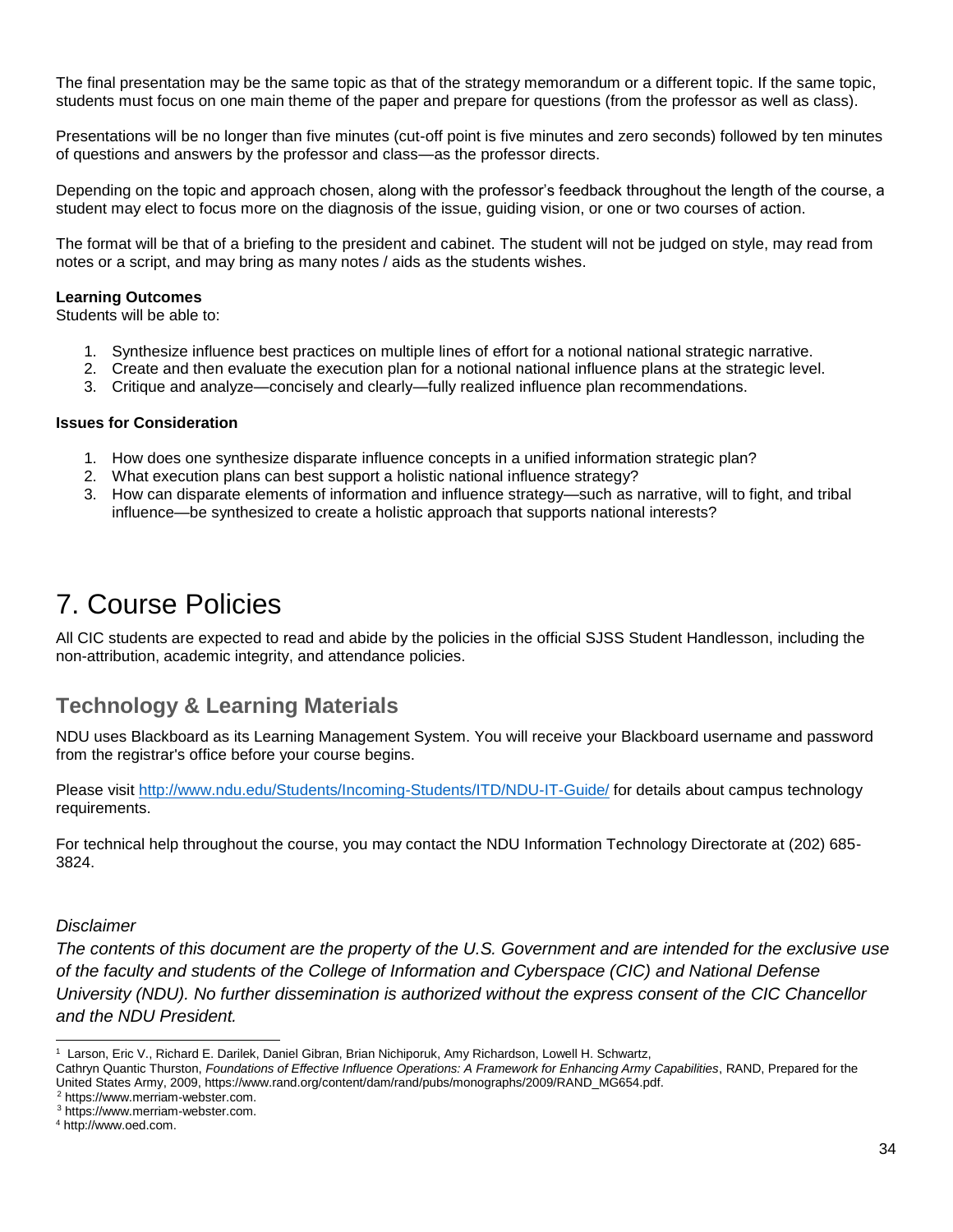The final presentation may be the same topic as that of the strategy memorandum or a different topic. If the same topic, students must focus on one main theme of the paper and prepare for questions (from the professor as well as class).

Presentations will be no longer than five minutes (cut-off point is five minutes and zero seconds) followed by ten minutes of questions and answers by the professor and class—as the professor directs.

Depending on the topic and approach chosen, along with the professor's feedback throughout the length of the course, a student may elect to focus more on the diagnosis of the issue, guiding vision, or one or two courses of action.

The format will be that of a briefing to the president and cabinet. The student will not be judged on style, may read from notes or a script, and may bring as many notes / aids as the students wishes.

**Learning Outcomes**
Students will be able to:

1. Synthesize influence best practices on multiple lines of effort for a notional national strategic narrative.
2. Create and then evaluate the execution plan for a notional national influence plans at the strategic level.
3. Critique and analyze—concisely and clearly—fully realized influence plan recommendations.

**Issues for Consideration**

1. How does one synthesize disparate influence concepts in a unified information strategic plan?
2. What execution plans can best support a holistic national influence strategy?
3. How can disparate elements of information and influence strategy—such as narrative, will to fight, and tribal influence—be synthesized to create a holistic approach that supports national interests?

# 7. Course Policies

All CIC students are expected to read and abide by the policies in the official SJSS Student Handlesson, including the non-attribution, academic integrity, and attendance policies.

## Technology & Learning Materials

NDU uses Blackboard as its Learning Management System. You will receive your Blackboard username and password from the registrar's office before your course begins.

Please visit http://www.ndu.edu/Students/Incoming-Students/ITD/NDU-IT-Guide/ for details about campus technology requirements.

For technical help throughout the course, you may contact the NDU Information Technology Directorate at (202) 685-3824.

*Disclaimer*

*The contents of this document are the property of the U.S. Government and are intended for the exclusive use of the faculty and students of the College of Information and Cyberspace (CIC) and National Defense University (NDU). No further dissemination is authorized without the express consent of the CIC Chancellor and the NDU President.*

---

[1] Larson, Eric V., Richard E. Darilek, Daniel Gibran, Brian Nichiporuk, Amy Richardson, Lowell H. Schwartz, Cathryn Quantic Thurston, *Foundations of Effective Influence Operations: A Framework for Enhancing Army Capabilities*, RAND, Prepared for the United States Army, 2009, https://www.rand.org/content/dam/rand/pubs/monographs/2009/RAND_MG654.pdf.

[2] https://www.merriam-webster.com.

[3] https://www.merriam-webster.com.

[4] http://www.oed.com.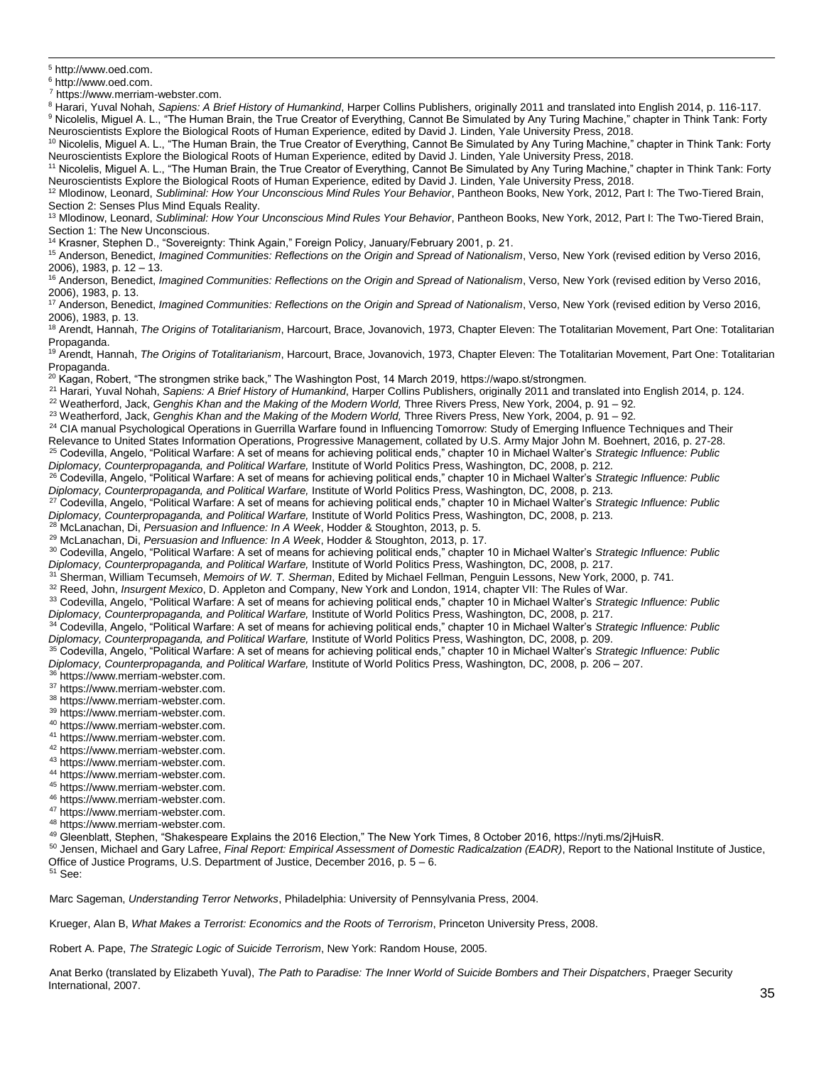[5] http://www.oed.com.

[6] http://www.oed.com.

[7] https://www.merriam-webster.com.

[8] Harari, Yuval Nohah, *Sapiens: A Brief History of Humankind*, Harper Collins Publishers, originally 2011 and translated into English 2014, p. 116-117.

[9] Nicolelis, Miguel A. L., "The Human Brain, the True Creator of Everything, Cannot Be Simulated by Any Turing Machine," chapter in Think Tank: Forty Neuroscientists Explore the Biological Roots of Human Experience, edited by David J. Linden, Yale University Press, 2018.

[10] Nicolelis, Miguel A. L., "The Human Brain, the True Creator of Everything, Cannot Be Simulated by Any Turing Machine," chapter in Think Tank: Forty Neuroscientists Explore the Biological Roots of Human Experience, edited by David J. Linden, Yale University Press, 2018.

[11] Nicolelis, Miguel A. L., "The Human Brain, the True Creator of Everything, Cannot Be Simulated by Any Turing Machine," chapter in Think Tank: Forty Neuroscientists Explore the Biological Roots of Human Experience, edited by David J. Linden, Yale University Press, 2018.

[12] Mlodinow, Leonard, *Subliminal: How Your Unconscious Mind Rules Your Behavior*, Pantheon Books, New York, 2012, Part I: The Two-Tiered Brain, Section 2: Senses Plus Mind Equals Reality.

[13] Mlodinow, Leonard, *Subliminal: How Your Unconscious Mind Rules Your Behavior*, Pantheon Books, New York, 2012, Part I: The Two-Tiered Brain, Section 1: The New Unconscious.

[14] Krasner, Stephen D., "Sovereignty: Think Again," Foreign Policy, January/February 2001, p. 21.

[15] Anderson, Benedict, *Imagined Communities: Reflections on the Origin and Spread of Nationalism*, Verso, New York (revised edition by Verso 2016, 2006), 1983, p. 12 – 13.

[16] Anderson, Benedict, *Imagined Communities: Reflections on the Origin and Spread of Nationalism*, Verso, New York (revised edition by Verso 2016, 2006), 1983, p. 13.

[17] Anderson, Benedict, *Imagined Communities: Reflections on the Origin and Spread of Nationalism*, Verso, New York (revised edition by Verso 2016, 2006), 1983, p. 13.

[18] Arendt, Hannah, *The Origins of Totalitarianism*, Harcourt, Brace, Jovanovich, 1973, Chapter Eleven: The Totalitarian Movement, Part One: Totalitarian Propaganda.

[19] Arendt, Hannah, *The Origins of Totalitarianism*, Harcourt, Brace, Jovanovich, 1973, Chapter Eleven: The Totalitarian Movement, Part One: Totalitarian Propaganda.

[20] Kagan, Robert, "The strongmen strike back," The Washington Post, 14 March 2019, https://wapo.st/strongmen.

[21] Harari, Yuval Nohah, *Sapiens: A Brief History of Humankind*, Harper Collins Publishers, originally 2011 and translated into English 2014, p. 124.

[22] Weatherford, Jack, *Genghis Khan and the Making of the Modern World,* Three Rivers Press, New York, 2004, p. 91 – 92.

[23] Weatherford, Jack, *Genghis Khan and the Making of the Modern World,* Three Rivers Press, New York, 2004, p. 91 – 92.

[24] CIA manual Psychological Operations in Guerrilla Warfare found in Influencing Tomorrow: Study of Emerging Influence Techniques and Their Relevance to United States Information Operations, Progressive Management, collated by U.S. Army Major John M. Boehnert, 2016, p. 27-28.

[25] Codevilla, Angelo, "Political Warfare: A set of means for achieving political ends," chapter 10 in Michael Walter's *Strategic Influence: Public Diplomacy, Counterpropaganda, and Political Warfare,* Institute of World Politics Press, Washington, DC, 2008, p. 212.

[26] Codevilla, Angelo, "Political Warfare: A set of means for achieving political ends," chapter 10 in Michael Walter's *Strategic Influence: Public Diplomacy, Counterpropaganda, and Political Warfare,* Institute of World Politics Press, Washington, DC, 2008, p. 213.

[27] Codevilla, Angelo, "Political Warfare: A set of means for achieving political ends," chapter 10 in Michael Walter's *Strategic Influence: Public Diplomacy, Counterpropaganda, and Political Warfare,* Institute of World Politics Press, Washington, DC, 2008, p. 213.

[28] McLanachan, Di, *Persuasion and Influence: In A Week*, Hodder & Stoughton, 2013, p. 5.

[29] McLanachan, Di, *Persuasion and Influence: In A Week*, Hodder & Stoughton, 2013, p. 17.

[30] Codevilla, Angelo, "Political Warfare: A set of means for achieving political ends," chapter 10 in Michael Walter's *Strategic Influence: Public Diplomacy, Counterpropaganda, and Political Warfare,* Institute of World Politics Press, Washington, DC, 2008, p. 217.

[31] Sherman, William Tecumseh, *Memoirs of W. T. Sherman*, Edited by Michael Fellman, Penguin Lessons, New York, 2000, p. 741.

[32] Reed, John, *Insurgent Mexico*, D. Appleton and Company, New York and London, 1914, chapter VII: The Rules of War.

[33] Codevilla, Angelo, "Political Warfare: A set of means for achieving political ends," chapter 10 in Michael Walter's *Strategic Influence: Public Diplomacy, Counterpropaganda, and Political Warfare,* Institute of World Politics Press, Washington, DC, 2008, p. 217.

[34] Codevilla, Angelo, "Political Warfare: A set of means for achieving political ends," chapter 10 in Michael Walter's *Strategic Influence: Public Diplomacy, Counterpropaganda, and Political Warfare,* Institute of World Politics Press, Washington, DC, 2008, p. 209.

[35] Codevilla, Angelo, "Political Warfare: A set of means for achieving political ends," chapter 10 in Michael Walter's *Strategic Influence: Public Diplomacy, Counterpropaganda, and Political Warfare,* Institute of World Politics Press, Washington, DC, 2008, p. 206 – 207.

[36] https://www.merriam-webster.com.

[37] https://www.merriam-webster.com.

[38] https://www.merriam-webster.com.

[39] https://www.merriam-webster.com.

[40] https://www.merriam-webster.com.

[41] https://www.merriam-webster.com.

[42] https://www.merriam-webster.com.

[43] https://www.merriam-webster.com.

[44] https://www.merriam-webster.com.

[45] https://www.merriam-webster.com.

[46] https://www.merriam-webster.com.

[47] https://www.merriam-webster.com.

[48] https://www.merriam-webster.com.

[49] Gleenblatt, Stephen, "Shakespeare Explains the 2016 Election," The New York Times, 8 October 2016, https://nyti.ms/2jHuisR.

[50] Jensen, Michael and Gary Lafree, *Final Report: Empirical Assessment of Domestic Radicalzation (EADR)*, Report to the National Institute of Justice, Office of Justice Programs, U.S. Department of Justice, December 2016, p. 5 – 6.

[51] See:

Marc Sageman, *Understanding Terror Networks*, Philadelphia: University of Pennsylvania Press, 2004.

Krueger, Alan B, *What Makes a Terrorist: Economics and the Roots of Terrorism*, Princeton University Press, 2008.

Robert A. Pape, *The Strategic Logic of Suicide Terrorism*, New York: Random House, 2005.

Anat Berko (translated by Elizabeth Yuval), *The Path to Paradise: The Inner World of Suicide Bombers and Their Dispatchers*, Praeger Security International, 2007.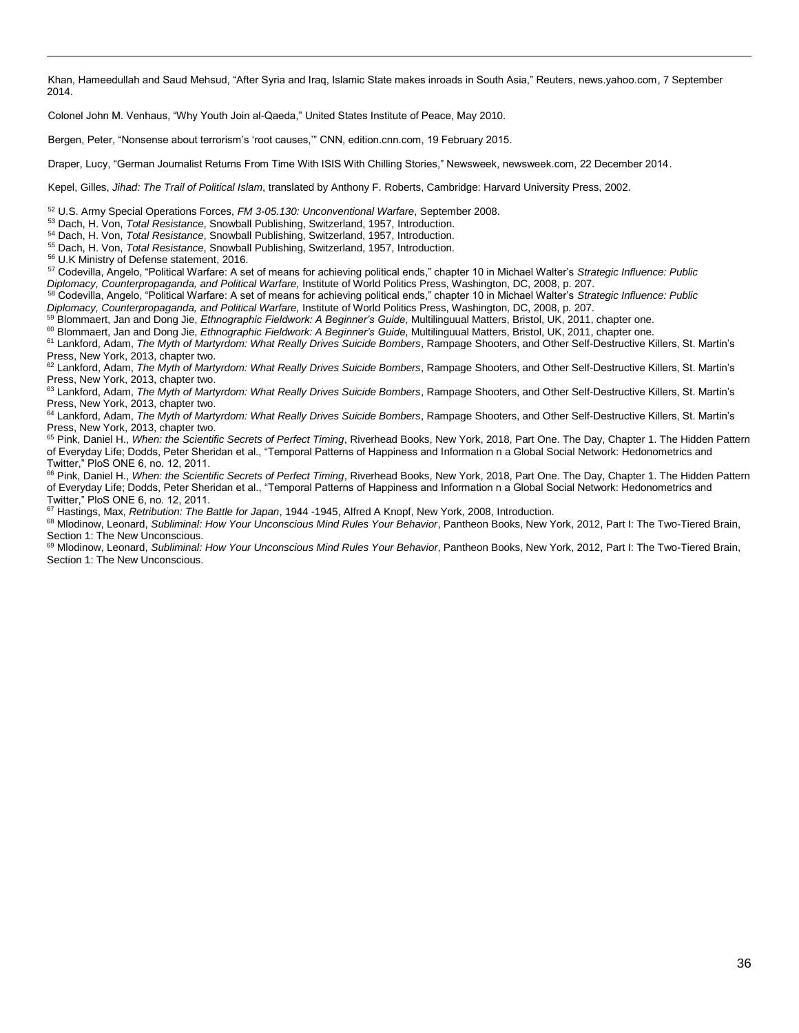Khan, Hameedullah and Saud Mehsud, "After Syria and Iraq, Islamic State makes inroads in South Asia," Reuters, news.yahoo.com, 7 September 2014.

Colonel John M. Venhaus, "Why Youth Join al-Qaeda," United States Institute of Peace, May 2010.

Bergen, Peter, "Nonsense about terrorism's 'root causes,'" CNN, edition.cnn.com, 19 February 2015.

Draper, Lucy, "German Journalist Returns From Time With ISIS With Chilling Stories," Newsweek, newsweek.com, 22 December 2014.

Kepel, Gilles, *Jihad: The Trail of Political Islam*, translated by Anthony F. Roberts, Cambridge: Harvard University Press, 2002.

[52] U.S. Army Special Operations Forces, *FM 3-05.130: Unconventional Warfare*, September 2008.
[53] Dach, H. Von, *Total Resistance*, Snowball Publishing, Switzerland, 1957, Introduction.
[54] Dach, H. Von, *Total Resistance*, Snowball Publishing, Switzerland, 1957, Introduction.
[55] Dach, H. Von, *Total Resistance*, Snowball Publishing, Switzerland, 1957, Introduction.
[56] U.K Ministry of Defense statement, 2016.
[57] Codevilla, Angelo, "Political Warfare: A set of means for achieving political ends," chapter 10 in Michael Walter's *Strategic Influence: Public Diplomacy, Counterpropaganda, and Political Warfare,* Institute of World Politics Press, Washington, DC, 2008, p. 207.
[58] Codevilla, Angelo, "Political Warfare: A set of means for achieving political ends," chapter 10 in Michael Walter's *Strategic Influence: Public Diplomacy, Counterpropaganda, and Political Warfare,* Institute of World Politics Press, Washington, DC, 2008, p. 207.
[59] Blommaert, Jan and Dong Jie, *Ethnographic Fieldwork: A Beginner's Guide*, Multilinguual Matters, Bristol, UK, 2011, chapter one.
[60] Blommaert, Jan and Dong Jie, *Ethnographic Fieldwork: A Beginner's Guide*, Multilinguual Matters, Bristol, UK, 2011, chapter one.
[61] Lankford, Adam, *The Myth of Martyrdom: What Really Drives Suicide Bombers*, Rampage Shooters, and Other Self-Destructive Killers, St. Martin's Press, New York, 2013, chapter two.
[62] Lankford, Adam, *The Myth of Martyrdom: What Really Drives Suicide Bombers*, Rampage Shooters, and Other Self-Destructive Killers, St. Martin's Press, New York, 2013, chapter two.
[63] Lankford, Adam, *The Myth of Martyrdom: What Really Drives Suicide Bombers*, Rampage Shooters, and Other Self-Destructive Killers, St. Martin's Press, New York, 2013, chapter two.
[64] Lankford, Adam, *The Myth of Martyrdom: What Really Drives Suicide Bombers*, Rampage Shooters, and Other Self-Destructive Killers, St. Martin's Press, New York, 2013, chapter two.
[65] Pink, Daniel H., *When: the Scientific Secrets of Perfect Timing*, Riverhead Books, New York, 2018, Part One. The Day, Chapter 1. The Hidden Pattern of Everyday Life; Dodds, Peter Sheridan et al., "Temporal Patterns of Happiness and Information n a Global Social Network: Hedonometrics and Twitter," PloS ONE 6, no. 12, 2011.
[66] Pink, Daniel H., *When: the Scientific Secrets of Perfect Timing*, Riverhead Books, New York, 2018, Part One. The Day, Chapter 1. The Hidden Pattern of Everyday Life; Dodds, Peter Sheridan et al., "Temporal Patterns of Happiness and Information n a Global Social Network: Hedonometrics and Twitter," PloS ONE 6, no. 12, 2011.
[67] Hastings, Max, *Retribution: The Battle for Japan*, 1944 -1945, Alfred A Knopf, New York, 2008, Introduction.
[68] Mlodinow, Leonard, *Subliminal: How Your Unconscious Mind Rules Your Behavior*, Pantheon Books, New York, 2012, Part I: The Two-Tiered Brain, Section 1: The New Unconscious.
[69] Mlodinow, Leonard, *Subliminal: How Your Unconscious Mind Rules Your Behavior*, Pantheon Books, New York, 2012, Part I: The Two-Tiered Brain, Section 1: The New Unconscious.